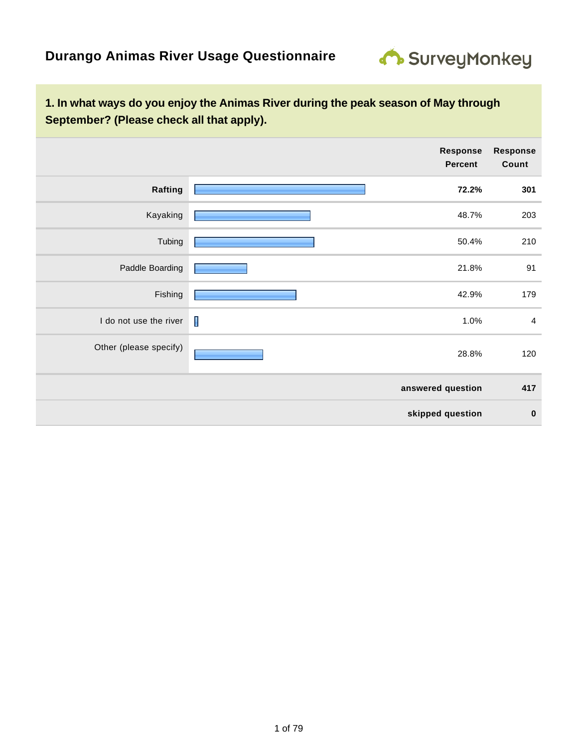# Durango Animas River Usage Questionnaire

## 1. In what ways do you enjoy the Animas River during the peak season of May through September? (Please check all that apply).

| | Response Percent | Response Count |
|---|---|---|
| **Rafting** | **72.2%** | **301** |
| Kayaking | 48.7% | 203 |
| Tubing | 50.4% | 210 |
| Paddle Boarding | 21.8% | 91 |
| Fishing | 42.9% | 179 |
| I do not use the river | 1.0% | 4 |
| Other (please specify) | 28.8% | 120 |
| | **answered question** | **417** |
| | **skipped question** | **0** |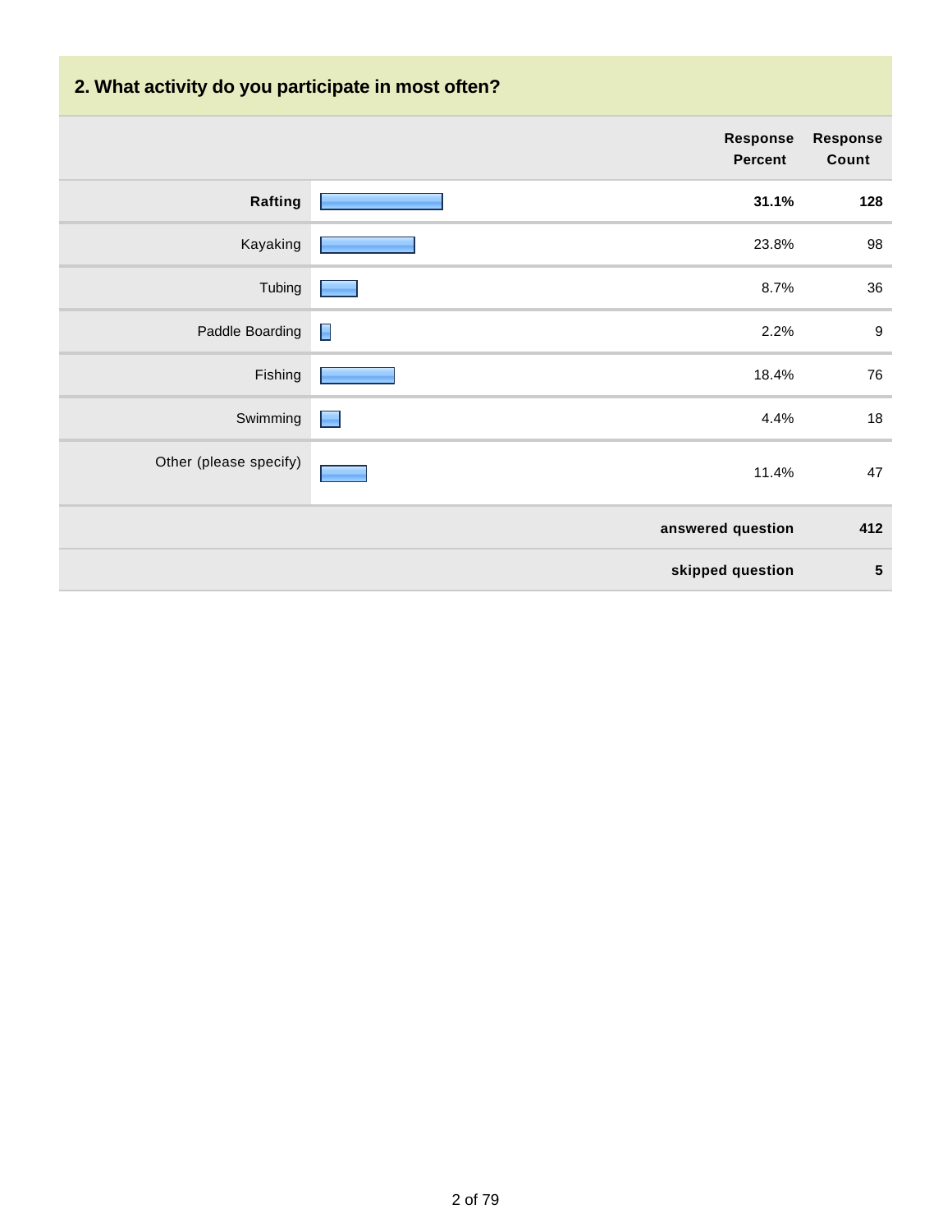## 2. What activity do you participate in most often?

| | Response Percent | Response Count |
|---|---|---|
| **Rafting** | **31.1%** | **128** |
| Kayaking | 23.8% | 98 |
| Tubing | 8.7% | 36 |
| Paddle Boarding | 2.2% | 9 |
| Fishing | 18.4% | 76 |
| Swimming | 4.4% | 18 |
| Other (please specify) | 11.4% | 47 |
| | **answered question** | **412** |
| | **skipped question** | **5** |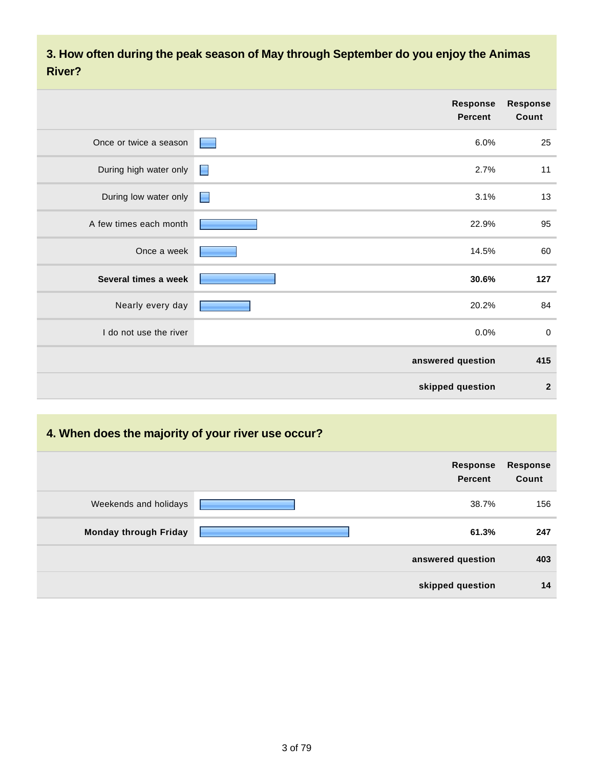## 3. How often during the peak season of May through September do you enjoy the Animas River?

| | Response Percent | Response Count |
|---|---|---|
| Once or twice a season | 6.0% | 25 |
| During high water only | 2.7% | 11 |
| During low water only | 3.1% | 13 |
| A few times each month | 22.9% | 95 |
| Once a week | 14.5% | 60 |
| **Several times a week** | **30.6%** | **127** |
| Nearly every day | 20.2% | 84 |
| I do not use the river | 0.0% | 0 |
| | **answered question** | **415** |
| | **skipped question** | **2** |

## 4. When does the majority of your river use occur?

| | Response Percent | Response Count |
|---|---|---|
| Weekends and holidays | 38.7% | 156 |
| **Monday through Friday** | **61.3%** | **247** |
| | **answered question** | **403** |
| | **skipped question** | **14** |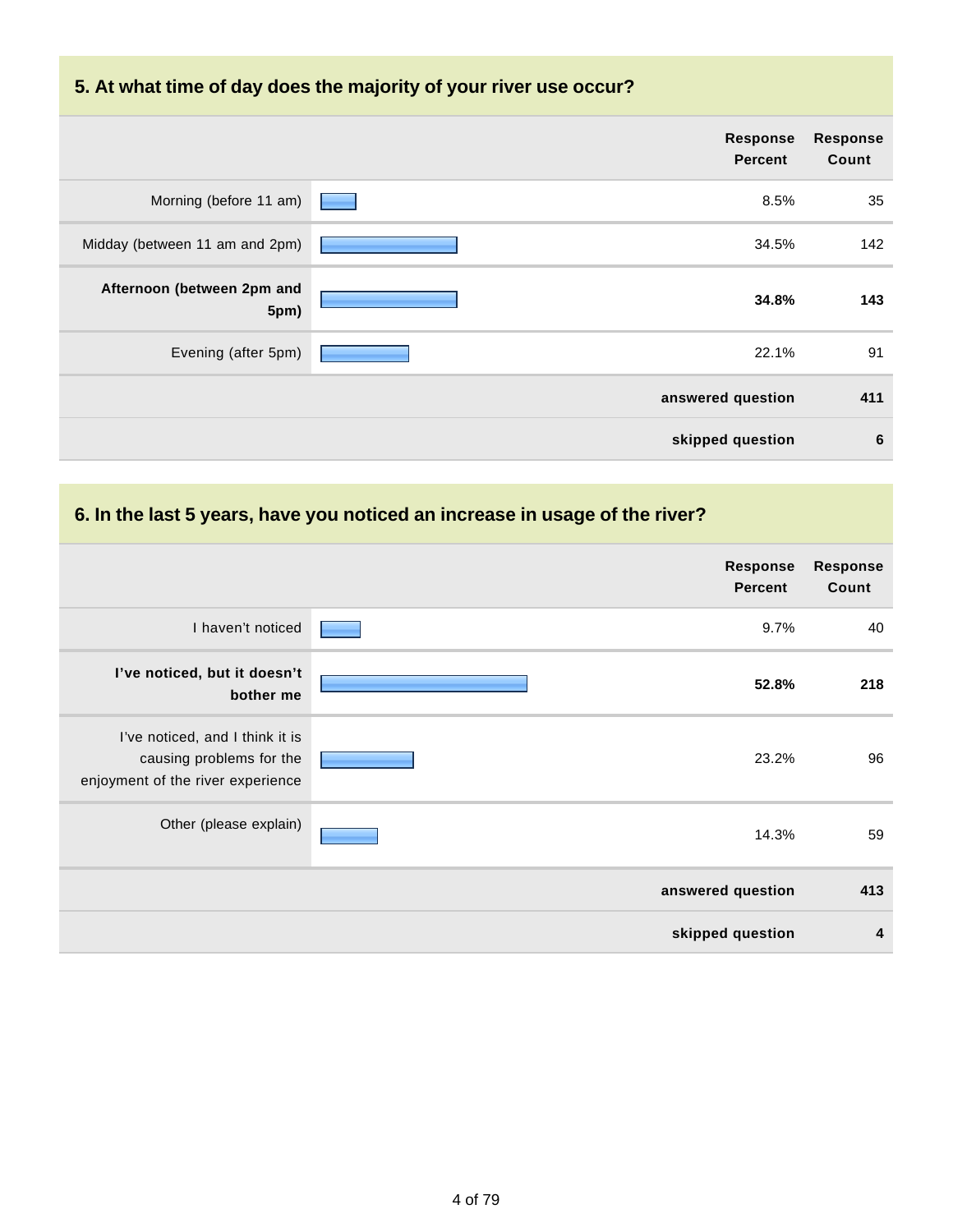## 5. At what time of day does the majority of your river use occur?

| | Response Percent | Response Count |
|---|---|---|
| Morning (before 11 am) | 8.5% | 35 |
| Midday (between 11 am and 2pm) | 34.5% | 142 |
| **Afternoon (between 2pm and 5pm)** | **34.8%** | **143** |
| Evening (after 5pm) | 22.1% | 91 |
| | **answered question** | **411** |
| | **skipped question** | **6** |

## 6. In the last 5 years, have you noticed an increase in usage of the river?

| | Response Percent | Response Count |
|---|---|---|
| I haven't noticed | 9.7% | 40 |
| **I've noticed, but it doesn't bother me** | **52.8%** | **218** |
| I've noticed, and I think it is causing problems for the enjoyment of the river experience | 23.2% | 96 |
| Other (please explain) | 14.3% | 59 |
| | **answered question** | **413** |
| | **skipped question** | **4** |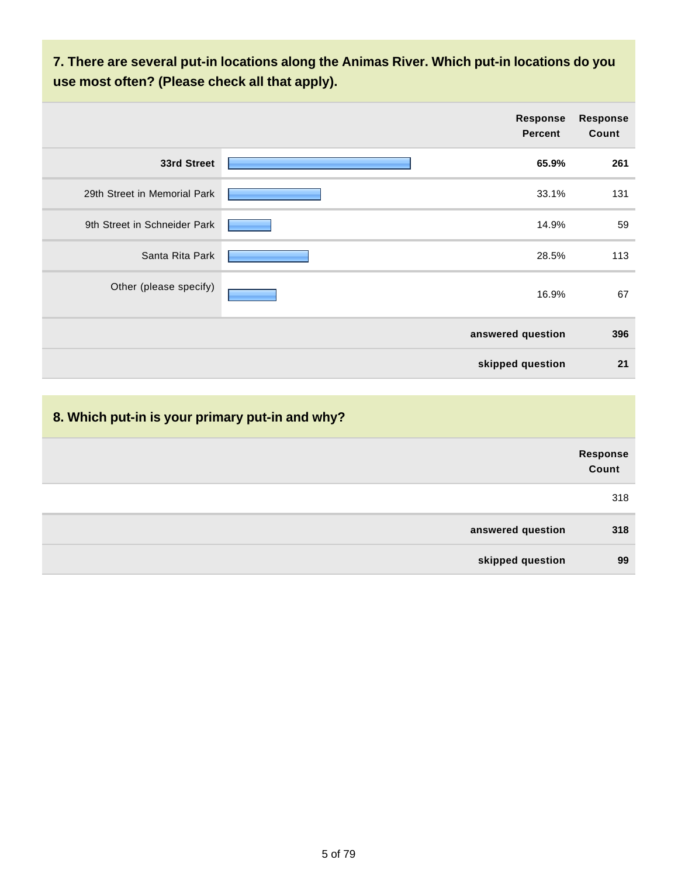## 7. There are several put-in locations along the Animas River. Which put-in locations do you use most often? (Please check all that apply).

| | Response Percent | Response Count |
|---|---|---|
| **33rd Street** | **65.9%** | **261** |
| 29th Street in Memorial Park | 33.1% | 131 |
| 9th Street in Schneider Park | 14.9% | 59 |
| Santa Rita Park | 28.5% | 113 |
| Other (please specify) | 16.9% | 67 |
| | **answered question** | **396** |
| | **skipped question** | **21** |

## 8. Which put-in is your primary put-in and why?

| | Response Count |
|---|---|
| | 318 |
| **answered question** | **318** |
| **skipped question** | **99** |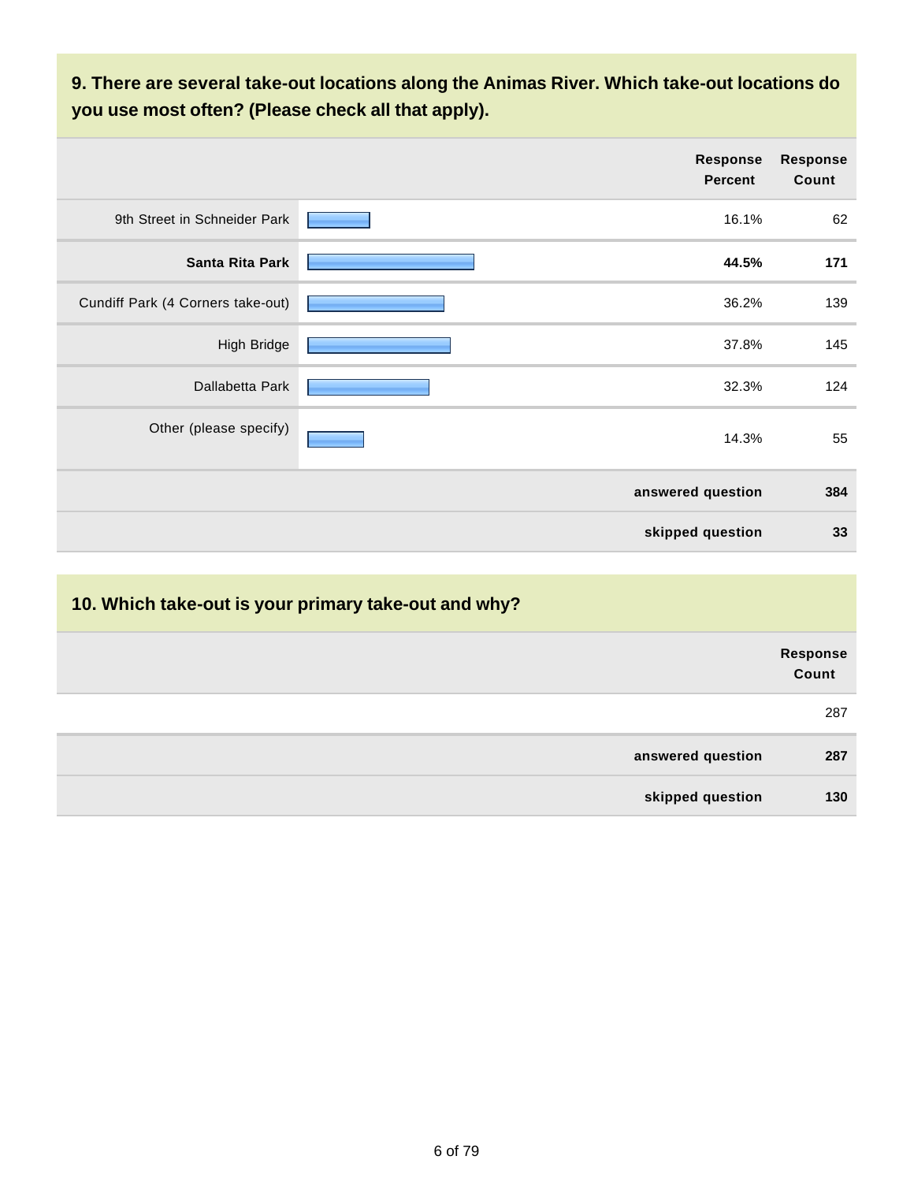### 9. There are several take-out locations along the Animas River. Which take-out locations do you use most often? (Please check all that apply).

| | Response Percent | Response Count |
|---|---|---|
| 9th Street in Schneider Park | 16.1% | 62 |
| **Santa Rita Park** | **44.5%** | **171** |
| Cundiff Park (4 Corners take-out) | 36.2% | 139 |
| High Bridge | 37.8% | 145 |
| Dallabetta Park | 32.3% | 124 |
| Other (please specify) | 14.3% | 55 |
| | **answered question** | **384** |
| | **skipped question** | **33** |

### 10. Which take-out is your primary take-out and why?

| | Response Count |
|---|---|
| | 287 |
| **answered question** | **287** |
| **skipped question** | **130** |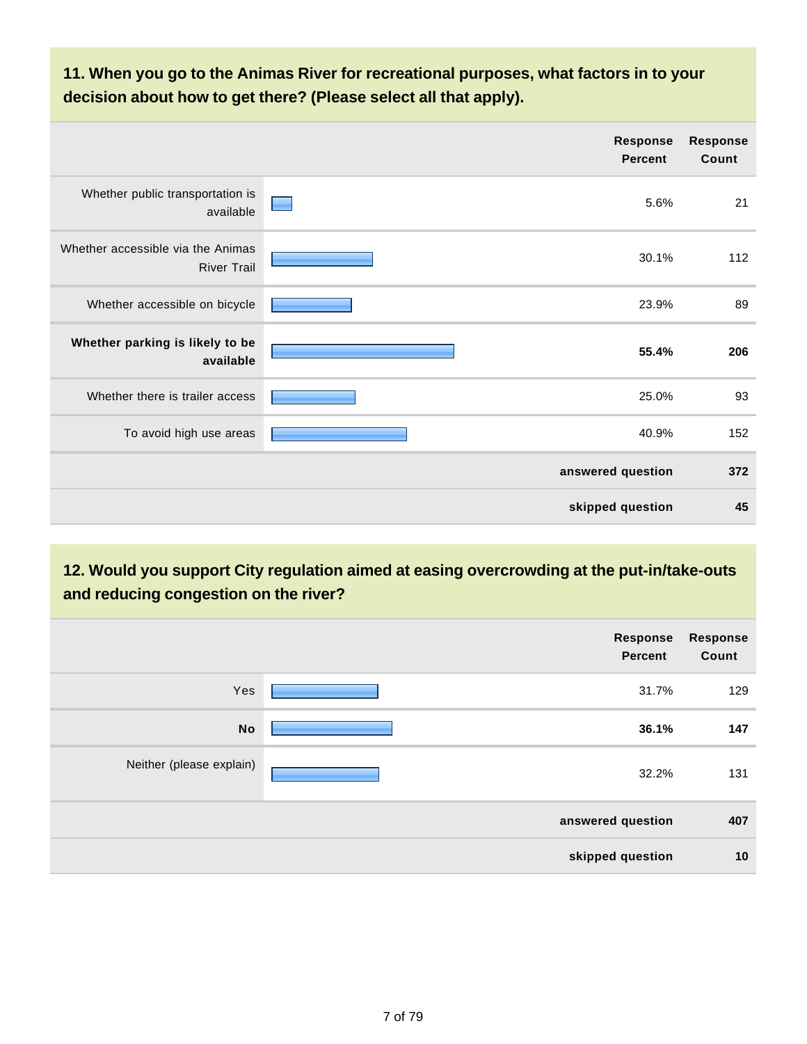## 11. When you go to the Animas River for recreational purposes, what factors in to your decision about how to get there? (Please select all that apply).

| | Response Percent | Response Count |
|---|---|---|
| Whether public transportation is available | 5.6% | 21 |
| Whether accessible via the Animas River Trail | 30.1% | 112 |
| Whether accessible on bicycle | 23.9% | 89 |
| **Whether parking is likely to be available** | **55.4%** | **206** |
| Whether there is trailer access | 25.0% | 93 |
| To avoid high use areas | 40.9% | 152 |
| | **answered question** | **372** |
| | **skipped question** | **45** |

## 12. Would you support City regulation aimed at easing overcrowding at the put-in/take-outs and reducing congestion on the river?

| | Response Percent | Response Count |
|---|---|---|
| Yes | 31.7% | 129 |
| **No** | **36.1%** | **147** |
| Neither (please explain) | 32.2% | 131 |
| | **answered question** | **407** |
| | **skipped question** | **10** |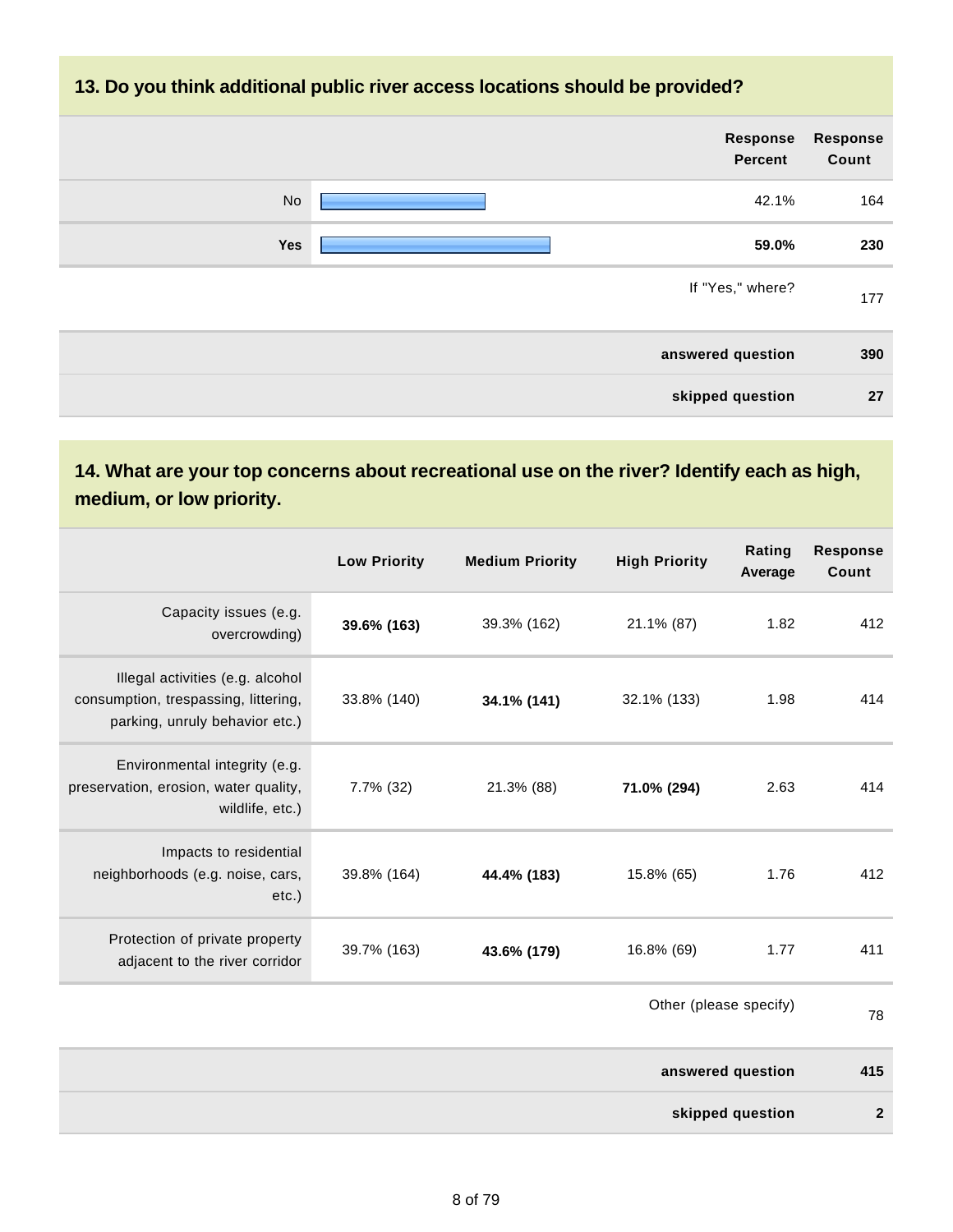### 13. Do you think additional public river access locations should be provided?

| | Response Percent | Response Count |
|---|---|---|
| No | 42.1% | 164 |
| **Yes** | **59.0%** | **230** |
| | If "Yes," where? | 177 |
| | **answered question** | **390** |
| | **skipped question** | **27** |

### 14. What are your top concerns about recreational use on the river? Identify each as high, medium, or low priority.

| | Low Priority | Medium Priority | High Priority | Rating Average | Response Count |
|---|---|---|---|---|---|
| Capacity issues (e.g. overcrowding) | **39.6% (163)** | 39.3% (162) | 21.1% (87) | 1.82 | 412 |
| Illegal activities (e.g. alcohol consumption, trespassing, littering, parking, unruly behavior etc.) | 33.8% (140) | **34.1% (141)** | 32.1% (133) | 1.98 | 414 |
| Environmental integrity (e.g. preservation, erosion, water quality, wildlife, etc.) | 7.7% (32) | 21.3% (88) | **71.0% (294)** | 2.63 | 414 |
| Impacts to residential neighborhoods (e.g. noise, cars, etc.) | 39.8% (164) | **44.4% (183)** | 15.8% (65) | 1.76 | 412 |
| Protection of private property adjacent to the river corridor | 39.7% (163) | **43.6% (179)** | 16.8% (69) | 1.77 | 411 |
| | | | | Other (please specify) | 78 |
| | | | | **answered question** | **415** |
| | | | | **skipped question** | **2** |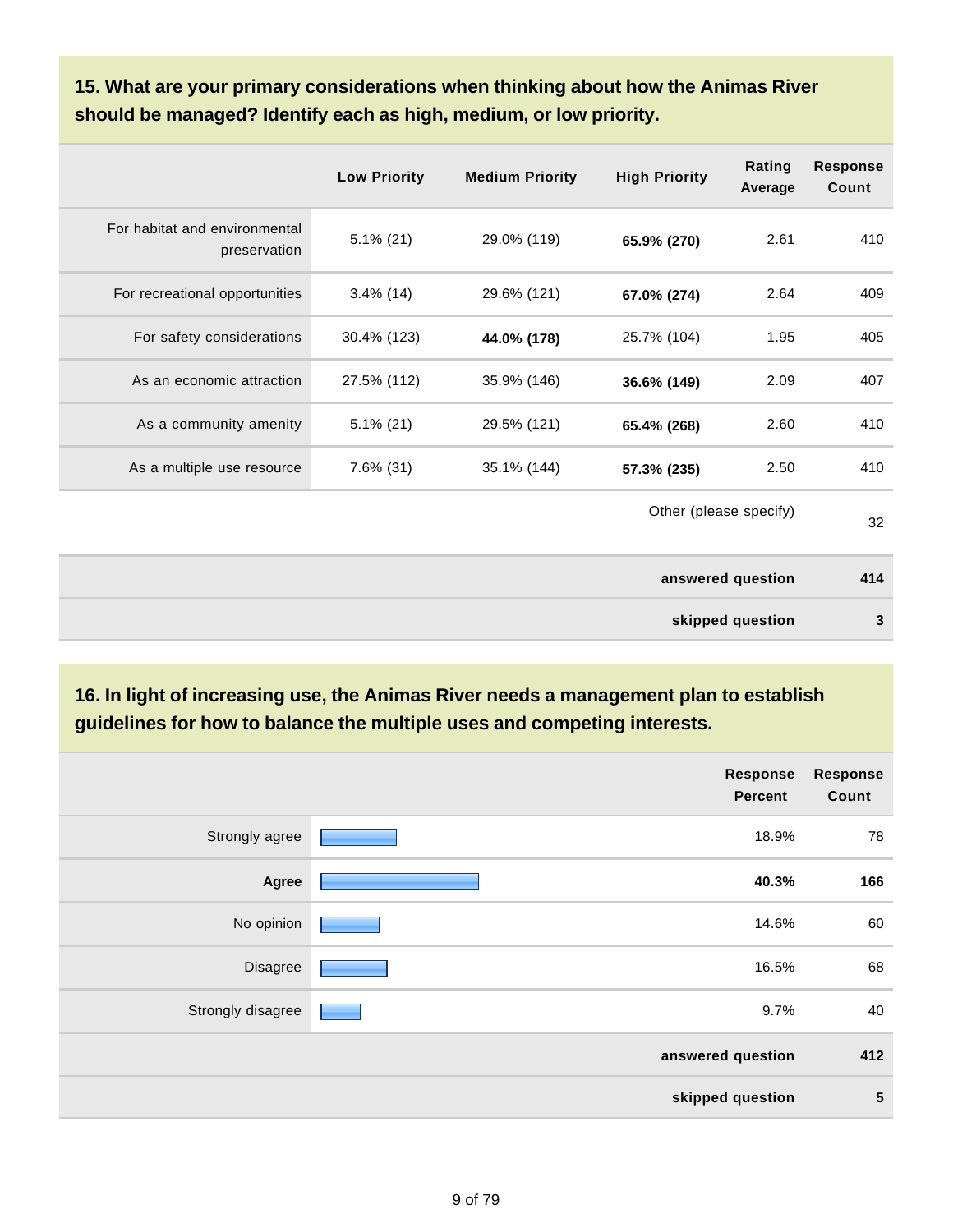### 15. What are your primary considerations when thinking about how the Animas River should be managed? Identify each as high, medium, or low priority.

| | Low Priority | Medium Priority | High Priority | Rating Average | Response Count |
|---|---|---|---|---|---|
| For habitat and environmental preservation | 5.1% (21) | 29.0% (119) | **65.9% (270)** | 2.61 | 410 |
| For recreational opportunities | 3.4% (14) | 29.6% (121) | **67.0% (274)** | 2.64 | 409 |
| For safety considerations | 30.4% (123) | **44.0% (178)** | 25.7% (104) | 1.95 | 405 |
| As an economic attraction | 27.5% (112) | 35.9% (146) | **36.6% (149)** | 2.09 | 407 |
| As a community amenity | 5.1% (21) | 29.5% (121) | **65.4% (268)** | 2.60 | 410 |
| As a multiple use resource | 7.6% (31) | 35.1% (144) | **57.3% (235)** | 2.50 | 410 |
| | | | | Other (please specify) | 32 |
| | | | | **answered question** | **414** |
| | | | | **skipped question** | **3** |

### 16. In light of increasing use, the Animas River needs a management plan to establish guidelines for how to balance the multiple uses and competing interests.

| | Response Percent | Response Count |
|---|---|---|
| Strongly agree | 18.9% | 78 |
| **Agree** | **40.3%** | **166** |
| No opinion | 14.6% | 60 |
| Disagree | 16.5% | 68 |
| Strongly disagree | 9.7% | 40 |
| | **answered question** | **412** |
| | **skipped question** | **5** |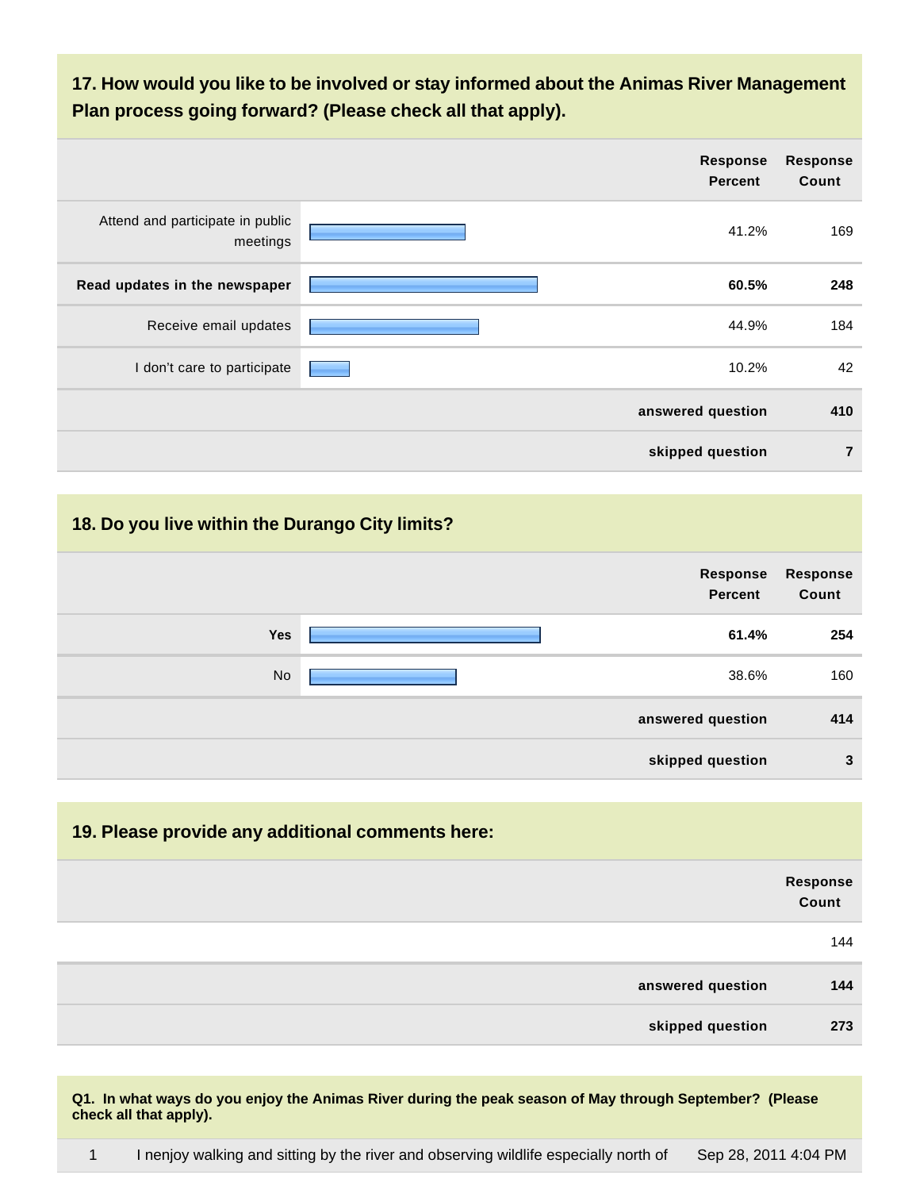### 17. How would you like to be involved or stay informed about the Animas River Management Plan process going forward? (Please check all that apply).

| | Response Percent | Response Count |
|---|---|---|
| Attend and participate in public meetings | 41.2% | 169 |
| **Read updates in the newspaper** | **60.5%** | **248** |
| Receive email updates | 44.9% | 184 |
| I don't care to participate | 10.2% | 42 |
| | **answered question** | **410** |
| | **skipped question** | **7** |

### 18. Do you live within the Durango City limits?

| | Response Percent | Response Count |
|---|---|---|
| **Yes** | **61.4%** | **254** |
| No | 38.6% | 160 |
| | **answered question** | **414** |
| | **skipped question** | **3** |

### 19. Please provide any additional comments here:

| | Response Count |
|---|---|
| | 144 |
| **answered question** | **144** |
| **skipped question** | **273** |

**Q1. In what ways do you enjoy the Animas River during the peak season of May through September? (Please check all that apply).**

| | | |
|---|---|---|
| 1 | I nenjoy walking and sitting by the river and observing wildlife especially north of | Sep 28, 2011 4:04 PM |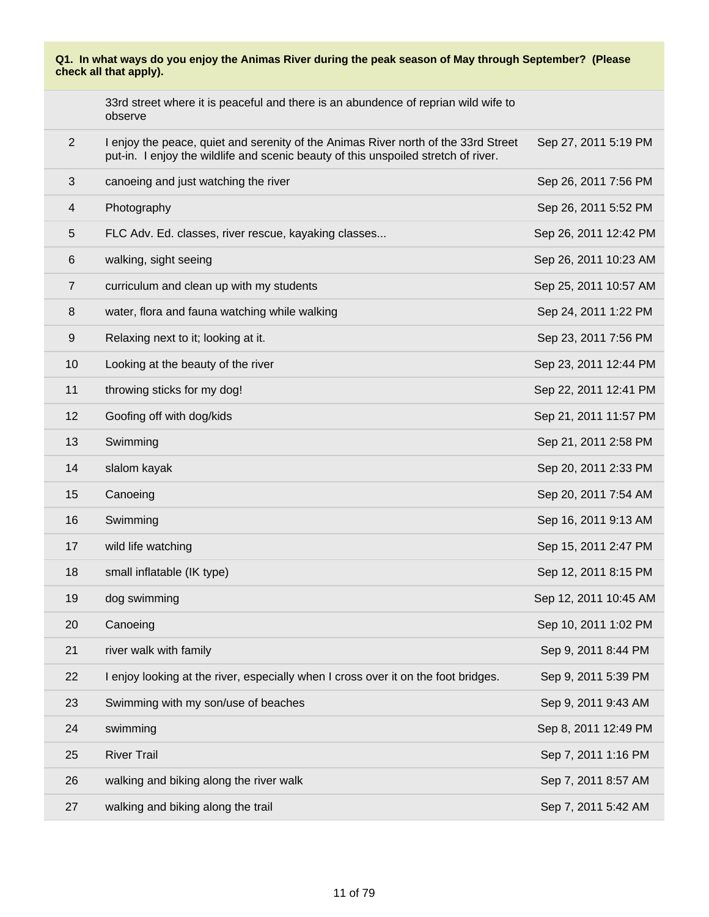**Q1. In what ways do you enjoy the Animas River during the peak season of May through September? (Please check all that apply).**

| | | |
|---|---|---|
| | 33rd street where it is peaceful and there is an abundence of reprian wild wife to observe | |
| 2 | I enjoy the peace, quiet and serenity of the Animas River north of the 33rd Street put-in. I enjoy the wildlife and scenic beauty of this unspoiled stretch of river. | Sep 27, 2011 5:19 PM |
| 3 | canoeing and just watching the river | Sep 26, 2011 7:56 PM |
| 4 | Photography | Sep 26, 2011 5:52 PM |
| 5 | FLC Adv. Ed. classes, river rescue, kayaking classes... | Sep 26, 2011 12:42 PM |
| 6 | walking, sight seeing | Sep 26, 2011 10:23 AM |
| 7 | curriculum and clean up with my students | Sep 25, 2011 10:57 AM |
| 8 | water, flora and fauna watching while walking | Sep 24, 2011 1:22 PM |
| 9 | Relaxing next to it; looking at it. | Sep 23, 2011 7:56 PM |
| 10 | Looking at the beauty of the river | Sep 23, 2011 12:44 PM |
| 11 | throwing sticks for my dog! | Sep 22, 2011 12:41 PM |
| 12 | Goofing off with dog/kids | Sep 21, 2011 11:57 PM |
| 13 | Swimming | Sep 21, 2011 2:58 PM |
| 14 | slalom kayak | Sep 20, 2011 2:33 PM |
| 15 | Canoeing | Sep 20, 2011 7:54 AM |
| 16 | Swimming | Sep 16, 2011 9:13 AM |
| 17 | wild life watching | Sep 15, 2011 2:47 PM |
| 18 | small inflatable (IK type) | Sep 12, 2011 8:15 PM |
| 19 | dog swimming | Sep 12, 2011 10:45 AM |
| 20 | Canoeing | Sep 10, 2011 1:02 PM |
| 21 | river walk with family | Sep 9, 2011 8:44 PM |
| 22 | I enjoy looking at the river, especially when I cross over it on the foot bridges. | Sep 9, 2011 5:39 PM |
| 23 | Swimming with my son/use of beaches | Sep 9, 2011 9:43 AM |
| 24 | swimming | Sep 8, 2011 12:49 PM |
| 25 | River Trail | Sep 7, 2011 1:16 PM |
| 26 | walking and biking along the river walk | Sep 7, 2011 8:57 AM |
| 27 | walking and biking along the trail | Sep 7, 2011 5:42 AM |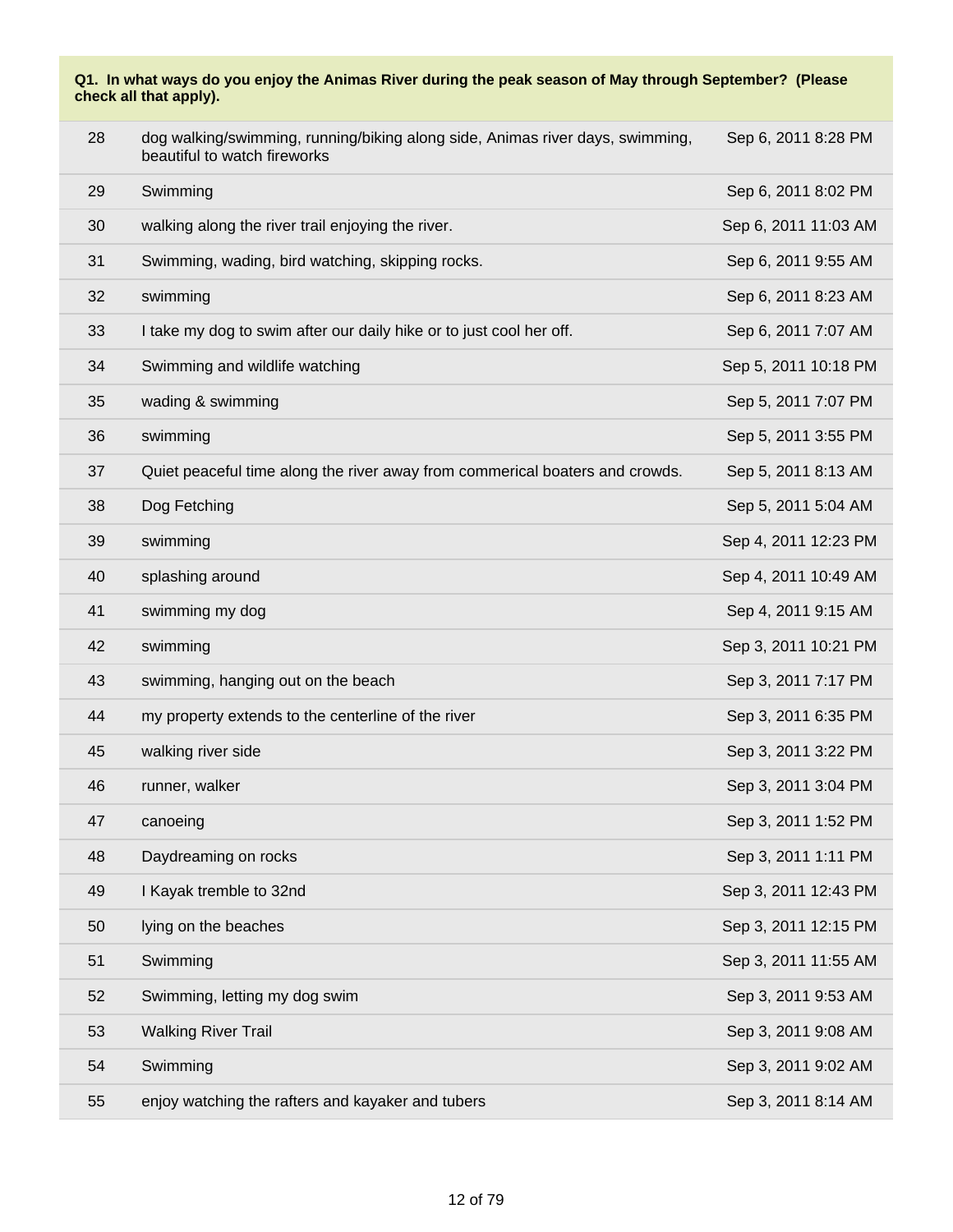**Q1. In what ways do you enjoy the Animas River during the peak season of May through September? (Please check all that apply).**

| | | |
|---|---|---|
| 28 | dog walking/swimming, running/biking along side, Animas river days, swimming, beautiful to watch fireworks | Sep 6, 2011 8:28 PM |
| 29 | Swimming | Sep 6, 2011 8:02 PM |
| 30 | walking along the river trail enjoying the river. | Sep 6, 2011 11:03 AM |
| 31 | Swimming, wading, bird watching, skipping rocks. | Sep 6, 2011 9:55 AM |
| 32 | swimming | Sep 6, 2011 8:23 AM |
| 33 | I take my dog to swim after our daily hike or to just cool her off. | Sep 6, 2011 7:07 AM |
| 34 | Swimming and wildlife watching | Sep 5, 2011 10:18 PM |
| 35 | wading & swimming | Sep 5, 2011 7:07 PM |
| 36 | swimming | Sep 5, 2011 3:55 PM |
| 37 | Quiet peaceful time along the river away from commerical boaters and crowds. | Sep 5, 2011 8:13 AM |
| 38 | Dog Fetching | Sep 5, 2011 5:04 AM |
| 39 | swimming | Sep 4, 2011 12:23 PM |
| 40 | splashing around | Sep 4, 2011 10:49 AM |
| 41 | swimming my dog | Sep 4, 2011 9:15 AM |
| 42 | swimming | Sep 3, 2011 10:21 PM |
| 43 | swimming, hanging out on the beach | Sep 3, 2011 7:17 PM |
| 44 | my property extends to the centerline of the river | Sep 3, 2011 6:35 PM |
| 45 | walking river side | Sep 3, 2011 3:22 PM |
| 46 | runner, walker | Sep 3, 2011 3:04 PM |
| 47 | canoeing | Sep 3, 2011 1:52 PM |
| 48 | Daydreaming on rocks | Sep 3, 2011 1:11 PM |
| 49 | I Kayak tremble to 32nd | Sep 3, 2011 12:43 PM |
| 50 | lying on the beaches | Sep 3, 2011 12:15 PM |
| 51 | Swimming | Sep 3, 2011 11:55 AM |
| 52 | Swimming, letting my dog swim | Sep 3, 2011 9:53 AM |
| 53 | Walking River Trail | Sep 3, 2011 9:08 AM |
| 54 | Swimming | Sep 3, 2011 9:02 AM |
| 55 | enjoy watching the rafters and kayaker and tubers | Sep 3, 2011 8:14 AM |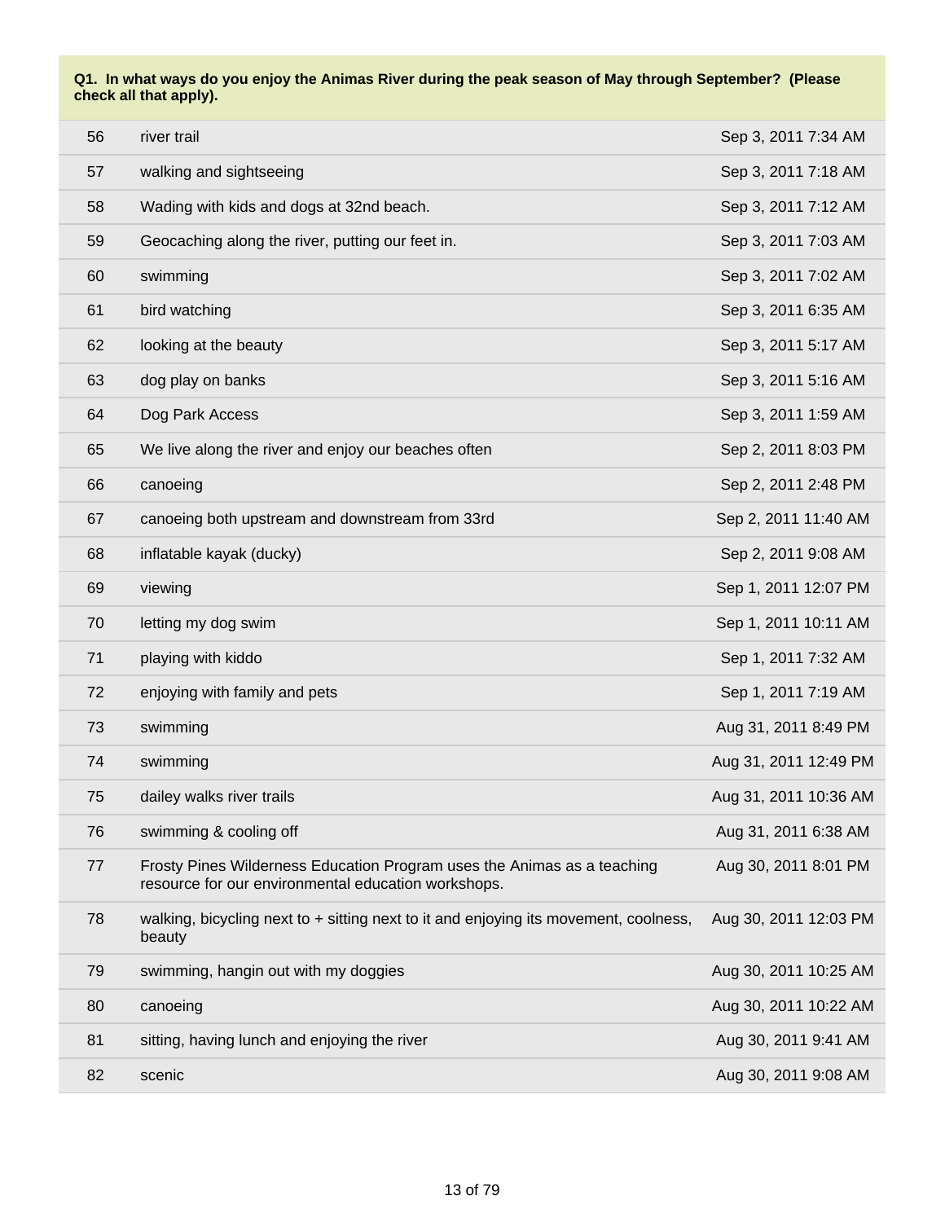**Q1. In what ways do you enjoy the Animas River during the peak season of May through September? (Please check all that apply).**

| | | |
|---|---|---|
| 56 | river trail | Sep 3, 2011 7:34 AM |
| 57 | walking and sightseeing | Sep 3, 2011 7:18 AM |
| 58 | Wading with kids and dogs at 32nd beach. | Sep 3, 2011 7:12 AM |
| 59 | Geocaching along the river, putting our feet in. | Sep 3, 2011 7:03 AM |
| 60 | swimming | Sep 3, 2011 7:02 AM |
| 61 | bird watching | Sep 3, 2011 6:35 AM |
| 62 | looking at the beauty | Sep 3, 2011 5:17 AM |
| 63 | dog play on banks | Sep 3, 2011 5:16 AM |
| 64 | Dog Park Access | Sep 3, 2011 1:59 AM |
| 65 | We live along the river and enjoy our beaches often | Sep 2, 2011 8:03 PM |
| 66 | canoeing | Sep 2, 2011 2:48 PM |
| 67 | canoeing both upstream and downstream from 33rd | Sep 2, 2011 11:40 AM |
| 68 | inflatable kayak (ducky) | Sep 2, 2011 9:08 AM |
| 69 | viewing | Sep 1, 2011 12:07 PM |
| 70 | letting my dog swim | Sep 1, 2011 10:11 AM |
| 71 | playing with kiddo | Sep 1, 2011 7:32 AM |
| 72 | enjoying with family and pets | Sep 1, 2011 7:19 AM |
| 73 | swimming | Aug 31, 2011 8:49 PM |
| 74 | swimming | Aug 31, 2011 12:49 PM |
| 75 | dailey walks river trails | Aug 31, 2011 10:36 AM |
| 76 | swimming & cooling off | Aug 31, 2011 6:38 AM |
| 77 | Frosty Pines Wilderness Education Program uses the Animas as a teaching resource for our environmental education workshops. | Aug 30, 2011 8:01 PM |
| 78 | walking, bicycling next to + sitting next to it and enjoying its movement, coolness, beauty | Aug 30, 2011 12:03 PM |
| 79 | swimming, hangin out with my doggies | Aug 30, 2011 10:25 AM |
| 80 | canoeing | Aug 30, 2011 10:22 AM |
| 81 | sitting, having lunch and enjoying the river | Aug 30, 2011 9:41 AM |
| 82 | scenic | Aug 30, 2011 9:08 AM |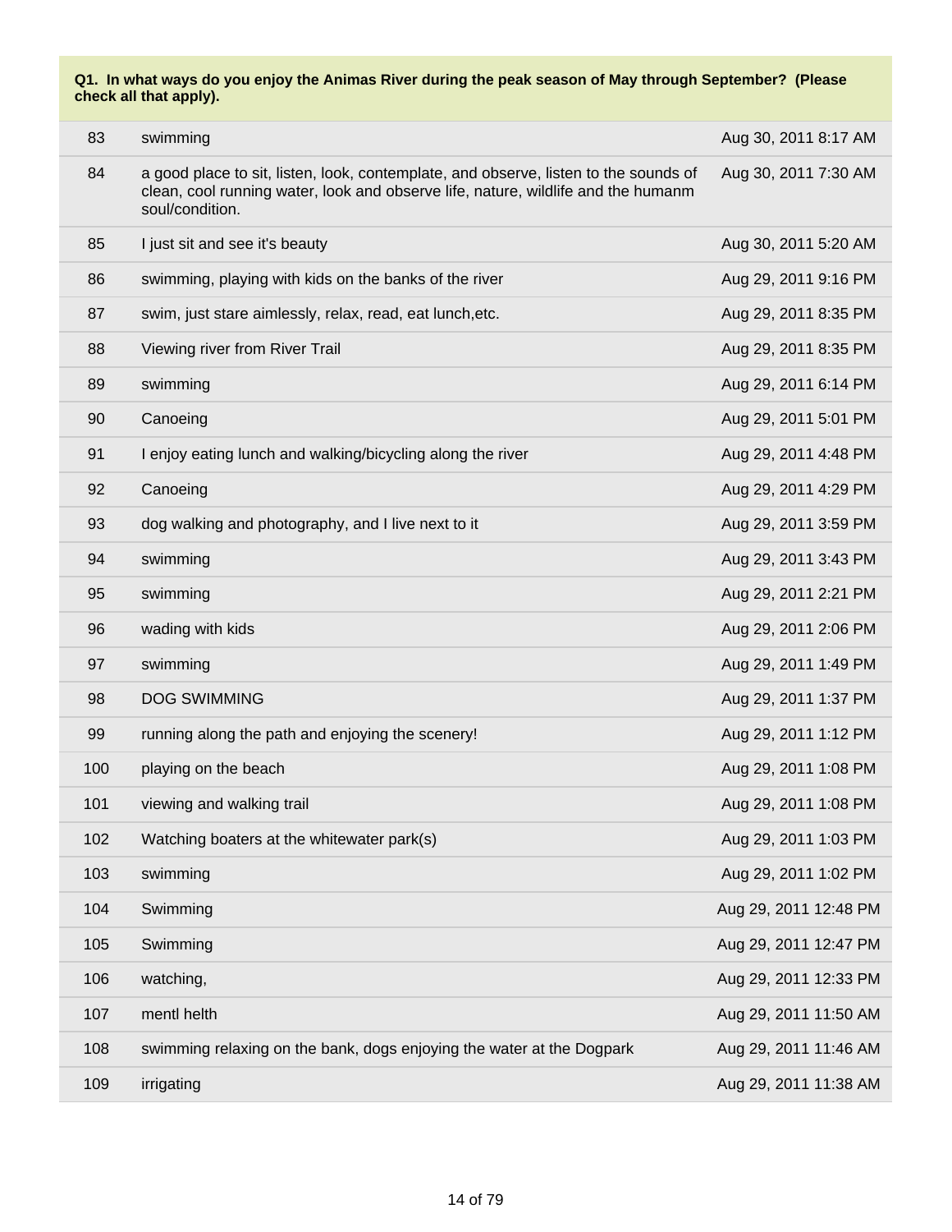**Q1. In what ways do you enjoy the Animas River during the peak season of May through September? (Please check all that apply).**

| | | |
|---|---|---|
| 83 | swimming | Aug 30, 2011 8:17 AM |
| 84 | a good place to sit, listen, look, contemplate, and observe, listen to the sounds of clean, cool running water, look and observe life, nature, wildlife and the humanm soul/condition. | Aug 30, 2011 7:30 AM |
| 85 | I just sit and see it's beauty | Aug 30, 2011 5:20 AM |
| 86 | swimming, playing with kids on the banks of the river | Aug 29, 2011 9:16 PM |
| 87 | swim, just stare aimlessly, relax, read, eat lunch,etc. | Aug 29, 2011 8:35 PM |
| 88 | Viewing river from River Trail | Aug 29, 2011 8:35 PM |
| 89 | swimming | Aug 29, 2011 6:14 PM |
| 90 | Canoeing | Aug 29, 2011 5:01 PM |
| 91 | I enjoy eating lunch and walking/bicycling along the river | Aug 29, 2011 4:48 PM |
| 92 | Canoeing | Aug 29, 2011 4:29 PM |
| 93 | dog walking and photography, and I live next to it | Aug 29, 2011 3:59 PM |
| 94 | swimming | Aug 29, 2011 3:43 PM |
| 95 | swimming | Aug 29, 2011 2:21 PM |
| 96 | wading with kids | Aug 29, 2011 2:06 PM |
| 97 | swimming | Aug 29, 2011 1:49 PM |
| 98 | DOG SWIMMING | Aug 29, 2011 1:37 PM |
| 99 | running along the path and enjoying the scenery! | Aug 29, 2011 1:12 PM |
| 100 | playing on the beach | Aug 29, 2011 1:08 PM |
| 101 | viewing and walking trail | Aug 29, 2011 1:08 PM |
| 102 | Watching boaters at the whitewater park(s) | Aug 29, 2011 1:03 PM |
| 103 | swimming | Aug 29, 2011 1:02 PM |
| 104 | Swimming | Aug 29, 2011 12:48 PM |
| 105 | Swimming | Aug 29, 2011 12:47 PM |
| 106 | watching, | Aug 29, 2011 12:33 PM |
| 107 | mentl helth | Aug 29, 2011 11:50 AM |
| 108 | swimming relaxing on the bank, dogs enjoying the water at the Dogpark | Aug 29, 2011 11:46 AM |
| 109 | irrigating | Aug 29, 2011 11:38 AM |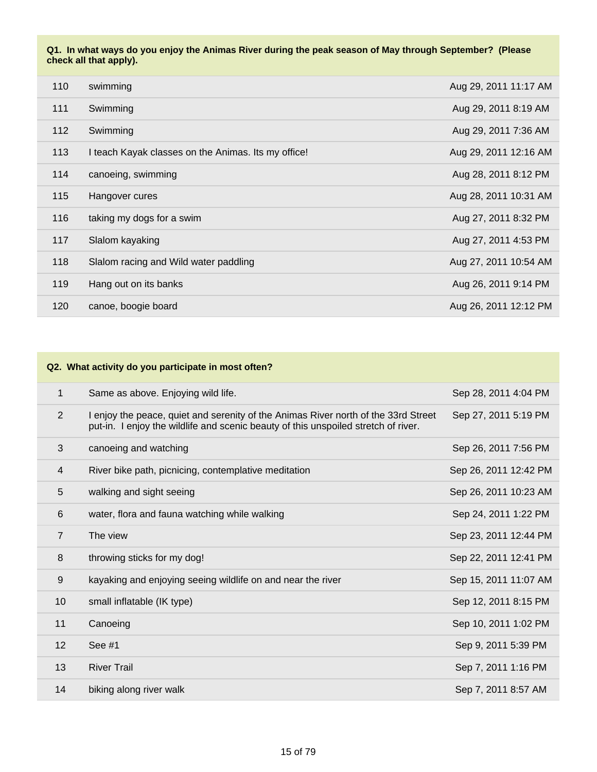**Q1. In what ways do you enjoy the Animas River during the peak season of May through September? (Please check all that apply).**

| | | |
|---|---|---|
| 110 | swimming | Aug 29, 2011 11:17 AM |
| 111 | Swimming | Aug 29, 2011 8:19 AM |
| 112 | Swimming | Aug 29, 2011 7:36 AM |
| 113 | I teach Kayak classes on the Animas. Its my office! | Aug 29, 2011 12:16 AM |
| 114 | canoeing, swimming | Aug 28, 2011 8:12 PM |
| 115 | Hangover cures | Aug 28, 2011 10:31 AM |
| 116 | taking my dogs for a swim | Aug 27, 2011 8:32 PM |
| 117 | Slalom kayaking | Aug 27, 2011 4:53 PM |
| 118 | Slalom racing and Wild water paddling | Aug 27, 2011 10:54 AM |
| 119 | Hang out on its banks | Aug 26, 2011 9:14 PM |
| 120 | canoe, boogie board | Aug 26, 2011 12:12 PM |

**Q2. What activity do you participate in most often?**

| | | |
|---|---|---|
| 1 | Same as above. Enjoying wild life. | Sep 28, 2011 4:04 PM |
| 2 | I enjoy the peace, quiet and serenity of the Animas River north of the 33rd Street put-in. I enjoy the wildlife and scenic beauty of this unspoiled stretch of river. | Sep 27, 2011 5:19 PM |
| 3 | canoeing and watching | Sep 26, 2011 7:56 PM |
| 4 | River bike path, picnicing, contemplative meditation | Sep 26, 2011 12:42 PM |
| 5 | walking and sight seeing | Sep 26, 2011 10:23 AM |
| 6 | water, flora and fauna watching while walking | Sep 24, 2011 1:22 PM |
| 7 | The view | Sep 23, 2011 12:44 PM |
| 8 | throwing sticks for my dog! | Sep 22, 2011 12:41 PM |
| 9 | kayaking and enjoying seeing wildlife on and near the river | Sep 15, 2011 11:07 AM |
| 10 | small inflatable (IK type) | Sep 12, 2011 8:15 PM |
| 11 | Canoeing | Sep 10, 2011 1:02 PM |
| 12 | See #1 | Sep 9, 2011 5:39 PM |
| 13 | River Trail | Sep 7, 2011 1:16 PM |
| 14 | biking along river walk | Sep 7, 2011 8:57 AM |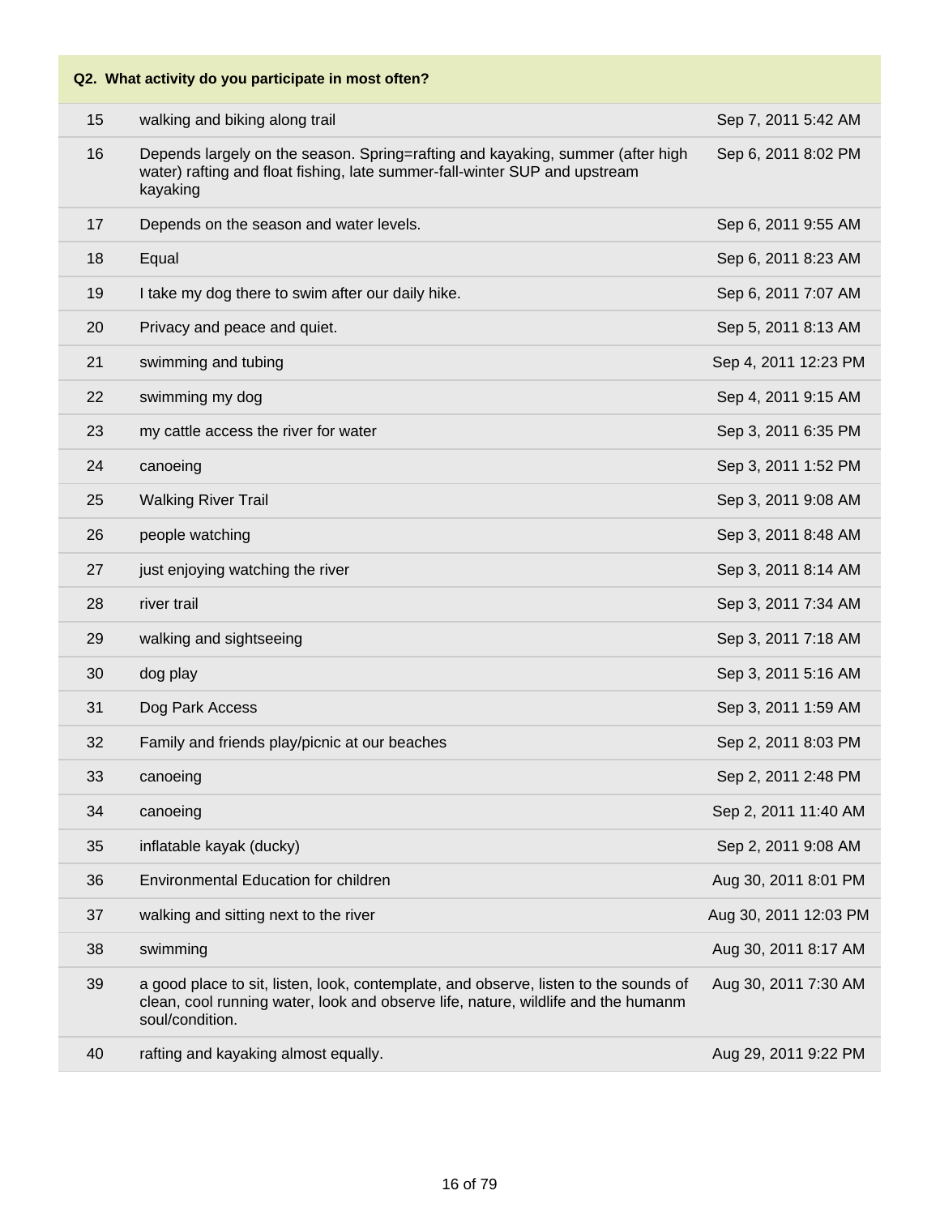| Q2. What activity do you participate in most often? | | |
|---|---|---|
| 15 | walking and biking along trail | Sep 7, 2011 5:42 AM |
| 16 | Depends largely on the season. Spring=rafting and kayaking, summer (after high water) rafting and float fishing, late summer-fall-winter SUP and upstream kayaking | Sep 6, 2011 8:02 PM |
| 17 | Depends on the season and water levels. | Sep 6, 2011 9:55 AM |
| 18 | Equal | Sep 6, 2011 8:23 AM |
| 19 | I take my dog there to swim after our daily hike. | Sep 6, 2011 7:07 AM |
| 20 | Privacy and peace and quiet. | Sep 5, 2011 8:13 AM |
| 21 | swimming and tubing | Sep 4, 2011 12:23 PM |
| 22 | swimming my dog | Sep 4, 2011 9:15 AM |
| 23 | my cattle access the river for water | Sep 3, 2011 6:35 PM |
| 24 | canoeing | Sep 3, 2011 1:52 PM |
| 25 | Walking River Trail | Sep 3, 2011 9:08 AM |
| 26 | people watching | Sep 3, 2011 8:48 AM |
| 27 | just enjoying watching the river | Sep 3, 2011 8:14 AM |
| 28 | river trail | Sep 3, 2011 7:34 AM |
| 29 | walking and sightseeing | Sep 3, 2011 7:18 AM |
| 30 | dog play | Sep 3, 2011 5:16 AM |
| 31 | Dog Park Access | Sep 3, 2011 1:59 AM |
| 32 | Family and friends play/picnic at our beaches | Sep 2, 2011 8:03 PM |
| 33 | canoeing | Sep 2, 2011 2:48 PM |
| 34 | canoeing | Sep 2, 2011 11:40 AM |
| 35 | inflatable kayak (ducky) | Sep 2, 2011 9:08 AM |
| 36 | Environmental Education for children | Aug 30, 2011 8:01 PM |
| 37 | walking and sitting next to the river | Aug 30, 2011 12:03 PM |
| 38 | swimming | Aug 30, 2011 8:17 AM |
| 39 | a good place to sit, listen, look, contemplate, and observe, listen to the sounds of clean, cool running water, look and observe life, nature, wildlife and the humanm soul/condition. | Aug 30, 2011 7:30 AM |
| 40 | rafting and kayaking almost equally. | Aug 29, 2011 9:22 PM |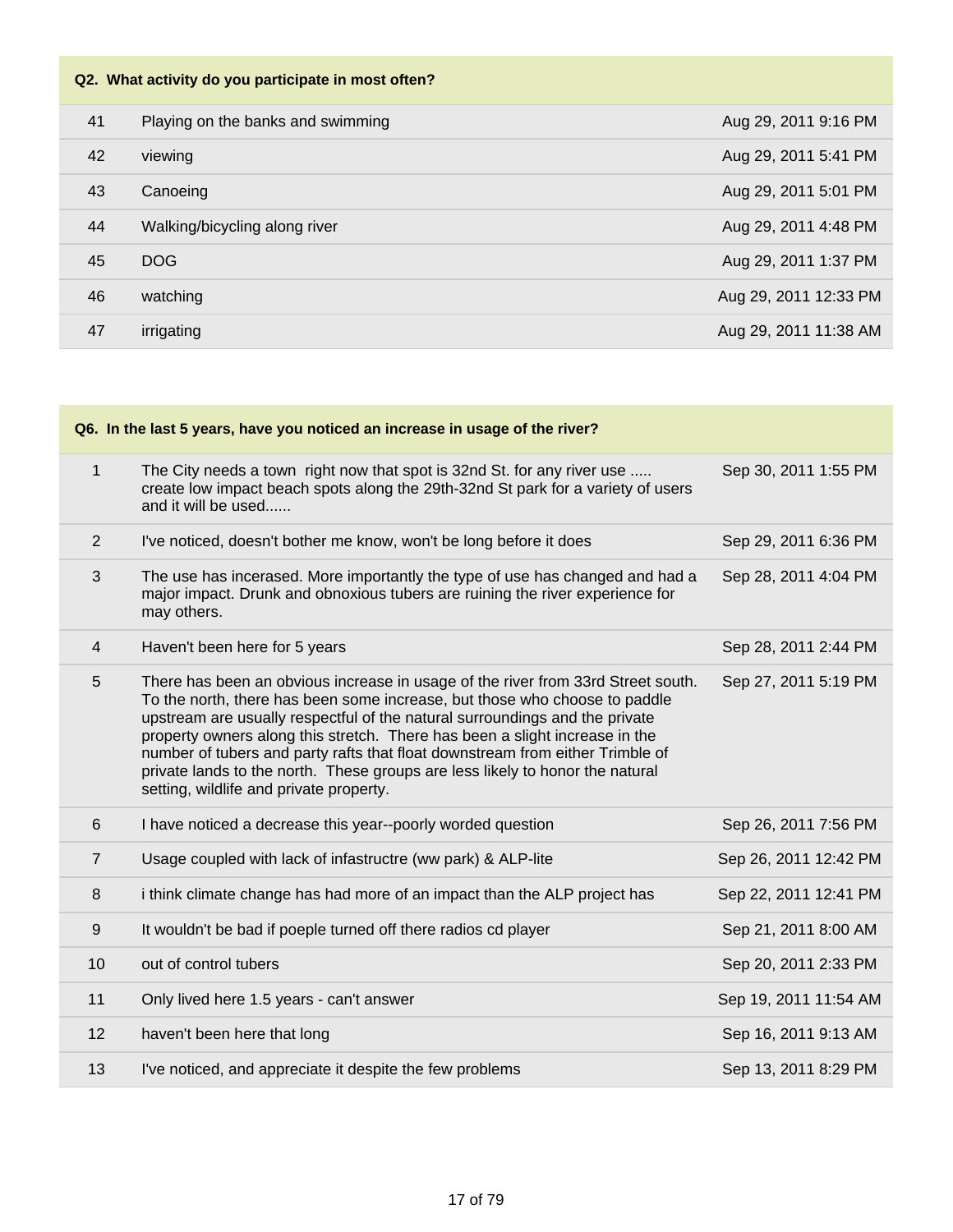| Q2. What activity do you participate in most often? | | |
|---|---|---|
| 41 | Playing on the banks and swimming | Aug 29, 2011 9:16 PM |
| 42 | viewing | Aug 29, 2011 5:41 PM |
| 43 | Canoeing | Aug 29, 2011 5:01 PM |
| 44 | Walking/bicycling along river | Aug 29, 2011 4:48 PM |
| 45 | DOG | Aug 29, 2011 1:37 PM |
| 46 | watching | Aug 29, 2011 12:33 PM |
| 47 | irrigating | Aug 29, 2011 11:38 AM |

| Q6. In the last 5 years, have you noticed an increase in usage of the river? | | |
|---|---|---|
| 1 | The City needs a town right now that spot is 32nd St. for any river use ..... create low impact beach spots along the 29th-32nd St park for a variety of users and it will be used...... | Sep 30, 2011 1:55 PM |
| 2 | I've noticed, doesn't bother me know, won't be long before it does | Sep 29, 2011 6:36 PM |
| 3 | The use has incerased. More importantly the type of use has changed and had a major impact. Drunk and obnoxious tubers are ruining the river experience for may others. | Sep 28, 2011 4:04 PM |
| 4 | Haven't been here for 5 years | Sep 28, 2011 2:44 PM |
| 5 | There has been an obvious increase in usage of the river from 33rd Street south. To the north, there has been some increase, but those who choose to paddle upstream are usually respectful of the natural surroundings and the private property owners along this stretch. There has been a slight increase in the number of tubers and party rafts that float downstream from either Trimble of private lands to the north. These groups are less likely to honor the natural setting, wildlife and private property. | Sep 27, 2011 5:19 PM |
| 6 | I have noticed a decrease this year--poorly worded question | Sep 26, 2011 7:56 PM |
| 7 | Usage coupled with lack of infastructre (ww park) & ALP-lite | Sep 26, 2011 12:42 PM |
| 8 | i think climate change has had more of an impact than the ALP project has | Sep 22, 2011 12:41 PM |
| 9 | It wouldn't be bad if poeple turned off there radios cd player | Sep 21, 2011 8:00 AM |
| 10 | out of control tubers | Sep 20, 2011 2:33 PM |
| 11 | Only lived here 1.5 years - can't answer | Sep 19, 2011 11:54 AM |
| 12 | haven't been here that long | Sep 16, 2011 9:13 AM |
| 13 | I've noticed, and appreciate it despite the few problems | Sep 13, 2011 8:29 PM |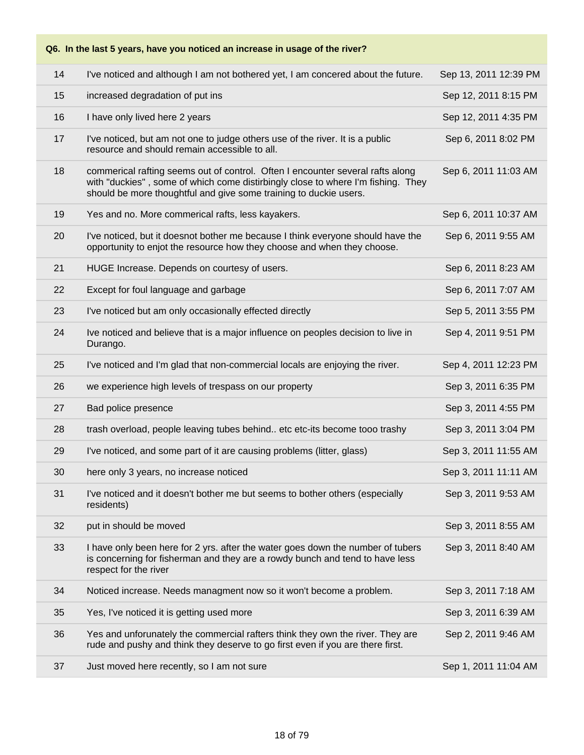| Q6. In the last 5 years, have you noticed an increase in usage of the river? | | |
|---|---|---|
| 14 | I've noticed and although I am not bothered yet, I am concered about the future. | Sep 13, 2011 12:39 PM |
| 15 | increased degradation of put ins | Sep 12, 2011 8:15 PM |
| 16 | I have only lived here 2 years | Sep 12, 2011 4:35 PM |
| 17 | I've noticed, but am not one to judge others use of the river. It is a public resource and should remain accessible to all. | Sep 6, 2011 8:02 PM |
| 18 | commerical rafting seems out of control. Often I encounter several rafts along with "duckies" , some of which come distirbingly close to where I'm fishing. They should be more thoughtful and give some training to duckie users. | Sep 6, 2011 11:03 AM |
| 19 | Yes and no. More commerical rafts, less kayakers. | Sep 6, 2011 10:37 AM |
| 20 | I've noticed, but it doesnot bother me because I think everyone should have the opportunity to enjot the resource how they choose and when they choose. | Sep 6, 2011 9:55 AM |
| 21 | HUGE Increase. Depends on courtesy of users. | Sep 6, 2011 8:23 AM |
| 22 | Except for foul language and garbage | Sep 6, 2011 7:07 AM |
| 23 | I've noticed but am only occasionally effected directly | Sep 5, 2011 3:55 PM |
| 24 | Ive noticed and believe that is a major influence on peoples decision to live in Durango. | Sep 4, 2011 9:51 PM |
| 25 | I've noticed and I'm glad that non-commercial locals are enjoying the river. | Sep 4, 2011 12:23 PM |
| 26 | we experience high levels of trespass on our property | Sep 3, 2011 6:35 PM |
| 27 | Bad police presence | Sep 3, 2011 4:55 PM |
| 28 | trash overload, people leaving tubes behind.. etc etc-its become tooo trashy | Sep 3, 2011 3:04 PM |
| 29 | I've noticed, and some part of it are causing problems (litter, glass) | Sep 3, 2011 11:55 AM |
| 30 | here only 3 years, no increase noticed | Sep 3, 2011 11:11 AM |
| 31 | I've noticed and it doesn't bother me but seems to bother others (especially residents) | Sep 3, 2011 9:53 AM |
| 32 | put in should be moved | Sep 3, 2011 8:55 AM |
| 33 | I have only been here for 2 yrs. after the water goes down the number of tubers is concerning for fisherman and they are a rowdy bunch and tend to have less respect for the river | Sep 3, 2011 8:40 AM |
| 34 | Noticed increase. Needs managment now so it won't become a problem. | Sep 3, 2011 7:18 AM |
| 35 | Yes, I've noticed it is getting used more | Sep 3, 2011 6:39 AM |
| 36 | Yes and unforunately the commercial rafters think they own the river. They are rude and pushy and think they deserve to go first even if you are there first. | Sep 2, 2011 9:46 AM |
| 37 | Just moved here recently, so I am not sure | Sep 1, 2011 11:04 AM |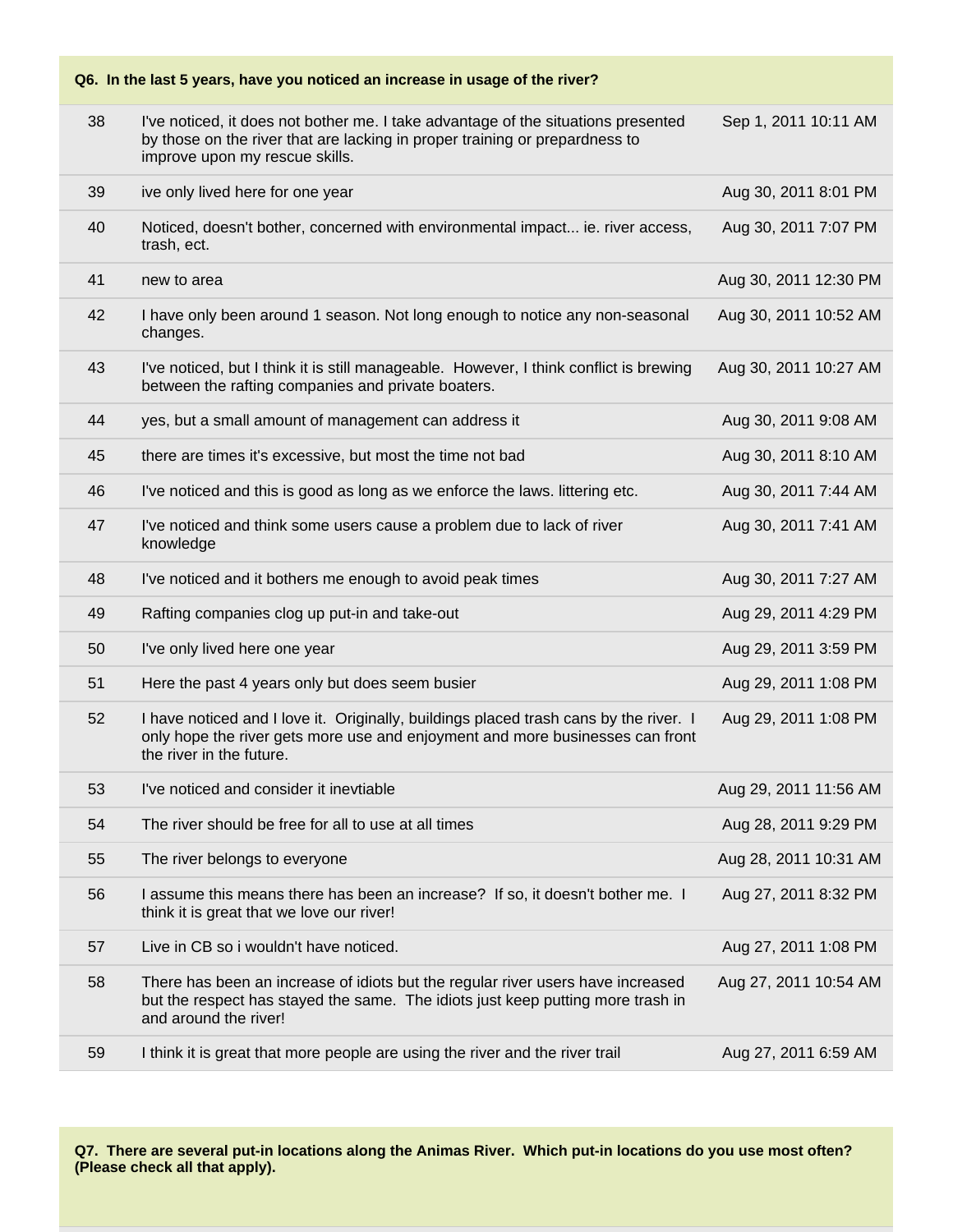**Q6. In the last 5 years, have you noticed an increase in usage of the river?**

| | | |
|---|---|---|
| 38 | I've noticed, it does not bother me. I take advantage of the situations presented by those on the river that are lacking in proper training or prepardness to improve upon my rescue skills. | Sep 1, 2011 10:11 AM |
| 39 | ive only lived here for one year | Aug 30, 2011 8:01 PM |
| 40 | Noticed, doesn't bother, concerned with environmental impact... ie. river access, trash, ect. | Aug 30, 2011 7:07 PM |
| 41 | new to area | Aug 30, 2011 12:30 PM |
| 42 | I have only been around 1 season. Not long enough to notice any non-seasonal changes. | Aug 30, 2011 10:52 AM |
| 43 | I've noticed, but I think it is still manageable. However, I think conflict is brewing between the rafting companies and private boaters. | Aug 30, 2011 10:27 AM |
| 44 | yes, but a small amount of management can address it | Aug 30, 2011 9:08 AM |
| 45 | there are times it's excessive, but most the time not bad | Aug 30, 2011 8:10 AM |
| 46 | I've noticed and this is good as long as we enforce the laws. littering etc. | Aug 30, 2011 7:44 AM |
| 47 | I've noticed and think some users cause a problem due to lack of river knowledge | Aug 30, 2011 7:41 AM |
| 48 | I've noticed and it bothers me enough to avoid peak times | Aug 30, 2011 7:27 AM |
| 49 | Rafting companies clog up put-in and take-out | Aug 29, 2011 4:29 PM |
| 50 | I've only lived here one year | Aug 29, 2011 3:59 PM |
| 51 | Here the past 4 years only but does seem busier | Aug 29, 2011 1:08 PM |
| 52 | I have noticed and I love it. Originally, buildings placed trash cans by the river. I only hope the river gets more use and enjoyment and more businesses can front the river in the future. | Aug 29, 2011 1:08 PM |
| 53 | I've noticed and consider it inevtiable | Aug 29, 2011 11:56 AM |
| 54 | The river should be free for all to use at all times | Aug 28, 2011 9:29 PM |
| 55 | The river belongs to everyone | Aug 28, 2011 10:31 AM |
| 56 | I assume this means there has been an increase? If so, it doesn't bother me. I think it is great that we love our river! | Aug 27, 2011 8:32 PM |
| 57 | Live in CB so i wouldn't have noticed. | Aug 27, 2011 1:08 PM |
| 58 | There has been an increase of idiots but the regular river users have increased but the respect has stayed the same. The idiots just keep putting more trash in and around the river! | Aug 27, 2011 10:54 AM |
| 59 | I think it is great that more people are using the river and the river trail | Aug 27, 2011 6:59 AM |

**Q7. There are several put-in locations along the Animas River. Which put-in locations do you use most often? (Please check all that apply).**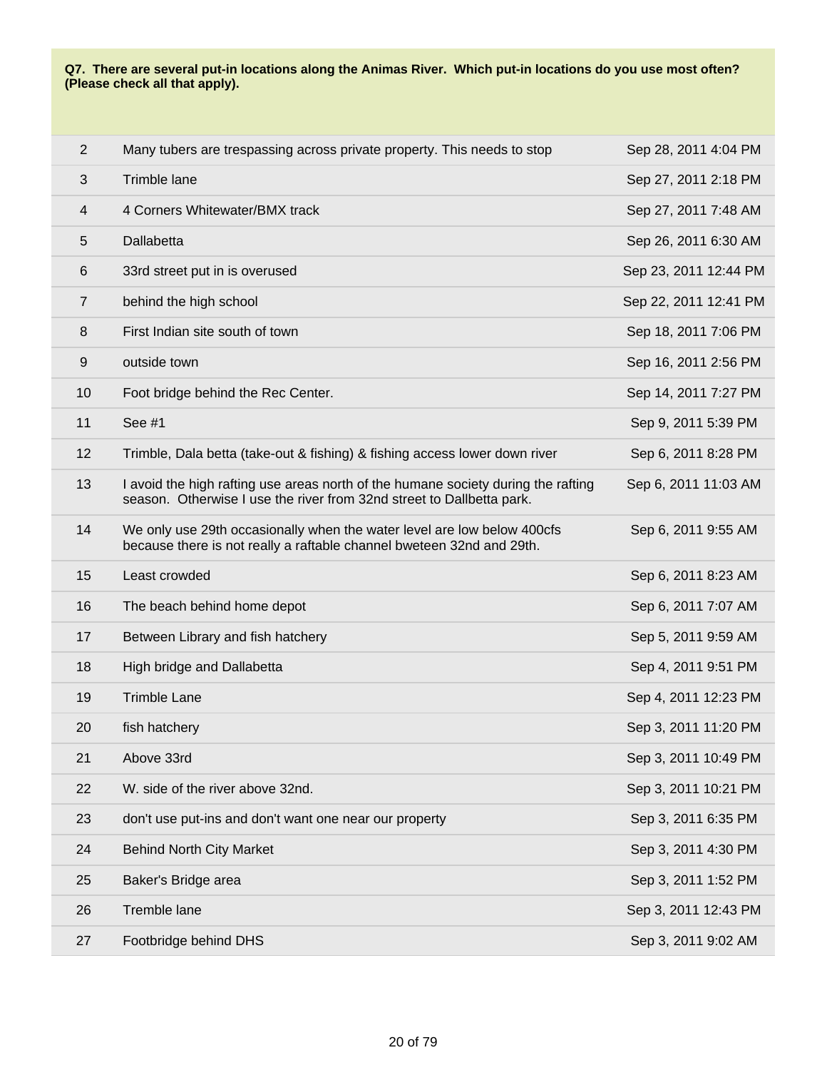**Q7. There are several put-in locations along the Animas River. Which put-in locations do you use most often? (Please check all that apply).**

| | | |
|---|---|---|
| 2 | Many tubers are trespassing across private property. This needs to stop | Sep 28, 2011 4:04 PM |
| 3 | Trimble lane | Sep 27, 2011 2:18 PM |
| 4 | 4 Corners Whitewater/BMX track | Sep 27, 2011 7:48 AM |
| 5 | Dallabetta | Sep 26, 2011 6:30 AM |
| 6 | 33rd street put in is overused | Sep 23, 2011 12:44 PM |
| 7 | behind the high school | Sep 22, 2011 12:41 PM |
| 8 | First Indian site south of town | Sep 18, 2011 7:06 PM |
| 9 | outside town | Sep 16, 2011 2:56 PM |
| 10 | Foot bridge behind the Rec Center. | Sep 14, 2011 7:27 PM |
| 11 | See #1 | Sep 9, 2011 5:39 PM |
| 12 | Trimble, Dala betta (take-out & fishing) & fishing access lower down river | Sep 6, 2011 8:28 PM |
| 13 | I avoid the high rafting use areas north of the humane society during the rafting season. Otherwise I use the river from 32nd street to Dallbetta park. | Sep 6, 2011 11:03 AM |
| 14 | We only use 29th occasionally when the water level are low below 400cfs because there is not really a raftable channel bweteen 32nd and 29th. | Sep 6, 2011 9:55 AM |
| 15 | Least crowded | Sep 6, 2011 8:23 AM |
| 16 | The beach behind home depot | Sep 6, 2011 7:07 AM |
| 17 | Between Library and fish hatchery | Sep 5, 2011 9:59 AM |
| 18 | High bridge and Dallabetta | Sep 4, 2011 9:51 PM |
| 19 | Trimble Lane | Sep 4, 2011 12:23 PM |
| 20 | fish hatchery | Sep 3, 2011 11:20 PM |
| 21 | Above 33rd | Sep 3, 2011 10:49 PM |
| 22 | W. side of the river above 32nd. | Sep 3, 2011 10:21 PM |
| 23 | don't use put-ins and don't want one near our property | Sep 3, 2011 6:35 PM |
| 24 | Behind North City Market | Sep 3, 2011 4:30 PM |
| 25 | Baker's Bridge area | Sep 3, 2011 1:52 PM |
| 26 | Tremble lane | Sep 3, 2011 12:43 PM |
| 27 | Footbridge behind DHS | Sep 3, 2011 9:02 AM |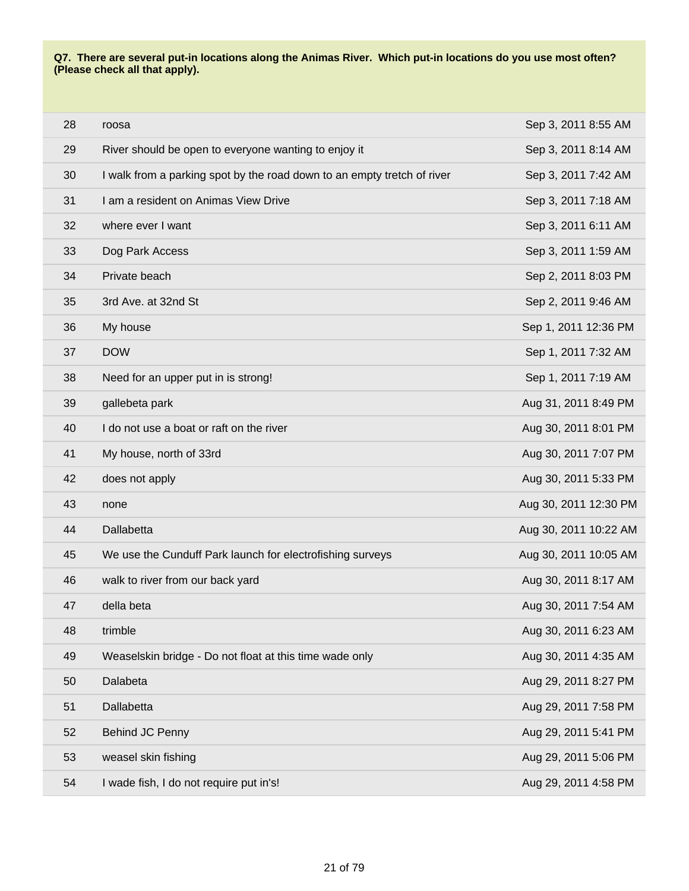**Q7. There are several put-in locations along the Animas River. Which put-in locations do you use most often? (Please check all that apply).**

| | | |
|---|---|---|
| 28 | roosa | Sep 3, 2011 8:55 AM |
| 29 | River should be open to everyone wanting to enjoy it | Sep 3, 2011 8:14 AM |
| 30 | I walk from a parking spot by the road down to an empty tretch of river | Sep 3, 2011 7:42 AM |
| 31 | I am a resident on Animas View Drive | Sep 3, 2011 7:18 AM |
| 32 | where ever I want | Sep 3, 2011 6:11 AM |
| 33 | Dog Park Access | Sep 3, 2011 1:59 AM |
| 34 | Private beach | Sep 2, 2011 8:03 PM |
| 35 | 3rd Ave. at 32nd St | Sep 2, 2011 9:46 AM |
| 36 | My house | Sep 1, 2011 12:36 PM |
| 37 | DOW | Sep 1, 2011 7:32 AM |
| 38 | Need for an upper put in is strong! | Sep 1, 2011 7:19 AM |
| 39 | gallebeta park | Aug 31, 2011 8:49 PM |
| 40 | I do not use a boat or raft on the river | Aug 30, 2011 8:01 PM |
| 41 | My house, north of 33rd | Aug 30, 2011 7:07 PM |
| 42 | does not apply | Aug 30, 2011 5:33 PM |
| 43 | none | Aug 30, 2011 12:30 PM |
| 44 | Dallabetta | Aug 30, 2011 10:22 AM |
| 45 | We use the Cunduff Park launch for electrofishing surveys | Aug 30, 2011 10:05 AM |
| 46 | walk to river from our back yard | Aug 30, 2011 8:17 AM |
| 47 | della beta | Aug 30, 2011 7:54 AM |
| 48 | trimble | Aug 30, 2011 6:23 AM |
| 49 | Weaselskin bridge - Do not float at this time wade only | Aug 30, 2011 4:35 AM |
| 50 | Dalabeta | Aug 29, 2011 8:27 PM |
| 51 | Dallabetta | Aug 29, 2011 7:58 PM |
| 52 | Behind JC Penny | Aug 29, 2011 5:41 PM |
| 53 | weasel skin fishing | Aug 29, 2011 5:06 PM |
| 54 | I wade fish, I do not require put in's! | Aug 29, 2011 4:58 PM |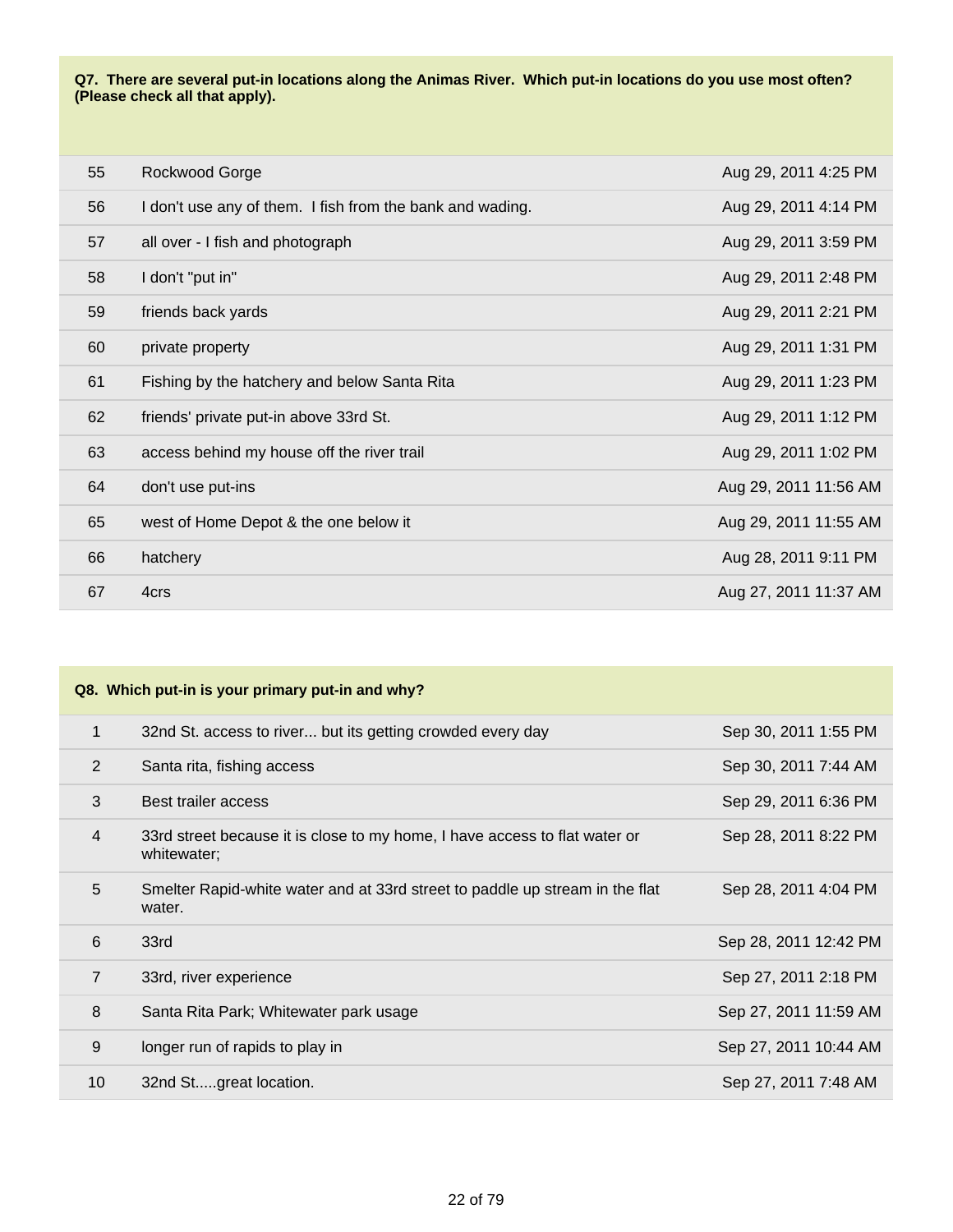**Q7. There are several put-in locations along the Animas River. Which put-in locations do you use most often? (Please check all that apply).**

| | | |
|---|---|---|
| 55 | Rockwood Gorge | Aug 29, 2011 4:25 PM |
| 56 | I don't use any of them. I fish from the bank and wading. | Aug 29, 2011 4:14 PM |
| 57 | all over - I fish and photograph | Aug 29, 2011 3:59 PM |
| 58 | I don't "put in" | Aug 29, 2011 2:48 PM |
| 59 | friends back yards | Aug 29, 2011 2:21 PM |
| 60 | private property | Aug 29, 2011 1:31 PM |
| 61 | Fishing by the hatchery and below Santa Rita | Aug 29, 2011 1:23 PM |
| 62 | friends' private put-in above 33rd St. | Aug 29, 2011 1:12 PM |
| 63 | access behind my house off the river trail | Aug 29, 2011 1:02 PM |
| 64 | don't use put-ins | Aug 29, 2011 11:56 AM |
| 65 | west of Home Depot & the one below it | Aug 29, 2011 11:55 AM |
| 66 | hatchery | Aug 28, 2011 9:11 PM |
| 67 | 4crs | Aug 27, 2011 11:37 AM |

**Q8. Which put-in is your primary put-in and why?**

| | | |
|---|---|---|
| 1 | 32nd St. access to river... but its getting crowded every day | Sep 30, 2011 1:55 PM |
| 2 | Santa rita, fishing access | Sep 30, 2011 7:44 AM |
| 3 | Best trailer access | Sep 29, 2011 6:36 PM |
| 4 | 33rd street because it is close to my home, I have access to flat water or whitewater; | Sep 28, 2011 8:22 PM |
| 5 | Smelter Rapid-white water and at 33rd street to paddle up stream in the flat water. | Sep 28, 2011 4:04 PM |
| 6 | 33rd | Sep 28, 2011 12:42 PM |
| 7 | 33rd, river experience | Sep 27, 2011 2:18 PM |
| 8 | Santa Rita Park; Whitewater park usage | Sep 27, 2011 11:59 AM |
| 9 | longer run of rapids to play in | Sep 27, 2011 10:44 AM |
| 10 | 32nd St.....great location. | Sep 27, 2011 7:48 AM |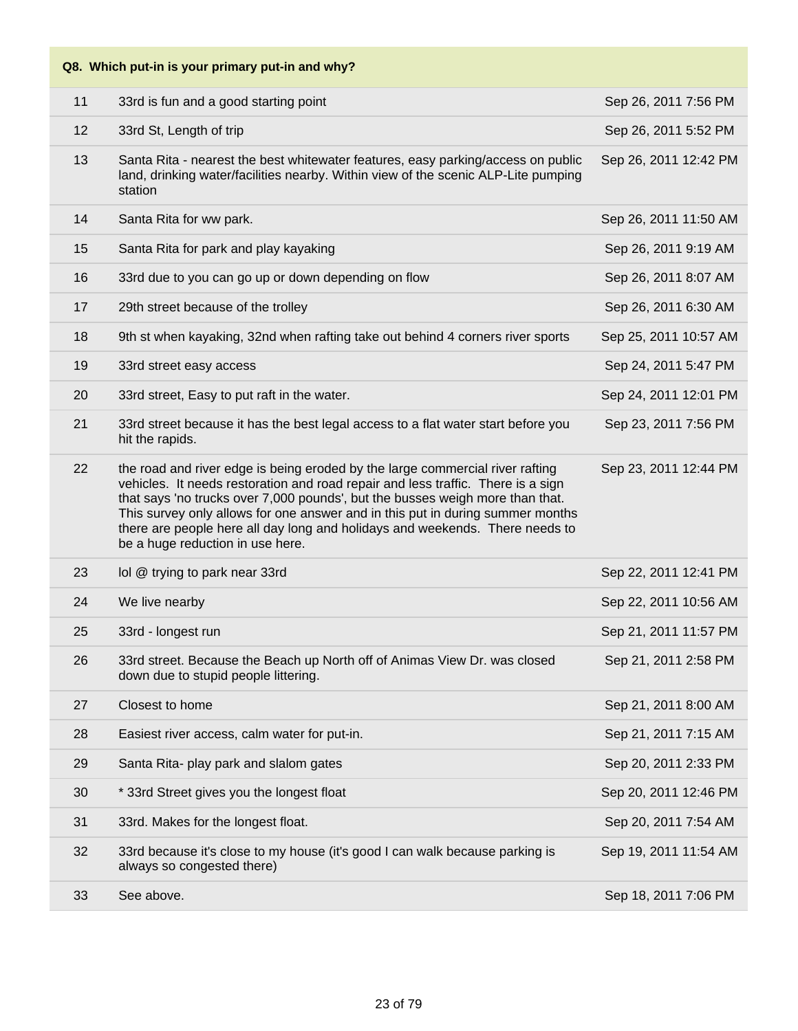| Q8. Which put-in is your primary put-in and why? | | |
|---|---|---|
| 11 | 33rd is fun and a good starting point | Sep 26, 2011 7:56 PM |
| 12 | 33rd St, Length of trip | Sep 26, 2011 5:52 PM |
| 13 | Santa Rita - nearest the best whitewater features, easy parking/access on public land, drinking water/facilities nearby. Within view of the scenic ALP-Lite pumping station | Sep 26, 2011 12:42 PM |
| 14 | Santa Rita for ww park. | Sep 26, 2011 11:50 AM |
| 15 | Santa Rita for park and play kayaking | Sep 26, 2011 9:19 AM |
| 16 | 33rd due to you can go up or down depending on flow | Sep 26, 2011 8:07 AM |
| 17 | 29th street because of the trolley | Sep 26, 2011 6:30 AM |
| 18 | 9th st when kayaking, 32nd when rafting take out behind 4 corners river sports | Sep 25, 2011 10:57 AM |
| 19 | 33rd street easy access | Sep 24, 2011 5:47 PM |
| 20 | 33rd street, Easy to put raft in the water. | Sep 24, 2011 12:01 PM |
| 21 | 33rd street because it has the best legal access to a flat water start before you hit the rapids. | Sep 23, 2011 7:56 PM |
| 22 | the road and river edge is being eroded by the large commercial river rafting vehicles. It needs restoration and road repair and less traffic. There is a sign that says 'no trucks over 7,000 pounds', but the busses weigh more than that. This survey only allows for one answer and in this put in during summer months there are people here all day long and holidays and weekends. There needs to be a huge reduction in use here. | Sep 23, 2011 12:44 PM |
| 23 | lol @ trying to park near 33rd | Sep 22, 2011 12:41 PM |
| 24 | We live nearby | Sep 22, 2011 10:56 AM |
| 25 | 33rd - longest run | Sep 21, 2011 11:57 PM |
| 26 | 33rd street. Because the Beach up North off of Animas View Dr. was closed down due to stupid people littering. | Sep 21, 2011 2:58 PM |
| 27 | Closest to home | Sep 21, 2011 8:00 AM |
| 28 | Easiest river access, calm water for put-in. | Sep 21, 2011 7:15 AM |
| 29 | Santa Rita- play park and slalom gates | Sep 20, 2011 2:33 PM |
| 30 | * 33rd Street gives you the longest float | Sep 20, 2011 12:46 PM |
| 31 | 33rd. Makes for the longest float. | Sep 20, 2011 7:54 AM |
| 32 | 33rd because it's close to my house (it's good I can walk because parking is always so congested there) | Sep 19, 2011 11:54 AM |
| 33 | See above. | Sep 18, 2011 7:06 PM |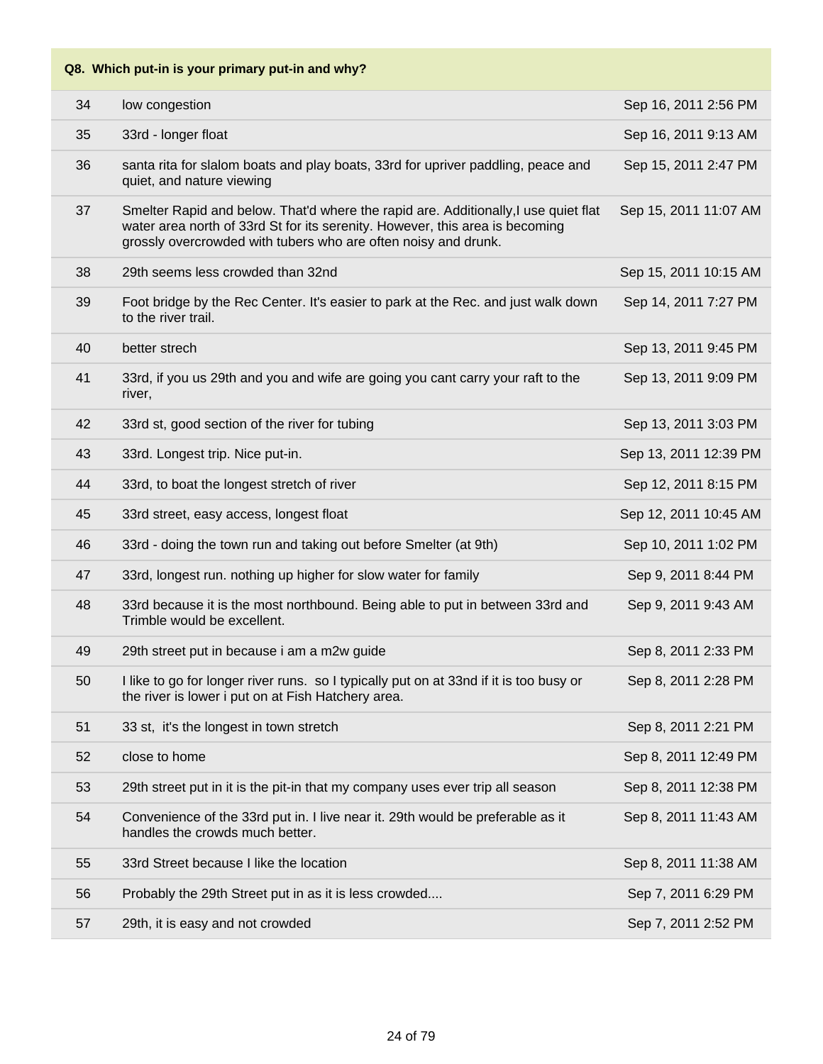**Q8. Which put-in is your primary put-in and why?**

| | | |
|---|---|---|
| 34 | low congestion | Sep 16, 2011 2:56 PM |
| 35 | 33rd - longer float | Sep 16, 2011 9:13 AM |
| 36 | santa rita for slalom boats and play boats, 33rd for upriver paddling, peace and quiet, and nature viewing | Sep 15, 2011 2:47 PM |
| 37 | Smelter Rapid and below. That'd where the rapid are. Additionally,I use quiet flat water area north of 33rd St for its serenity. However, this area is becoming grossly overcrowded with tubers who are often noisy and drunk. | Sep 15, 2011 11:07 AM |
| 38 | 29th seems less crowded than 32nd | Sep 15, 2011 10:15 AM |
| 39 | Foot bridge by the Rec Center. It's easier to park at the Rec. and just walk down to the river trail. | Sep 14, 2011 7:27 PM |
| 40 | better strech | Sep 13, 2011 9:45 PM |
| 41 | 33rd, if you us 29th and you and wife are going you cant carry your raft to the river, | Sep 13, 2011 9:09 PM |
| 42 | 33rd st, good section of the river for tubing | Sep 13, 2011 3:03 PM |
| 43 | 33rd. Longest trip. Nice put-in. | Sep 13, 2011 12:39 PM |
| 44 | 33rd, to boat the longest stretch of river | Sep 12, 2011 8:15 PM |
| 45 | 33rd street, easy access, longest float | Sep 12, 2011 10:45 AM |
| 46 | 33rd - doing the town run and taking out before Smelter (at 9th) | Sep 10, 2011 1:02 PM |
| 47 | 33rd, longest run. nothing up higher for slow water for family | Sep 9, 2011 8:44 PM |
| 48 | 33rd because it is the most northbound. Being able to put in between 33rd and Trimble would be excellent. | Sep 9, 2011 9:43 AM |
| 49 | 29th street put in because i am a m2w guide | Sep 8, 2011 2:33 PM |
| 50 | I like to go for longer river runs. so I typically put on at 33nd if it is too busy or the river is lower i put on at Fish Hatchery area. | Sep 8, 2011 2:28 PM |
| 51 | 33 st, it's the longest in town stretch | Sep 8, 2011 2:21 PM |
| 52 | close to home | Sep 8, 2011 12:49 PM |
| 53 | 29th street put in it is the pit-in that my company uses ever trip all season | Sep 8, 2011 12:38 PM |
| 54 | Convenience of the 33rd put in. I live near it. 29th would be preferable as it handles the crowds much better. | Sep 8, 2011 11:43 AM |
| 55 | 33rd Street because I like the location | Sep 8, 2011 11:38 AM |
| 56 | Probably the 29th Street put in as it is less crowded.... | Sep 7, 2011 6:29 PM |
| 57 | 29th, it is easy and not crowded | Sep 7, 2011 2:52 PM |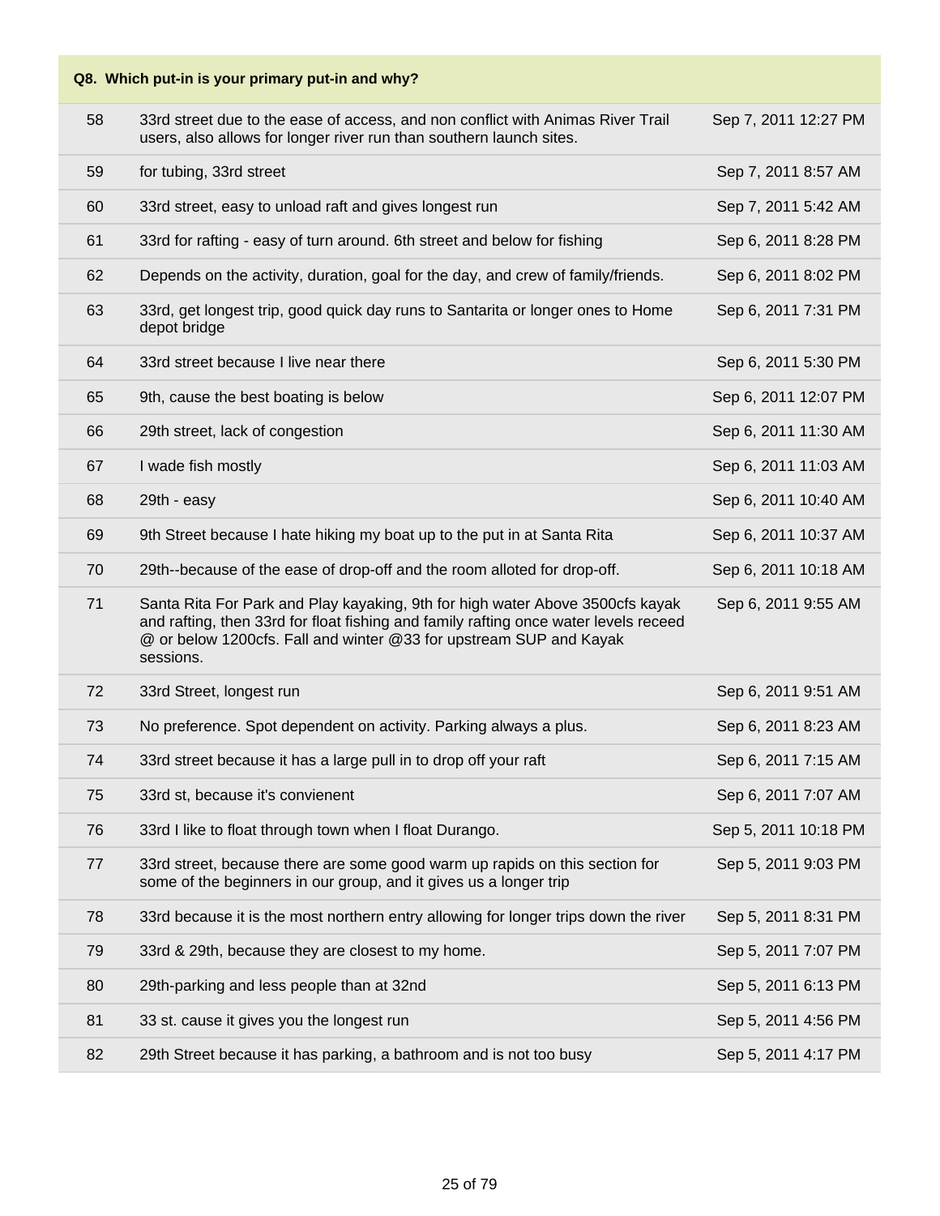| Q8. Which put-in is your primary put-in and why? | | |
|---|---|---|
| 58 | 33rd street due to the ease of access, and non conflict with Animas River Trail users, also allows for longer river run than southern launch sites. | Sep 7, 2011 12:27 PM |
| 59 | for tubing, 33rd street | Sep 7, 2011 8:57 AM |
| 60 | 33rd street, easy to unload raft and gives longest run | Sep 7, 2011 5:42 AM |
| 61 | 33rd for rafting - easy of turn around. 6th street and below for fishing | Sep 6, 2011 8:28 PM |
| 62 | Depends on the activity, duration, goal for the day, and crew of family/friends. | Sep 6, 2011 8:02 PM |
| 63 | 33rd, get longest trip, good quick day runs to Santarita or longer ones to Home depot bridge | Sep 6, 2011 7:31 PM |
| 64 | 33rd street because I live near there | Sep 6, 2011 5:30 PM |
| 65 | 9th, cause the best boating is below | Sep 6, 2011 12:07 PM |
| 66 | 29th street, lack of congestion | Sep 6, 2011 11:30 AM |
| 67 | I wade fish mostly | Sep 6, 2011 11:03 AM |
| 68 | 29th - easy | Sep 6, 2011 10:40 AM |
| 69 | 9th Street because I hate hiking my boat up to the put in at Santa Rita | Sep 6, 2011 10:37 AM |
| 70 | 29th--because of the ease of drop-off and the room alloted for drop-off. | Sep 6, 2011 10:18 AM |
| 71 | Santa Rita For Park and Play kayaking, 9th for high water Above 3500cfs kayak and rafting, then 33rd for float fishing and family rafting once water levels receed @ or below 1200cfs. Fall and winter @33 for upstream SUP and Kayak sessions. | Sep 6, 2011 9:55 AM |
| 72 | 33rd Street, longest run | Sep 6, 2011 9:51 AM |
| 73 | No preference. Spot dependent on activity. Parking always a plus. | Sep 6, 2011 8:23 AM |
| 74 | 33rd street because it has a large pull in to drop off your raft | Sep 6, 2011 7:15 AM |
| 75 | 33rd st, because it's convienent | Sep 6, 2011 7:07 AM |
| 76 | 33rd I like to float through town when I float Durango. | Sep 5, 2011 10:18 PM |
| 77 | 33rd street, because there are some good warm up rapids on this section for some of the beginners in our group, and it gives us a longer trip | Sep 5, 2011 9:03 PM |
| 78 | 33rd because it is the most northern entry allowing for longer trips down the river | Sep 5, 2011 8:31 PM |
| 79 | 33rd & 29th, because they are closest to my home. | Sep 5, 2011 7:07 PM |
| 80 | 29th-parking and less people than at 32nd | Sep 5, 2011 6:13 PM |
| 81 | 33 st. cause it gives you the longest run | Sep 5, 2011 4:56 PM |
| 82 | 29th Street because it has parking, a bathroom and is not too busy | Sep 5, 2011 4:17 PM |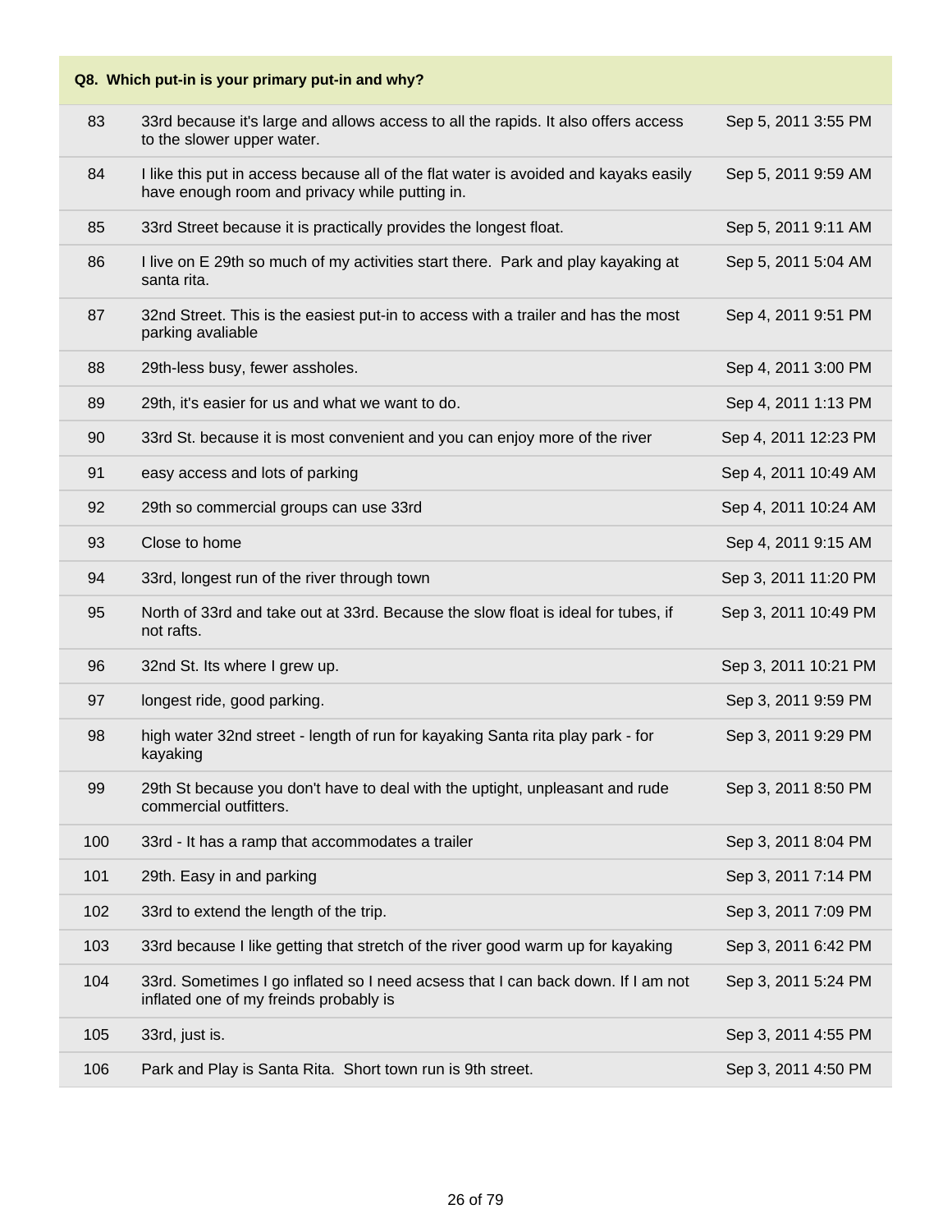| Q8. Which put-in is your primary put-in and why? | | |
|---|---|---|
| 83 | 33rd because it's large and allows access to all the rapids. It also offers access to the slower upper water. | Sep 5, 2011 3:55 PM |
| 84 | I like this put in access because all of the flat water is avoided and kayaks easily have enough room and privacy while putting in. | Sep 5, 2011 9:59 AM |
| 85 | 33rd Street because it is practically provides the longest float. | Sep 5, 2011 9:11 AM |
| 86 | I live on E 29th so much of my activities start there. Park and play kayaking at santa rita. | Sep 5, 2011 5:04 AM |
| 87 | 32nd Street. This is the easiest put-in to access with a trailer and has the most parking avaliable | Sep 4, 2011 9:51 PM |
| 88 | 29th-less busy, fewer assholes. | Sep 4, 2011 3:00 PM |
| 89 | 29th, it's easier for us and what we want to do. | Sep 4, 2011 1:13 PM |
| 90 | 33rd St. because it is most convenient and you can enjoy more of the river | Sep 4, 2011 12:23 PM |
| 91 | easy access and lots of parking | Sep 4, 2011 10:49 AM |
| 92 | 29th so commercial groups can use 33rd | Sep 4, 2011 10:24 AM |
| 93 | Close to home | Sep 4, 2011 9:15 AM |
| 94 | 33rd, longest run of the river through town | Sep 3, 2011 11:20 PM |
| 95 | North of 33rd and take out at 33rd. Because the slow float is ideal for tubes, if not rafts. | Sep 3, 2011 10:49 PM |
| 96 | 32nd St. Its where I grew up. | Sep 3, 2011 10:21 PM |
| 97 | longest ride, good parking. | Sep 3, 2011 9:59 PM |
| 98 | high water 32nd street - length of run for kayaking Santa rita play park - for kayaking | Sep 3, 2011 9:29 PM |
| 99 | 29th St because you don't have to deal with the uptight, unpleasant and rude commercial outfitters. | Sep 3, 2011 8:50 PM |
| 100 | 33rd - It has a ramp that accommodates a trailer | Sep 3, 2011 8:04 PM |
| 101 | 29th. Easy in and parking | Sep 3, 2011 7:14 PM |
| 102 | 33rd to extend the length of the trip. | Sep 3, 2011 7:09 PM |
| 103 | 33rd because I like getting that stretch of the river good warm up for kayaking | Sep 3, 2011 6:42 PM |
| 104 | 33rd. Sometimes I go inflated so I need acsess that I can back down. If I am not inflated one of my freinds probably is | Sep 3, 2011 5:24 PM |
| 105 | 33rd, just is. | Sep 3, 2011 4:55 PM |
| 106 | Park and Play is Santa Rita. Short town run is 9th street. | Sep 3, 2011 4:50 PM |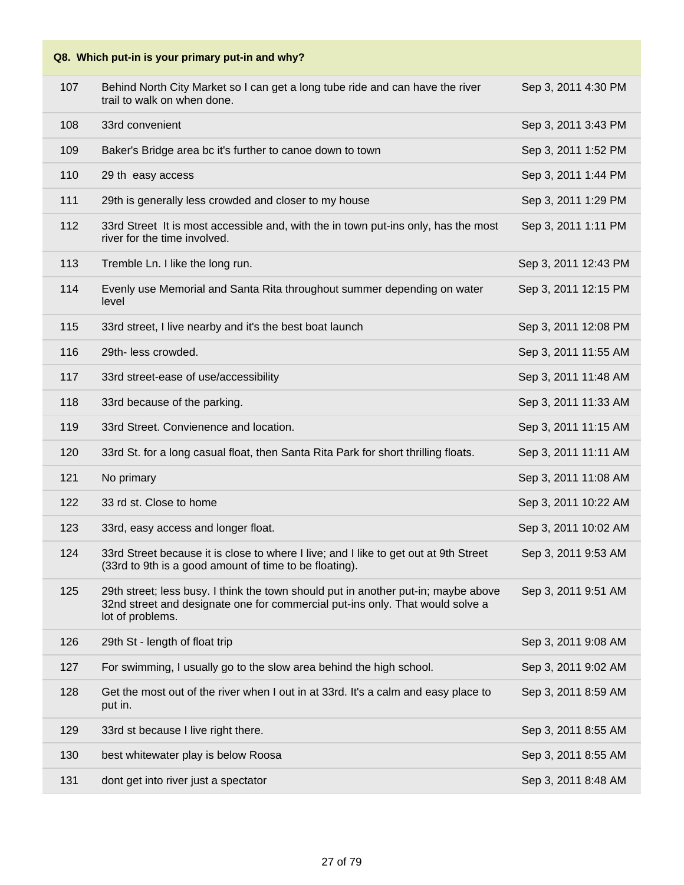**Q8. Which put-in is your primary put-in and why?**

| | | |
|---|---|---|
| 107 | Behind North City Market so I can get a long tube ride and can have the river trail to walk on when done. | Sep 3, 2011 4:30 PM |
| 108 | 33rd convenient | Sep 3, 2011 3:43 PM |
| 109 | Baker's Bridge area bc it's further to canoe down to town | Sep 3, 2011 1:52 PM |
| 110 | 29 th easy access | Sep 3, 2011 1:44 PM |
| 111 | 29th is generally less crowded and closer to my house | Sep 3, 2011 1:29 PM |
| 112 | 33rd Street It is most accessible and, with the in town put-ins only, has the most river for the time involved. | Sep 3, 2011 1:11 PM |
| 113 | Tremble Ln. I like the long run. | Sep 3, 2011 12:43 PM |
| 114 | Evenly use Memorial and Santa Rita throughout summer depending on water level | Sep 3, 2011 12:15 PM |
| 115 | 33rd street, I live nearby and it's the best boat launch | Sep 3, 2011 12:08 PM |
| 116 | 29th- less crowded. | Sep 3, 2011 11:55 AM |
| 117 | 33rd street-ease of use/accessibility | Sep 3, 2011 11:48 AM |
| 118 | 33rd because of the parking. | Sep 3, 2011 11:33 AM |
| 119 | 33rd Street. Convienence and location. | Sep 3, 2011 11:15 AM |
| 120 | 33rd St. for a long casual float, then Santa Rita Park for short thrilling floats. | Sep 3, 2011 11:11 AM |
| 121 | No primary | Sep 3, 2011 11:08 AM |
| 122 | 33 rd st. Close to home | Sep 3, 2011 10:22 AM |
| 123 | 33rd, easy access and longer float. | Sep 3, 2011 10:02 AM |
| 124 | 33rd Street because it is close to where I live; and I like to get out at 9th Street (33rd to 9th is a good amount of time to be floating). | Sep 3, 2011 9:53 AM |
| 125 | 29th street; less busy. I think the town should put in another put-in; maybe above 32nd street and designate one for commercial put-ins only. That would solve a lot of problems. | Sep 3, 2011 9:51 AM |
| 126 | 29th St - length of float trip | Sep 3, 2011 9:08 AM |
| 127 | For swimming, I usually go to the slow area behind the high school. | Sep 3, 2011 9:02 AM |
| 128 | Get the most out of the river when I out in at 33rd. It's a calm and easy place to put in. | Sep 3, 2011 8:59 AM |
| 129 | 33rd st because I live right there. | Sep 3, 2011 8:55 AM |
| 130 | best whitewater play is below Roosa | Sep 3, 2011 8:55 AM |
| 131 | dont get into river just a spectator | Sep 3, 2011 8:48 AM |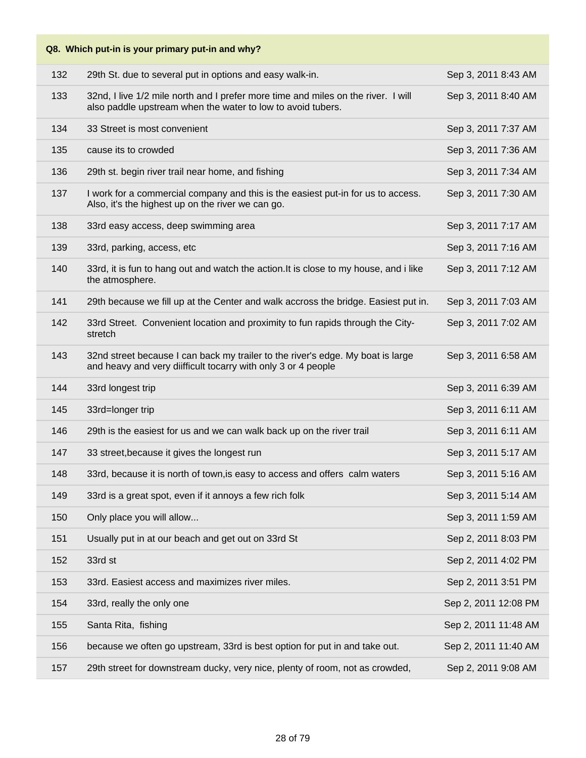| Q8. Which put-in is your primary put-in and why? | | |
|---|---|---|
| 132 | 29th St. due to several put in options and easy walk-in. | Sep 3, 2011 8:43 AM |
| 133 | 32nd, I live 1/2 mile north and I prefer more time and miles on the river. I will also paddle upstream when the water to low to avoid tubers. | Sep 3, 2011 8:40 AM |
| 134 | 33 Street is most convenient | Sep 3, 2011 7:37 AM |
| 135 | cause its to crowded | Sep 3, 2011 7:36 AM |
| 136 | 29th st. begin river trail near home, and fishing | Sep 3, 2011 7:34 AM |
| 137 | I work for a commercial company and this is the easiest put-in for us to access. Also, it's the highest up on the river we can go. | Sep 3, 2011 7:30 AM |
| 138 | 33rd easy access, deep swimming area | Sep 3, 2011 7:17 AM |
| 139 | 33rd, parking, access, etc | Sep 3, 2011 7:16 AM |
| 140 | 33rd, it is fun to hang out and watch the action.It is close to my house, and i like the atmosphere. | Sep 3, 2011 7:12 AM |
| 141 | 29th because we fill up at the Center and walk accross the bridge. Easiest put in. | Sep 3, 2011 7:03 AM |
| 142 | 33rd Street. Convenient location and proximity to fun rapids through the City-stretch | Sep 3, 2011 7:02 AM |
| 143 | 32nd street because I can back my trailer to the river's edge. My boat is large and heavy and very diifficult tocarry with only 3 or 4 people | Sep 3, 2011 6:58 AM |
| 144 | 33rd longest trip | Sep 3, 2011 6:39 AM |
| 145 | 33rd=longer trip | Sep 3, 2011 6:11 AM |
| 146 | 29th is the easiest for us and we can walk back up on the river trail | Sep 3, 2011 6:11 AM |
| 147 | 33 street,because it gives the longest run | Sep 3, 2011 5:17 AM |
| 148 | 33rd, because it is north of town,is easy to access and offers calm waters | Sep 3, 2011 5:16 AM |
| 149 | 33rd is a great spot, even if it annoys a few rich folk | Sep 3, 2011 5:14 AM |
| 150 | Only place you will allow... | Sep 3, 2011 1:59 AM |
| 151 | Usually put in at our beach and get out on 33rd St | Sep 2, 2011 8:03 PM |
| 152 | 33rd st | Sep 2, 2011 4:02 PM |
| 153 | 33rd. Easiest access and maximizes river miles. | Sep 2, 2011 3:51 PM |
| 154 | 33rd, really the only one | Sep 2, 2011 12:08 PM |
| 155 | Santa Rita, fishing | Sep 2, 2011 11:48 AM |
| 156 | because we often go upstream, 33rd is best option for put in and take out. | Sep 2, 2011 11:40 AM |
| 157 | 29th street for downstream ducky, very nice, plenty of room, not as crowded, | Sep 2, 2011 9:08 AM |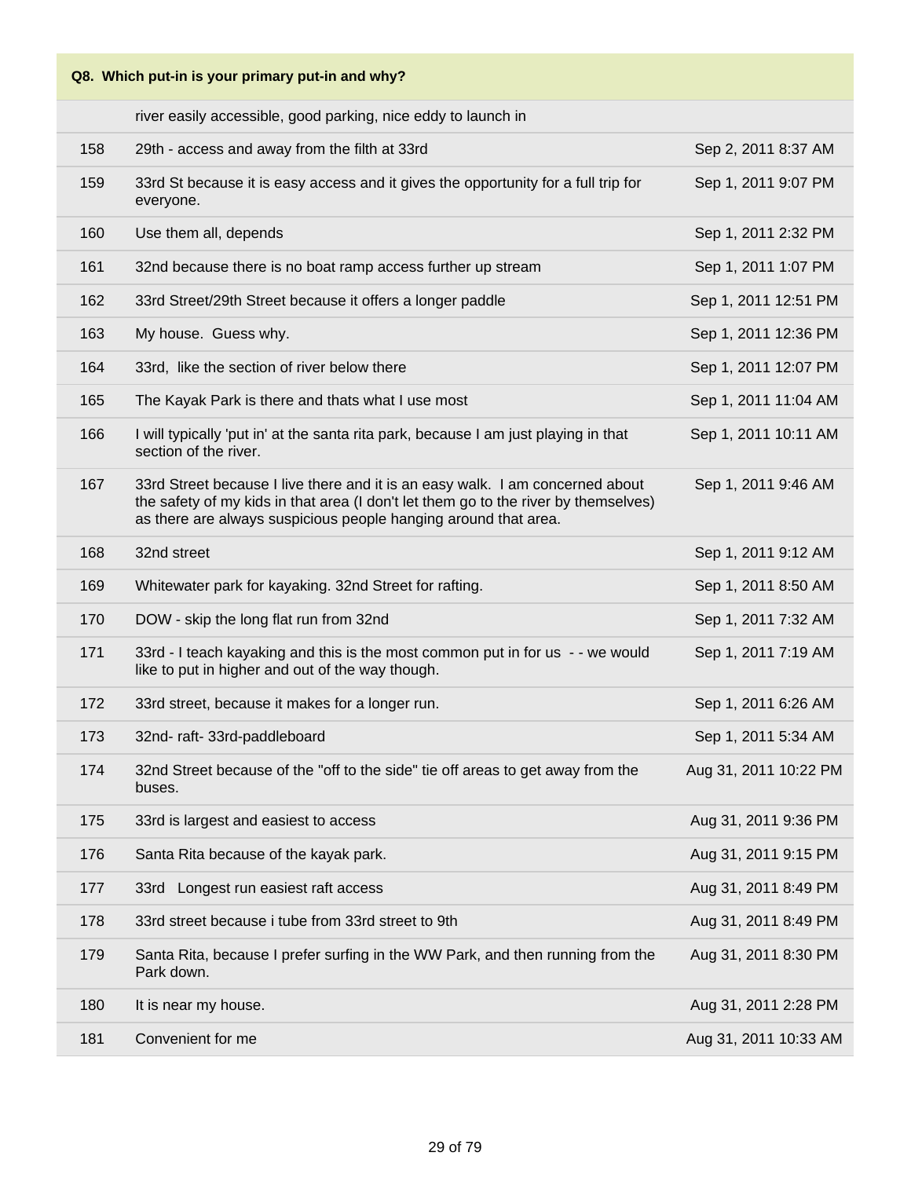**Q8. Which put-in is your primary put-in and why?**

| | | |
|---|---|---|
| | river easily accessible, good parking, nice eddy to launch in | |
| 158 | 29th - access and away from the filth at 33rd | Sep 2, 2011 8:37 AM |
| 159 | 33rd St because it is easy access and it gives the opportunity for a full trip for everyone. | Sep 1, 2011 9:07 PM |
| 160 | Use them all, depends | Sep 1, 2011 2:32 PM |
| 161 | 32nd because there is no boat ramp access further up stream | Sep 1, 2011 1:07 PM |
| 162 | 33rd Street/29th Street because it offers a longer paddle | Sep 1, 2011 12:51 PM |
| 163 | My house. Guess why. | Sep 1, 2011 12:36 PM |
| 164 | 33rd, like the section of river below there | Sep 1, 2011 12:07 PM |
| 165 | The Kayak Park is there and thats what I use most | Sep 1, 2011 11:04 AM |
| 166 | I will typically 'put in' at the santa rita park, because I am just playing in that section of the river. | Sep 1, 2011 10:11 AM |
| 167 | 33rd Street because I live there and it is an easy walk. I am concerned about the safety of my kids in that area (I don't let them go to the river by themselves) as there are always suspicious people hanging around that area. | Sep 1, 2011 9:46 AM |
| 168 | 32nd street | Sep 1, 2011 9:12 AM |
| 169 | Whitewater park for kayaking. 32nd Street for rafting. | Sep 1, 2011 8:50 AM |
| 170 | DOW - skip the long flat run from 32nd | Sep 1, 2011 7:32 AM |
| 171 | 33rd - I teach kayaking and this is the most common put in for us - - we would like to put in higher and out of the way though. | Sep 1, 2011 7:19 AM |
| 172 | 33rd street, because it makes for a longer run. | Sep 1, 2011 6:26 AM |
| 173 | 32nd- raft- 33rd-paddleboard | Sep 1, 2011 5:34 AM |
| 174 | 32nd Street because of the "off to the side" tie off areas to get away from the buses. | Aug 31, 2011 10:22 PM |
| 175 | 33rd is largest and easiest to access | Aug 31, 2011 9:36 PM |
| 176 | Santa Rita because of the kayak park. | Aug 31, 2011 9:15 PM |
| 177 | 33rd Longest run easiest raft access | Aug 31, 2011 8:49 PM |
| 178 | 33rd street because i tube from 33rd street to 9th | Aug 31, 2011 8:49 PM |
| 179 | Santa Rita, because I prefer surfing in the WW Park, and then running from the Park down. | Aug 31, 2011 8:30 PM |
| 180 | It is near my house. | Aug 31, 2011 2:28 PM |
| 181 | Convenient for me | Aug 31, 2011 10:33 AM |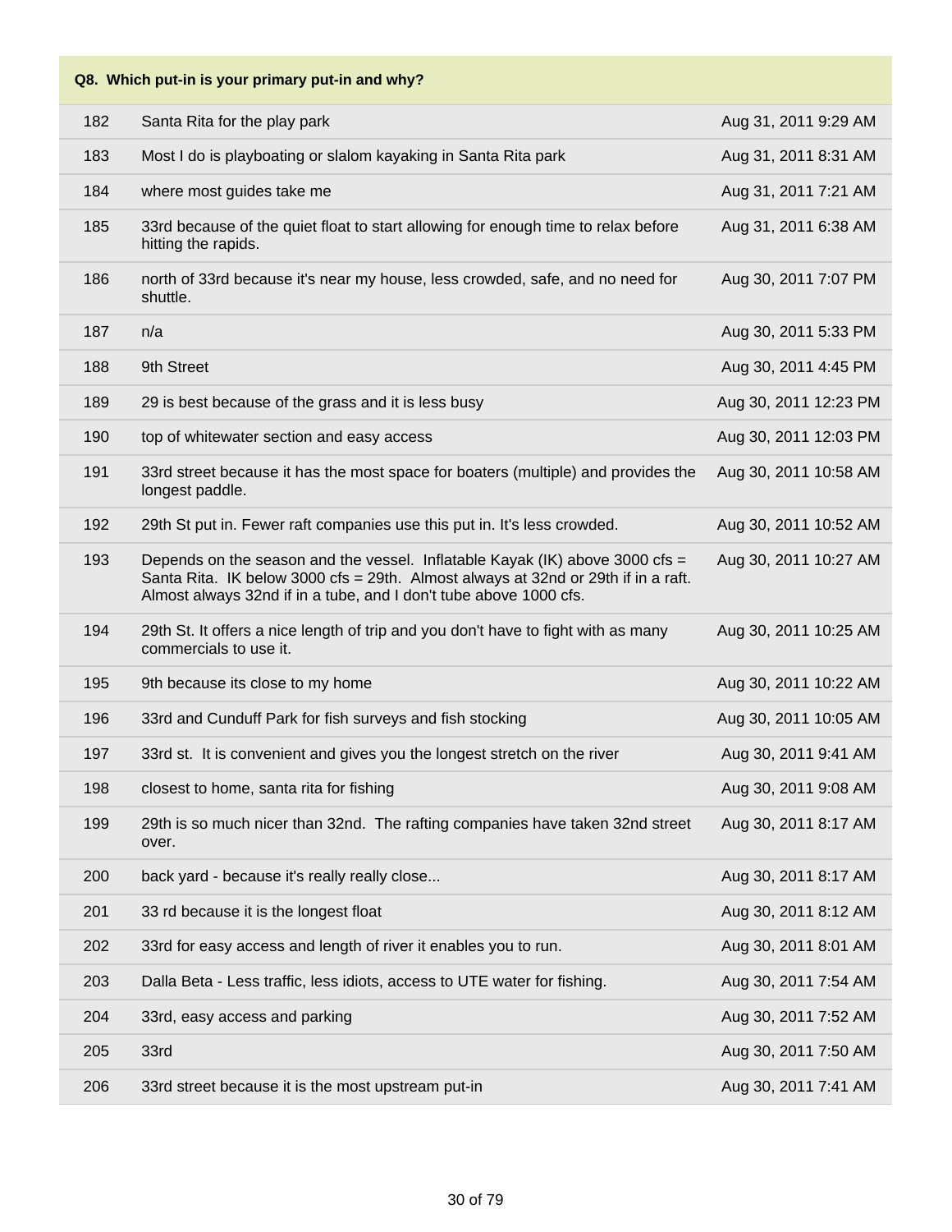| Q8. Which put-in is your primary put-in and why? | | |
|---|---|---|
| 182 | Santa Rita for the play park | Aug 31, 2011 9:29 AM |
| 183 | Most I do is playboating or slalom kayaking in Santa Rita park | Aug 31, 2011 8:31 AM |
| 184 | where most guides take me | Aug 31, 2011 7:21 AM |
| 185 | 33rd because of the quiet float to start allowing for enough time to relax before hitting the rapids. | Aug 31, 2011 6:38 AM |
| 186 | north of 33rd because it's near my house, less crowded, safe, and no need for shuttle. | Aug 30, 2011 7:07 PM |
| 187 | n/a | Aug 30, 2011 5:33 PM |
| 188 | 9th Street | Aug 30, 2011 4:45 PM |
| 189 | 29 is best because of the grass and it is less busy | Aug 30, 2011 12:23 PM |
| 190 | top of whitewater section and easy access | Aug 30, 2011 12:03 PM |
| 191 | 33rd street because it has the most space for boaters (multiple) and provides the longest paddle. | Aug 30, 2011 10:58 AM |
| 192 | 29th St put in. Fewer raft companies use this put in. It's less crowded. | Aug 30, 2011 10:52 AM |
| 193 | Depends on the season and the vessel. Inflatable Kayak (IK) above 3000 cfs = Santa Rita. IK below 3000 cfs = 29th. Almost always at 32nd or 29th if in a raft. Almost always 32nd if in a tube, and I don't tube above 1000 cfs. | Aug 30, 2011 10:27 AM |
| 194 | 29th St. It offers a nice length of trip and you don't have to fight with as many commercials to use it. | Aug 30, 2011 10:25 AM |
| 195 | 9th because its close to my home | Aug 30, 2011 10:22 AM |
| 196 | 33rd and Cunduff Park for fish surveys and fish stocking | Aug 30, 2011 10:05 AM |
| 197 | 33rd st. It is convenient and gives you the longest stretch on the river | Aug 30, 2011 9:41 AM |
| 198 | closest to home, santa rita for fishing | Aug 30, 2011 9:08 AM |
| 199 | 29th is so much nicer than 32nd. The rafting companies have taken 32nd street over. | Aug 30, 2011 8:17 AM |
| 200 | back yard - because it's really really close... | Aug 30, 2011 8:17 AM |
| 201 | 33 rd because it is the longest float | Aug 30, 2011 8:12 AM |
| 202 | 33rd for easy access and length of river it enables you to run. | Aug 30, 2011 8:01 AM |
| 203 | Dalla Beta - Less traffic, less idiots, access to UTE water for fishing. | Aug 30, 2011 7:54 AM |
| 204 | 33rd, easy access and parking | Aug 30, 2011 7:52 AM |
| 205 | 33rd | Aug 30, 2011 7:50 AM |
| 206 | 33rd street because it is the most upstream put-in | Aug 30, 2011 7:41 AM |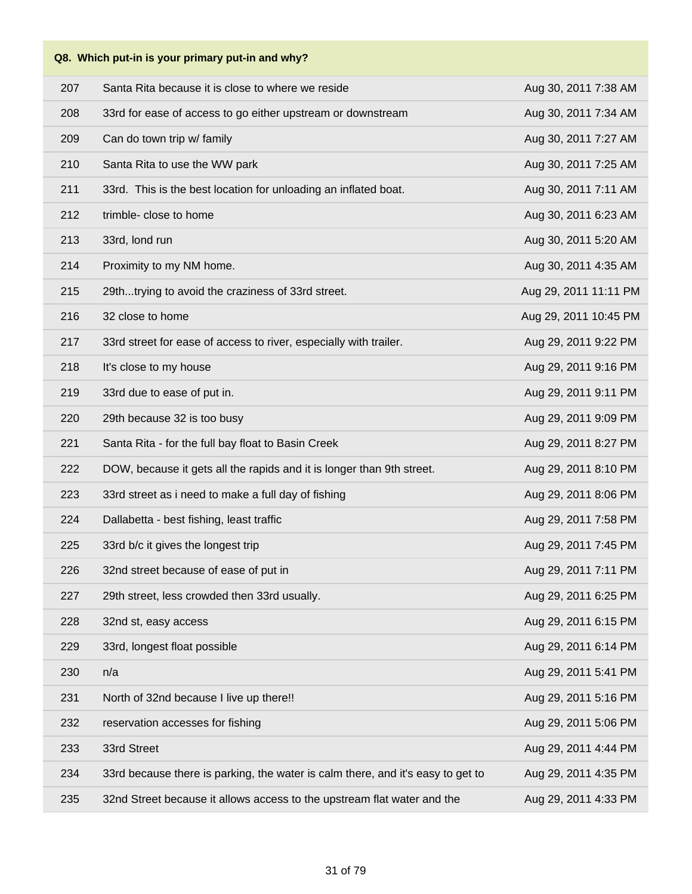| Q8. Which put-in is your primary put-in and why? | | |
|---|---|---|
| 207 | Santa Rita because it is close to where we reside | Aug 30, 2011 7:38 AM |
| 208 | 33rd for ease of access to go either upstream or downstream | Aug 30, 2011 7:34 AM |
| 209 | Can do town trip w/ family | Aug 30, 2011 7:27 AM |
| 210 | Santa Rita to use the WW park | Aug 30, 2011 7:25 AM |
| 211 | 33rd. This is the best location for unloading an inflated boat. | Aug 30, 2011 7:11 AM |
| 212 | trimble- close to home | Aug 30, 2011 6:23 AM |
| 213 | 33rd, lond run | Aug 30, 2011 5:20 AM |
| 214 | Proximity to my NM home. | Aug 30, 2011 4:35 AM |
| 215 | 29th...trying to avoid the craziness of 33rd street. | Aug 29, 2011 11:11 PM |
| 216 | 32 close to home | Aug 29, 2011 10:45 PM |
| 217 | 33rd street for ease of access to river, especially with trailer. | Aug 29, 2011 9:22 PM |
| 218 | It's close to my house | Aug 29, 2011 9:16 PM |
| 219 | 33rd due to ease of put in. | Aug 29, 2011 9:11 PM |
| 220 | 29th because 32 is too busy | Aug 29, 2011 9:09 PM |
| 221 | Santa Rita - for the full bay float to Basin Creek | Aug 29, 2011 8:27 PM |
| 222 | DOW, because it gets all the rapids and it is longer than 9th street. | Aug 29, 2011 8:10 PM |
| 223 | 33rd street as i need to make a full day of fishing | Aug 29, 2011 8:06 PM |
| 224 | Dallabetta - best fishing, least traffic | Aug 29, 2011 7:58 PM |
| 225 | 33rd b/c it gives the longest trip | Aug 29, 2011 7:45 PM |
| 226 | 32nd street because of ease of put in | Aug 29, 2011 7:11 PM |
| 227 | 29th street, less crowded then 33rd usually. | Aug 29, 2011 6:25 PM |
| 228 | 32nd st, easy access | Aug 29, 2011 6:15 PM |
| 229 | 33rd, longest float possible | Aug 29, 2011 6:14 PM |
| 230 | n/a | Aug 29, 2011 5:41 PM |
| 231 | North of 32nd because I live up there!! | Aug 29, 2011 5:16 PM |
| 232 | reservation accesses for fishing | Aug 29, 2011 5:06 PM |
| 233 | 33rd Street | Aug 29, 2011 4:44 PM |
| 234 | 33rd because there is parking, the water is calm there, and it's easy to get to | Aug 29, 2011 4:35 PM |
| 235 | 32nd Street because it allows access to the upstream flat water and the | Aug 29, 2011 4:33 PM |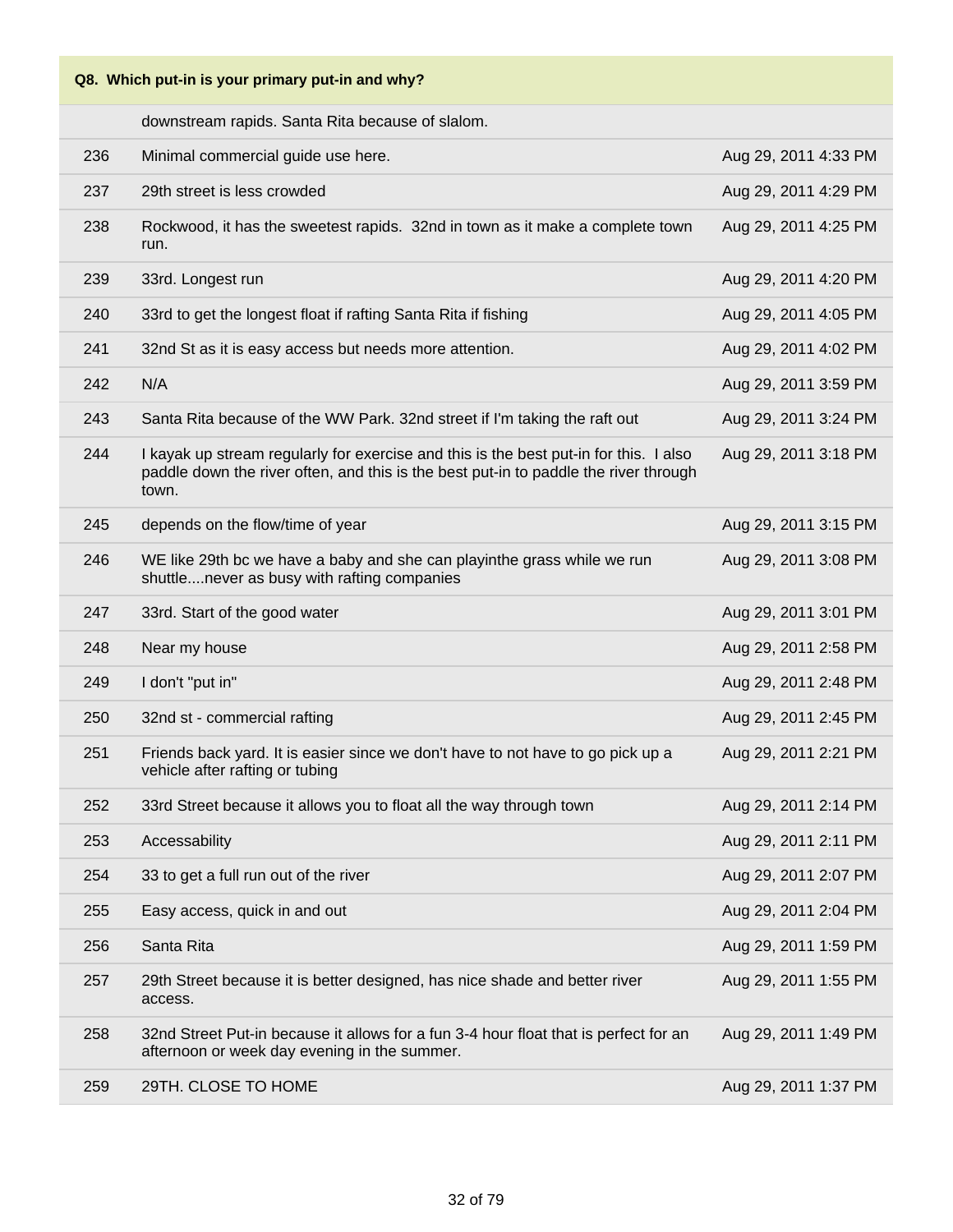| Q8. Which put-in is your primary put-in and why? | | |
|---|---|---|
| | downstream rapids. Santa Rita because of slalom. | |
| 236 | Minimal commercial guide use here. | Aug 29, 2011 4:33 PM |
| 237 | 29th street is less crowded | Aug 29, 2011 4:29 PM |
| 238 | Rockwood, it has the sweetest rapids. 32nd in town as it make a complete town run. | Aug 29, 2011 4:25 PM |
| 239 | 33rd. Longest run | Aug 29, 2011 4:20 PM |
| 240 | 33rd to get the longest float if rafting Santa Rita if fishing | Aug 29, 2011 4:05 PM |
| 241 | 32nd St as it is easy access but needs more attention. | Aug 29, 2011 4:02 PM |
| 242 | N/A | Aug 29, 2011 3:59 PM |
| 243 | Santa Rita because of the WW Park. 32nd street if I'm taking the raft out | Aug 29, 2011 3:24 PM |
| 244 | I kayak up stream regularly for exercise and this is the best put-in for this. I also paddle down the river often, and this is the best put-in to paddle the river through town. | Aug 29, 2011 3:18 PM |
| 245 | depends on the flow/time of year | Aug 29, 2011 3:15 PM |
| 246 | WE like 29th bc we have a baby and she can playinthe grass while we run shuttle....never as busy with rafting companies | Aug 29, 2011 3:08 PM |
| 247 | 33rd. Start of the good water | Aug 29, 2011 3:01 PM |
| 248 | Near my house | Aug 29, 2011 2:58 PM |
| 249 | I don't "put in" | Aug 29, 2011 2:48 PM |
| 250 | 32nd st - commercial rafting | Aug 29, 2011 2:45 PM |
| 251 | Friends back yard. It is easier since we don't have to not have to go pick up a vehicle after rafting or tubing | Aug 29, 2011 2:21 PM |
| 252 | 33rd Street because it allows you to float all the way through town | Aug 29, 2011 2:14 PM |
| 253 | Accessability | Aug 29, 2011 2:11 PM |
| 254 | 33 to get a full run out of the river | Aug 29, 2011 2:07 PM |
| 255 | Easy access, quick in and out | Aug 29, 2011 2:04 PM |
| 256 | Santa Rita | Aug 29, 2011 1:59 PM |
| 257 | 29th Street because it is better designed, has nice shade and better river access. | Aug 29, 2011 1:55 PM |
| 258 | 32nd Street Put-in because it allows for a fun 3-4 hour float that is perfect for an afternoon or week day evening in the summer. | Aug 29, 2011 1:49 PM |
| 259 | 29TH. CLOSE TO HOME | Aug 29, 2011 1:37 PM |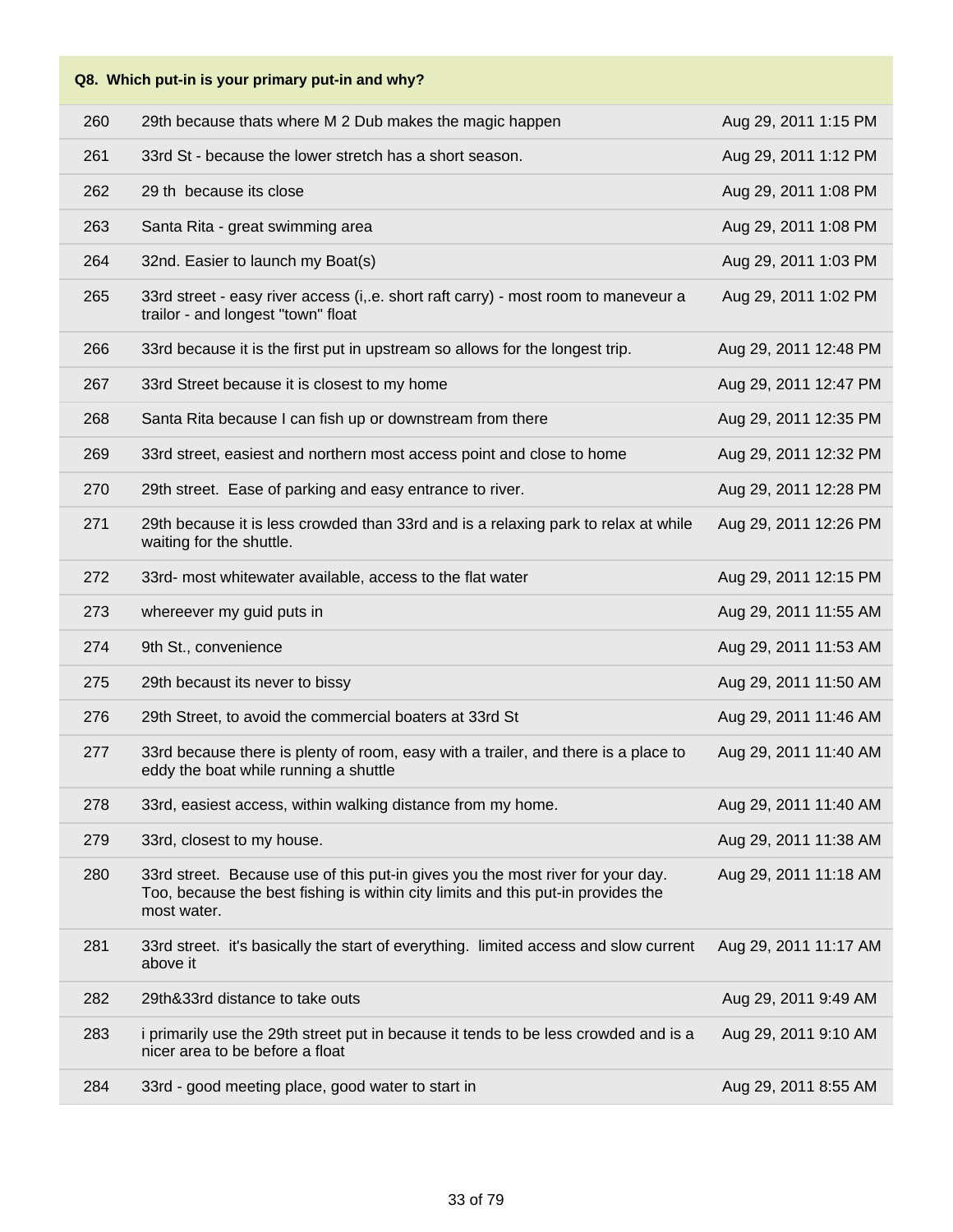| Q8. Which put-in is your primary put-in and why? | | |
|---|---|---|
| 260 | 29th because thats where M 2 Dub makes the magic happen | Aug 29, 2011 1:15 PM |
| 261 | 33rd St - because the lower stretch has a short season. | Aug 29, 2011 1:12 PM |
| 262 | 29 th because its close | Aug 29, 2011 1:08 PM |
| 263 | Santa Rita - great swimming area | Aug 29, 2011 1:08 PM |
| 264 | 32nd. Easier to launch my Boat(s) | Aug 29, 2011 1:03 PM |
| 265 | 33rd street - easy river access (i,.e. short raft carry) - most room to maneveur a trailor - and longest "town" float | Aug 29, 2011 1:02 PM |
| 266 | 33rd because it is the first put in upstream so allows for the longest trip. | Aug 29, 2011 12:48 PM |
| 267 | 33rd Street because it is closest to my home | Aug 29, 2011 12:47 PM |
| 268 | Santa Rita because I can fish up or downstream from there | Aug 29, 2011 12:35 PM |
| 269 | 33rd street, easiest and northern most access point and close to home | Aug 29, 2011 12:32 PM |
| 270 | 29th street. Ease of parking and easy entrance to river. | Aug 29, 2011 12:28 PM |
| 271 | 29th because it is less crowded than 33rd and is a relaxing park to relax at while waiting for the shuttle. | Aug 29, 2011 12:26 PM |
| 272 | 33rd- most whitewater available, access to the flat water | Aug 29, 2011 12:15 PM |
| 273 | whereever my guid puts in | Aug 29, 2011 11:55 AM |
| 274 | 9th St., convenience | Aug 29, 2011 11:53 AM |
| 275 | 29th becaust its never to bissy | Aug 29, 2011 11:50 AM |
| 276 | 29th Street, to avoid the commercial boaters at 33rd St | Aug 29, 2011 11:46 AM |
| 277 | 33rd because there is plenty of room, easy with a trailer, and there is a place to eddy the boat while running a shuttle | Aug 29, 2011 11:40 AM |
| 278 | 33rd, easiest access, within walking distance from my home. | Aug 29, 2011 11:40 AM |
| 279 | 33rd, closest to my house. | Aug 29, 2011 11:38 AM |
| 280 | 33rd street. Because use of this put-in gives you the most river for your day. Too, because the best fishing is within city limits and this put-in provides the most water. | Aug 29, 2011 11:18 AM |
| 281 | 33rd street. it's basically the start of everything. limited access and slow current above it | Aug 29, 2011 11:17 AM |
| 282 | 29th&33rd distance to take outs | Aug 29, 2011 9:49 AM |
| 283 | i primarily use the 29th street put in because it tends to be less crowded and is a nicer area to be before a float | Aug 29, 2011 9:10 AM |
| 284 | 33rd - good meeting place, good water to start in | Aug 29, 2011 8:55 AM |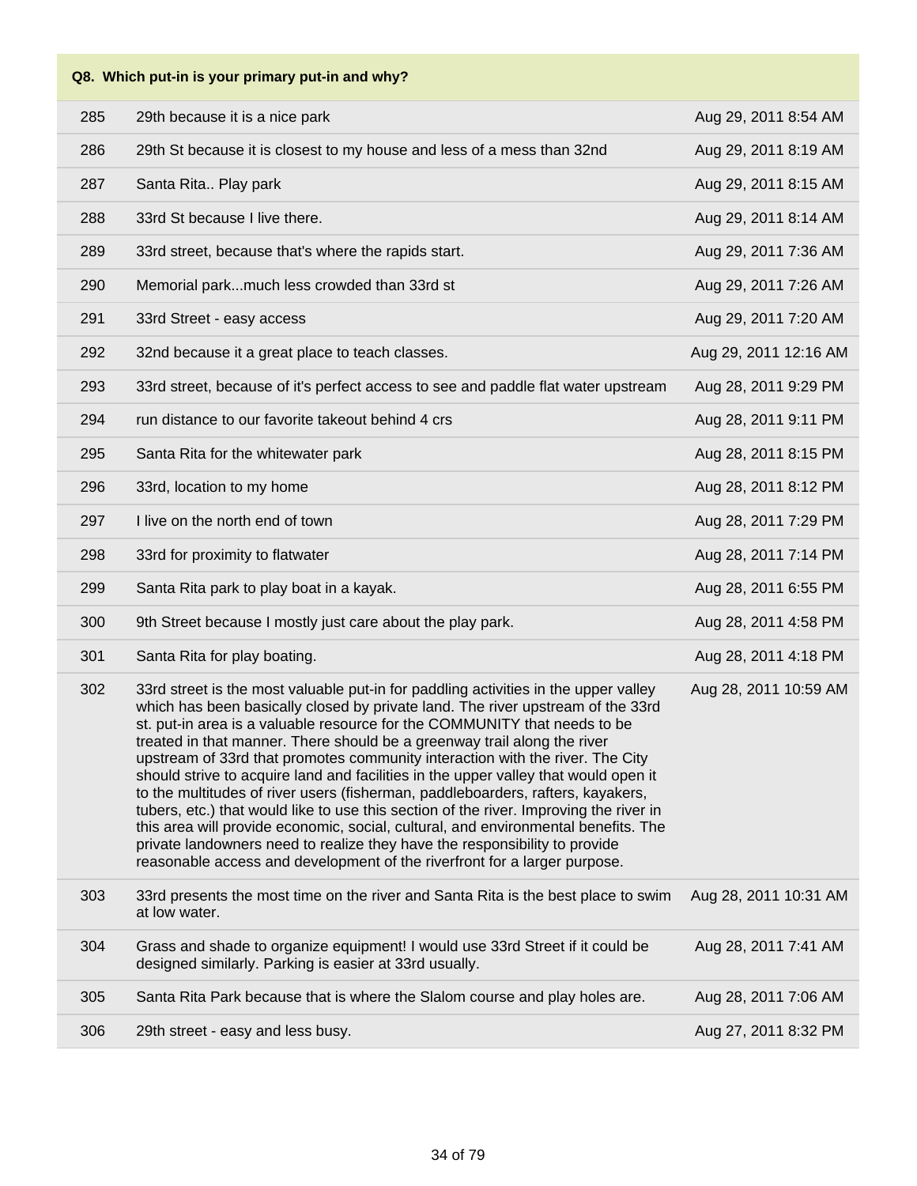| Q8. Which put-in is your primary put-in and why? | | |
|---|---|---|
| 285 | 29th because it is a nice park | Aug 29, 2011 8:54 AM |
| 286 | 29th St because it is closest to my house and less of a mess than 32nd | Aug 29, 2011 8:19 AM |
| 287 | Santa Rita.. Play park | Aug 29, 2011 8:15 AM |
| 288 | 33rd St because I live there. | Aug 29, 2011 8:14 AM |
| 289 | 33rd street, because that's where the rapids start. | Aug 29, 2011 7:36 AM |
| 290 | Memorial park...much less crowded than 33rd st | Aug 29, 2011 7:26 AM |
| 291 | 33rd Street - easy access | Aug 29, 2011 7:20 AM |
| 292 | 32nd because it a great place to teach classes. | Aug 29, 2011 12:16 AM |
| 293 | 33rd street, because of it's perfect access to see and paddle flat water upstream | Aug 28, 2011 9:29 PM |
| 294 | run distance to our favorite takeout behind 4 crs | Aug 28, 2011 9:11 PM |
| 295 | Santa Rita for the whitewater park | Aug 28, 2011 8:15 PM |
| 296 | 33rd, location to my home | Aug 28, 2011 8:12 PM |
| 297 | I live on the north end of town | Aug 28, 2011 7:29 PM |
| 298 | 33rd for proximity to flatwater | Aug 28, 2011 7:14 PM |
| 299 | Santa Rita park to play boat in a kayak. | Aug 28, 2011 6:55 PM |
| 300 | 9th Street because I mostly just care about the play park. | Aug 28, 2011 4:58 PM |
| 301 | Santa Rita for play boating. | Aug 28, 2011 4:18 PM |
| 302 | 33rd street is the most valuable put-in for paddling activities in the upper valley which has been basically closed by private land. The river upstream of the 33rd st. put-in area is a valuable resource for the COMMUNITY that needs to be treated in that manner. There should be a greenway trail along the river upstream of 33rd that promotes community interaction with the river. The City should strive to acquire land and facilities in the upper valley that would open it to the multitudes of river users (fisherman, paddleboarders, rafters, kayakers, tubers, etc.) that would like to use this section of the river. Improving the river in this area will provide economic, social, cultural, and environmental benefits. The private landowners need to realize they have the responsibility to provide reasonable access and development of the riverfront for a larger purpose. | Aug 28, 2011 10:59 AM |
| 303 | 33rd presents the most time on the river and Santa Rita is the best place to swim at low water. | Aug 28, 2011 10:31 AM |
| 304 | Grass and shade to organize equipment! I would use 33rd Street if it could be designed similarly. Parking is easier at 33rd usually. | Aug 28, 2011 7:41 AM |
| 305 | Santa Rita Park because that is where the Slalom course and play holes are. | Aug 28, 2011 7:06 AM |
| 306 | 29th street - easy and less busy. | Aug 27, 2011 8:32 PM |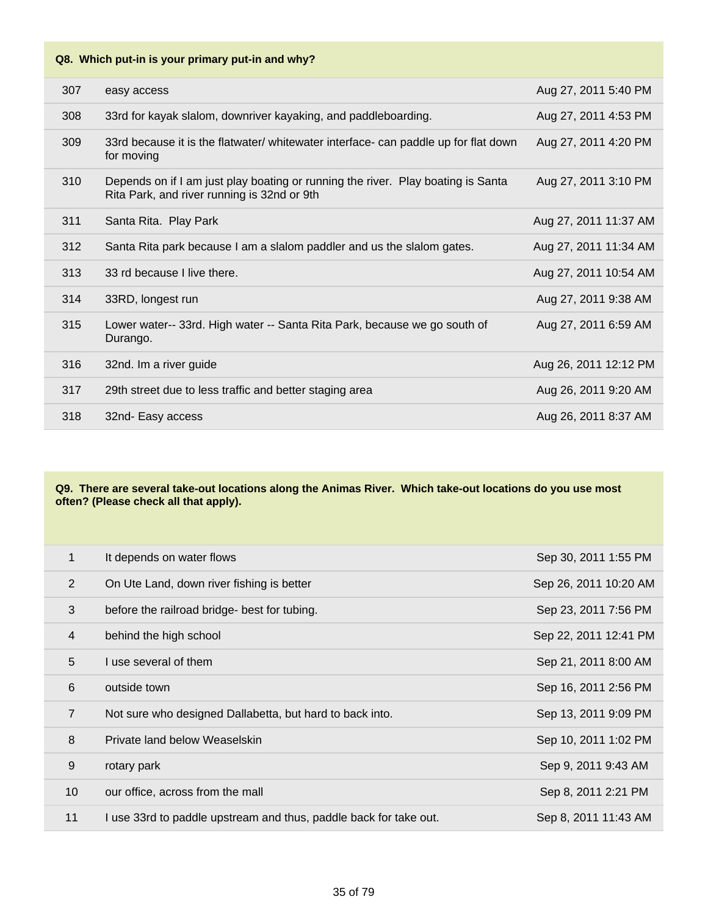| Q8. Which put-in is your primary put-in and why? | | |
|---|---|---|
| 307 | easy access | Aug 27, 2011 5:40 PM |
| 308 | 33rd for kayak slalom, downriver kayaking, and paddleboarding. | Aug 27, 2011 4:53 PM |
| 309 | 33rd because it is the flatwater/ whitewater interface- can paddle up for flat down for moving | Aug 27, 2011 4:20 PM |
| 310 | Depends on if I am just play boating or running the river. Play boating is Santa Rita Park, and river running is 32nd or 9th | Aug 27, 2011 3:10 PM |
| 311 | Santa Rita. Play Park | Aug 27, 2011 11:37 AM |
| 312 | Santa Rita park because I am a slalom paddler and us the slalom gates. | Aug 27, 2011 11:34 AM |
| 313 | 33 rd because I live there. | Aug 27, 2011 10:54 AM |
| 314 | 33RD, longest run | Aug 27, 2011 9:38 AM |
| 315 | Lower water-- 33rd. High water -- Santa Rita Park, because we go south of Durango. | Aug 27, 2011 6:59 AM |
| 316 | 32nd. Im a river guide | Aug 26, 2011 12:12 PM |
| 317 | 29th street due to less traffic and better staging area | Aug 26, 2011 9:20 AM |
| 318 | 32nd- Easy access | Aug 26, 2011 8:37 AM |

| Q9. There are several take-out locations along the Animas River. Which take-out locations do you use most often? (Please check all that apply). | | |
|---|---|---|
| 1 | It depends on water flows | Sep 30, 2011 1:55 PM |
| 2 | On Ute Land, down river fishing is better | Sep 26, 2011 10:20 AM |
| 3 | before the railroad bridge- best for tubing. | Sep 23, 2011 7:56 PM |
| 4 | behind the high school | Sep 22, 2011 12:41 PM |
| 5 | I use several of them | Sep 21, 2011 8:00 AM |
| 6 | outside town | Sep 16, 2011 2:56 PM |
| 7 | Not sure who designed Dallabetta, but hard to back into. | Sep 13, 2011 9:09 PM |
| 8 | Private land below Weaselskin | Sep 10, 2011 1:02 PM |
| 9 | rotary park | Sep 9, 2011 9:43 AM |
| 10 | our office, across from the mall | Sep 8, 2011 2:21 PM |
| 11 | I use 33rd to paddle upstream and thus, paddle back for take out. | Sep 8, 2011 11:43 AM |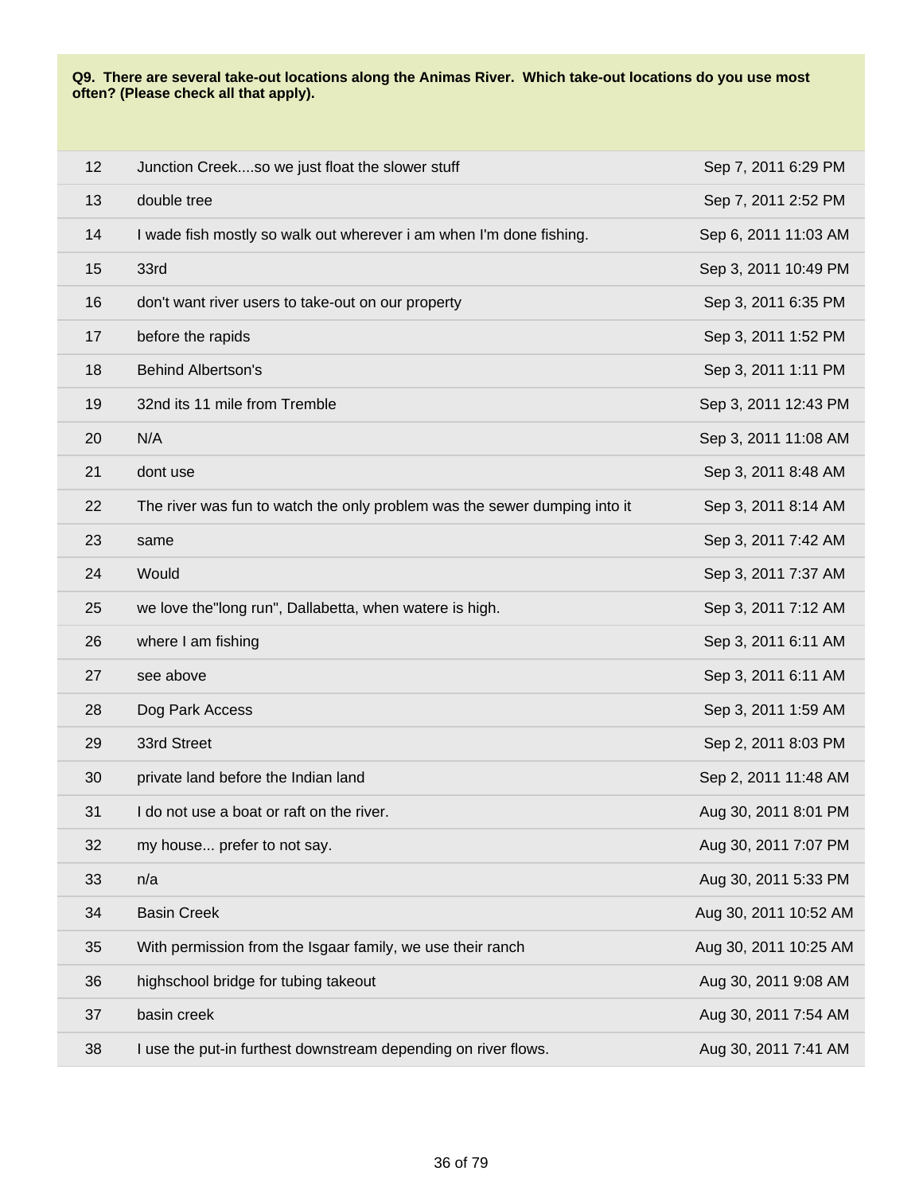**Q9. There are several take-out locations along the Animas River. Which take-out locations do you use most often? (Please check all that apply).**

| | | |
|---|---|---|
| 12 | Junction Creek....so we just float the slower stuff | Sep 7, 2011 6:29 PM |
| 13 | double tree | Sep 7, 2011 2:52 PM |
| 14 | I wade fish mostly so walk out wherever i am when I'm done fishing. | Sep 6, 2011 11:03 AM |
| 15 | 33rd | Sep 3, 2011 10:49 PM |
| 16 | don't want river users to take-out on our property | Sep 3, 2011 6:35 PM |
| 17 | before the rapids | Sep 3, 2011 1:52 PM |
| 18 | Behind Albertson's | Sep 3, 2011 1:11 PM |
| 19 | 32nd its 11 mile from Tremble | Sep 3, 2011 12:43 PM |
| 20 | N/A | Sep 3, 2011 11:08 AM |
| 21 | dont use | Sep 3, 2011 8:48 AM |
| 22 | The river was fun to watch the only problem was the sewer dumping into it | Sep 3, 2011 8:14 AM |
| 23 | same | Sep 3, 2011 7:42 AM |
| 24 | Would | Sep 3, 2011 7:37 AM |
| 25 | we love the"long run", Dallabetta, when watere is high. | Sep 3, 2011 7:12 AM |
| 26 | where I am fishing | Sep 3, 2011 6:11 AM |
| 27 | see above | Sep 3, 2011 6:11 AM |
| 28 | Dog Park Access | Sep 3, 2011 1:59 AM |
| 29 | 33rd Street | Sep 2, 2011 8:03 PM |
| 30 | private land before the Indian land | Sep 2, 2011 11:48 AM |
| 31 | I do not use a boat or raft on the river. | Aug 30, 2011 8:01 PM |
| 32 | my house... prefer to not say. | Aug 30, 2011 7:07 PM |
| 33 | n/a | Aug 30, 2011 5:33 PM |
| 34 | Basin Creek | Aug 30, 2011 10:52 AM |
| 35 | With permission from the Isgaar family, we use their ranch | Aug 30, 2011 10:25 AM |
| 36 | highschool bridge for tubing takeout | Aug 30, 2011 9:08 AM |
| 37 | basin creek | Aug 30, 2011 7:54 AM |
| 38 | I use the put-in furthest downstream depending on river flows. | Aug 30, 2011 7:41 AM |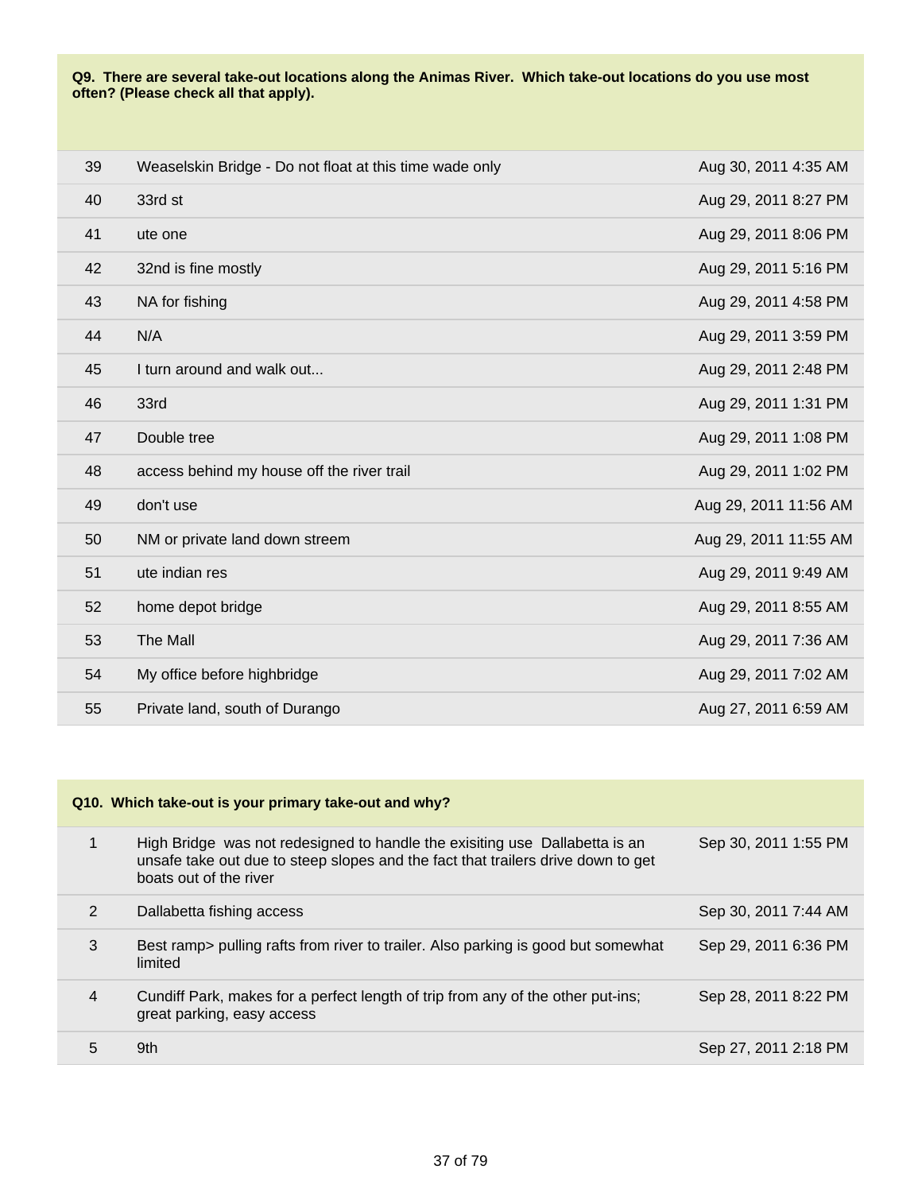**Q9. There are several take-out locations along the Animas River. Which take-out locations do you use most often? (Please check all that apply).**

| | | |
|---|---|---|
| 39 | Weaselskin Bridge - Do not float at this time wade only | Aug 30, 2011 4:35 AM |
| 40 | 33rd st | Aug 29, 2011 8:27 PM |
| 41 | ute one | Aug 29, 2011 8:06 PM |
| 42 | 32nd is fine mostly | Aug 29, 2011 5:16 PM |
| 43 | NA for fishing | Aug 29, 2011 4:58 PM |
| 44 | N/A | Aug 29, 2011 3:59 PM |
| 45 | I turn around and walk out... | Aug 29, 2011 2:48 PM |
| 46 | 33rd | Aug 29, 2011 1:31 PM |
| 47 | Double tree | Aug 29, 2011 1:08 PM |
| 48 | access behind my house off the river trail | Aug 29, 2011 1:02 PM |
| 49 | don't use | Aug 29, 2011 11:56 AM |
| 50 | NM or private land down streem | Aug 29, 2011 11:55 AM |
| 51 | ute indian res | Aug 29, 2011 9:49 AM |
| 52 | home depot bridge | Aug 29, 2011 8:55 AM |
| 53 | The Mall | Aug 29, 2011 7:36 AM |
| 54 | My office before highbridge | Aug 29, 2011 7:02 AM |
| 55 | Private land, south of Durango | Aug 27, 2011 6:59 AM |

**Q10. Which take-out is your primary take-out and why?**

| | | |
|---|---|---|
| 1 | High Bridge was not redesigned to handle the exisiting use Dallabetta is an unsafe take out due to steep slopes and the fact that trailers drive down to get boats out of the river | Sep 30, 2011 1:55 PM |
| 2 | Dallabetta fishing access | Sep 30, 2011 7:44 AM |
| 3 | Best ramp> pulling rafts from river to trailer. Also parking is good but somewhat limited | Sep 29, 2011 6:36 PM |
| 4 | Cundiff Park, makes for a perfect length of trip from any of the other put-ins; great parking, easy access | Sep 28, 2011 8:22 PM |
| 5 | 9th | Sep 27, 2011 2:18 PM |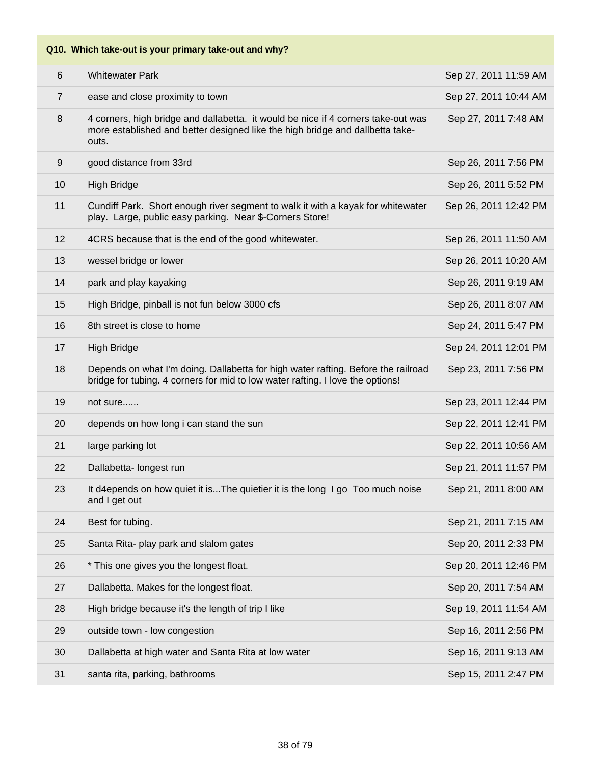| Q10. Which take-out is your primary take-out and why? | | |
|---|---|---|
| 6 | Whitewater Park | Sep 27, 2011 11:59 AM |
| 7 | ease and close proximity to town | Sep 27, 2011 10:44 AM |
| 8 | 4 corners, high bridge and dallabetta. it would be nice if 4 corners take-out was more established and better designed like the high bridge and dallbetta take-outs. | Sep 27, 2011 7:48 AM |
| 9 | good distance from 33rd | Sep 26, 2011 7:56 PM |
| 10 | High Bridge | Sep 26, 2011 5:52 PM |
| 11 | Cundiff Park. Short enough river segment to walk it with a kayak for whitewater play. Large, public easy parking. Near $-Corners Store! | Sep 26, 2011 12:42 PM |
| 12 | 4CRS because that is the end of the good whitewater. | Sep 26, 2011 11:50 AM |
| 13 | wessel bridge or lower | Sep 26, 2011 10:20 AM |
| 14 | park and play kayaking | Sep 26, 2011 9:19 AM |
| 15 | High Bridge, pinball is not fun below 3000 cfs | Sep 26, 2011 8:07 AM |
| 16 | 8th street is close to home | Sep 24, 2011 5:47 PM |
| 17 | High Bridge | Sep 24, 2011 12:01 PM |
| 18 | Depends on what I'm doing. Dallabetta for high water rafting. Before the railroad bridge for tubing. 4 corners for mid to low water rafting. I love the options! | Sep 23, 2011 7:56 PM |
| 19 | not sure...... | Sep 23, 2011 12:44 PM |
| 20 | depends on how long i can stand the sun | Sep 22, 2011 12:41 PM |
| 21 | large parking lot | Sep 22, 2011 10:56 AM |
| 22 | Dallabetta- longest run | Sep 21, 2011 11:57 PM |
| 23 | It d4epends on how quiet it is...The quietier it is the long I go Too much noise and I get out | Sep 21, 2011 8:00 AM |
| 24 | Best for tubing. | Sep 21, 2011 7:15 AM |
| 25 | Santa Rita- play park and slalom gates | Sep 20, 2011 2:33 PM |
| 26 | * This one gives you the longest float. | Sep 20, 2011 12:46 PM |
| 27 | Dallabetta. Makes for the longest float. | Sep 20, 2011 7:54 AM |
| 28 | High bridge because it's the length of trip I like | Sep 19, 2011 11:54 AM |
| 29 | outside town - low congestion | Sep 16, 2011 2:56 PM |
| 30 | Dallabetta at high water and Santa Rita at low water | Sep 16, 2011 9:13 AM |
| 31 | santa rita, parking, bathrooms | Sep 15, 2011 2:47 PM |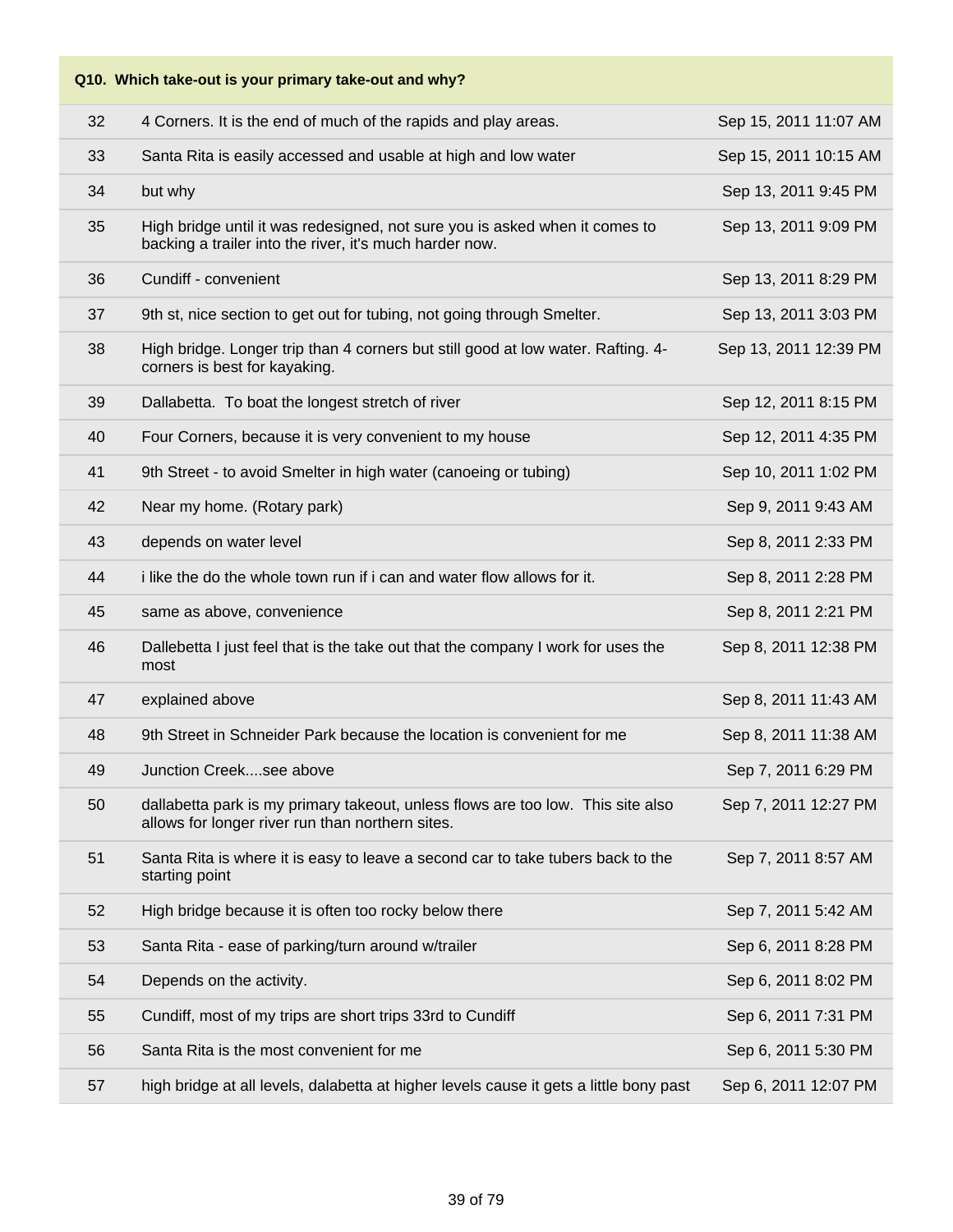| Q10. Which take-out is your primary take-out and why? | | |
|---|---|---|
| 32 | 4 Corners. It is the end of much of the rapids and play areas. | Sep 15, 2011 11:07 AM |
| 33 | Santa Rita is easily accessed and usable at high and low water | Sep 15, 2011 10:15 AM |
| 34 | but why | Sep 13, 2011 9:45 PM |
| 35 | High bridge until it was redesigned, not sure you is asked when it comes to backing a trailer into the river, it's much harder now. | Sep 13, 2011 9:09 PM |
| 36 | Cundiff - convenient | Sep 13, 2011 8:29 PM |
| 37 | 9th st, nice section to get out for tubing, not going through Smelter. | Sep 13, 2011 3:03 PM |
| 38 | High bridge. Longer trip than 4 corners but still good at low water. Rafting. 4-corners is best for kayaking. | Sep 13, 2011 12:39 PM |
| 39 | Dallabetta. To boat the longest stretch of river | Sep 12, 2011 8:15 PM |
| 40 | Four Corners, because it is very convenient to my house | Sep 12, 2011 4:35 PM |
| 41 | 9th Street - to avoid Smelter in high water (canoeing or tubing) | Sep 10, 2011 1:02 PM |
| 42 | Near my home. (Rotary park) | Sep 9, 2011 9:43 AM |
| 43 | depends on water level | Sep 8, 2011 2:33 PM |
| 44 | i like the do the whole town run if i can and water flow allows for it. | Sep 8, 2011 2:28 PM |
| 45 | same as above, convenience | Sep 8, 2011 2:21 PM |
| 46 | Dallebetta I just feel that is the take out that the company I work for uses the most | Sep 8, 2011 12:38 PM |
| 47 | explained above | Sep 8, 2011 11:43 AM |
| 48 | 9th Street in Schneider Park because the location is convenient for me | Sep 8, 2011 11:38 AM |
| 49 | Junction Creek....see above | Sep 7, 2011 6:29 PM |
| 50 | dallabetta park is my primary takeout, unless flows are too low. This site also allows for longer river run than northern sites. | Sep 7, 2011 12:27 PM |
| 51 | Santa Rita is where it is easy to leave a second car to take tubers back to the starting point | Sep 7, 2011 8:57 AM |
| 52 | High bridge because it is often too rocky below there | Sep 7, 2011 5:42 AM |
| 53 | Santa Rita - ease of parking/turn around w/trailer | Sep 6, 2011 8:28 PM |
| 54 | Depends on the activity. | Sep 6, 2011 8:02 PM |
| 55 | Cundiff, most of my trips are short trips 33rd to Cundiff | Sep 6, 2011 7:31 PM |
| 56 | Santa Rita is the most convenient for me | Sep 6, 2011 5:30 PM |
| 57 | high bridge at all levels, dalabetta at higher levels cause it gets a little bony past | Sep 6, 2011 12:07 PM |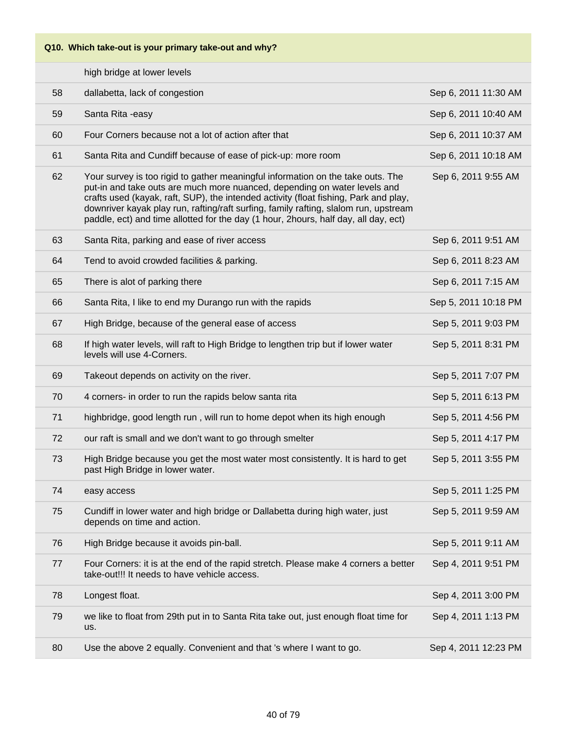**Q10. Which take-out is your primary take-out and why?**

| | | |
|---|---|---|
| | high bridge at lower levels | |
| 58 | dallabetta, lack of congestion | Sep 6, 2011 11:30 AM |
| 59 | Santa Rita -easy | Sep 6, 2011 10:40 AM |
| 60 | Four Corners because not a lot of action after that | Sep 6, 2011 10:37 AM |
| 61 | Santa Rita and Cundiff because of ease of pick-up: more room | Sep 6, 2011 10:18 AM |
| 62 | Your survey is too rigid to gather meaningful information on the take outs. The put-in and take outs are much more nuanced, depending on water levels and crafts used (kayak, raft, SUP), the intended activity (float fishing, Park and play, downriver kayak play run, rafting/raft surfing, family rafting, slalom run, upstream paddle, ect) and time allotted for the day (1 hour, 2hours, half day, all day, ect) | Sep 6, 2011 9:55 AM |
| 63 | Santa Rita, parking and ease of river access | Sep 6, 2011 9:51 AM |
| 64 | Tend to avoid crowded facilities & parking. | Sep 6, 2011 8:23 AM |
| 65 | There is alot of parking there | Sep 6, 2011 7:15 AM |
| 66 | Santa Rita, I like to end my Durango run with the rapids | Sep 5, 2011 10:18 PM |
| 67 | High Bridge, because of the general ease of access | Sep 5, 2011 9:03 PM |
| 68 | If high water levels, will raft to High Bridge to lengthen trip but if lower water levels will use 4-Corners. | Sep 5, 2011 8:31 PM |
| 69 | Takeout depends on activity on the river. | Sep 5, 2011 7:07 PM |
| 70 | 4 corners- in order to run the rapids below santa rita | Sep 5, 2011 6:13 PM |
| 71 | highbridge, good length run , will run to home depot when its high enough | Sep 5, 2011 4:56 PM |
| 72 | our raft is small and we don't want to go through smelter | Sep 5, 2011 4:17 PM |
| 73 | High Bridge because you get the most water most consistently. It is hard to get past High Bridge in lower water. | Sep 5, 2011 3:55 PM |
| 74 | easy access | Sep 5, 2011 1:25 PM |
| 75 | Cundiff in lower water and high bridge or Dallabetta during high water, just depends on time and action. | Sep 5, 2011 9:59 AM |
| 76 | High Bridge because it avoids pin-ball. | Sep 5, 2011 9:11 AM |
| 77 | Four Corners: it is at the end of the rapid stretch. Please make 4 corners a better take-out!!! It needs to have vehicle access. | Sep 4, 2011 9:51 PM |
| 78 | Longest float. | Sep 4, 2011 3:00 PM |
| 79 | we like to float from 29th put in to Santa Rita take out, just enough float time for us. | Sep 4, 2011 1:13 PM |
| 80 | Use the above 2 equally. Convenient and that 's where I want to go. | Sep 4, 2011 12:23 PM |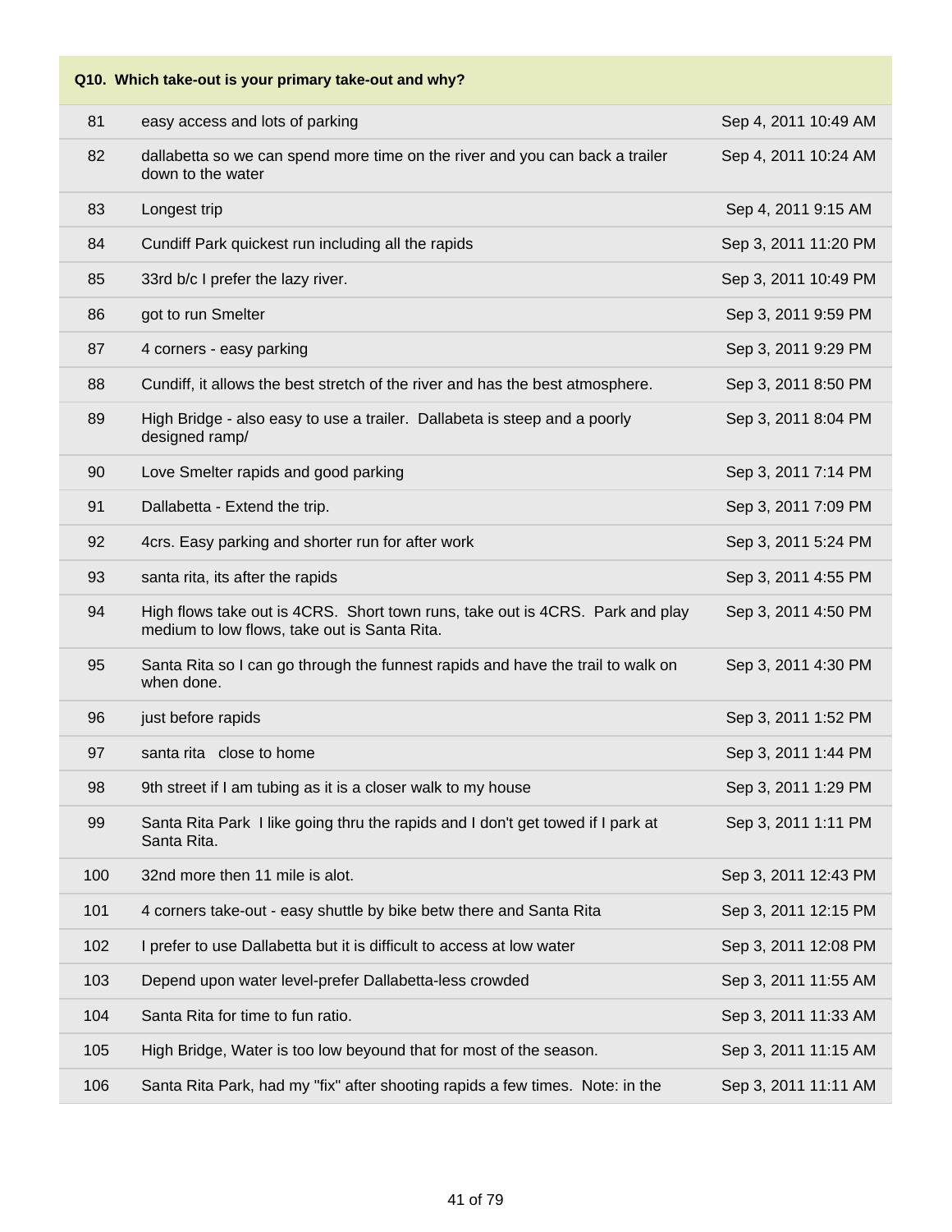| Q10. Which take-out is your primary take-out and why? | | |
|---|---|---|
| 81 | easy access and lots of parking | Sep 4, 2011 10:49 AM |
| 82 | dallabetta so we can spend more time on the river and you can back a trailer down to the water | Sep 4, 2011 10:24 AM |
| 83 | Longest trip | Sep 4, 2011 9:15 AM |
| 84 | Cundiff Park quickest run including all the rapids | Sep 3, 2011 11:20 PM |
| 85 | 33rd b/c I prefer the lazy river. | Sep 3, 2011 10:49 PM |
| 86 | got to run Smelter | Sep 3, 2011 9:59 PM |
| 87 | 4 corners - easy parking | Sep 3, 2011 9:29 PM |
| 88 | Cundiff, it allows the best stretch of the river and has the best atmosphere. | Sep 3, 2011 8:50 PM |
| 89 | High Bridge - also easy to use a trailer. Dallabeta is steep and a poorly designed ramp/ | Sep 3, 2011 8:04 PM |
| 90 | Love Smelter rapids and good parking | Sep 3, 2011 7:14 PM |
| 91 | Dallabetta - Extend the trip. | Sep 3, 2011 7:09 PM |
| 92 | 4crs. Easy parking and shorter run for after work | Sep 3, 2011 5:24 PM |
| 93 | santa rita, its after the rapids | Sep 3, 2011 4:55 PM |
| 94 | High flows take out is 4CRS. Short town runs, take out is 4CRS. Park and play medium to low flows, take out is Santa Rita. | Sep 3, 2011 4:50 PM |
| 95 | Santa Rita so I can go through the funnest rapids and have the trail to walk on when done. | Sep 3, 2011 4:30 PM |
| 96 | just before rapids | Sep 3, 2011 1:52 PM |
| 97 | santa rita close to home | Sep 3, 2011 1:44 PM |
| 98 | 9th street if I am tubing as it is a closer walk to my house | Sep 3, 2011 1:29 PM |
| 99 | Santa Rita Park I like going thru the rapids and I don't get towed if I park at Santa Rita. | Sep 3, 2011 1:11 PM |
| 100 | 32nd more then 11 mile is alot. | Sep 3, 2011 12:43 PM |
| 101 | 4 corners take-out - easy shuttle by bike betw there and Santa Rita | Sep 3, 2011 12:15 PM |
| 102 | I prefer to use Dallabetta but it is difficult to access at low water | Sep 3, 2011 12:08 PM |
| 103 | Depend upon water level-prefer Dallabetta-less crowded | Sep 3, 2011 11:55 AM |
| 104 | Santa Rita for time to fun ratio. | Sep 3, 2011 11:33 AM |
| 105 | High Bridge, Water is too low beyound that for most of the season. | Sep 3, 2011 11:15 AM |
| 106 | Santa Rita Park, had my "fix" after shooting rapids a few times. Note: in the | Sep 3, 2011 11:11 AM |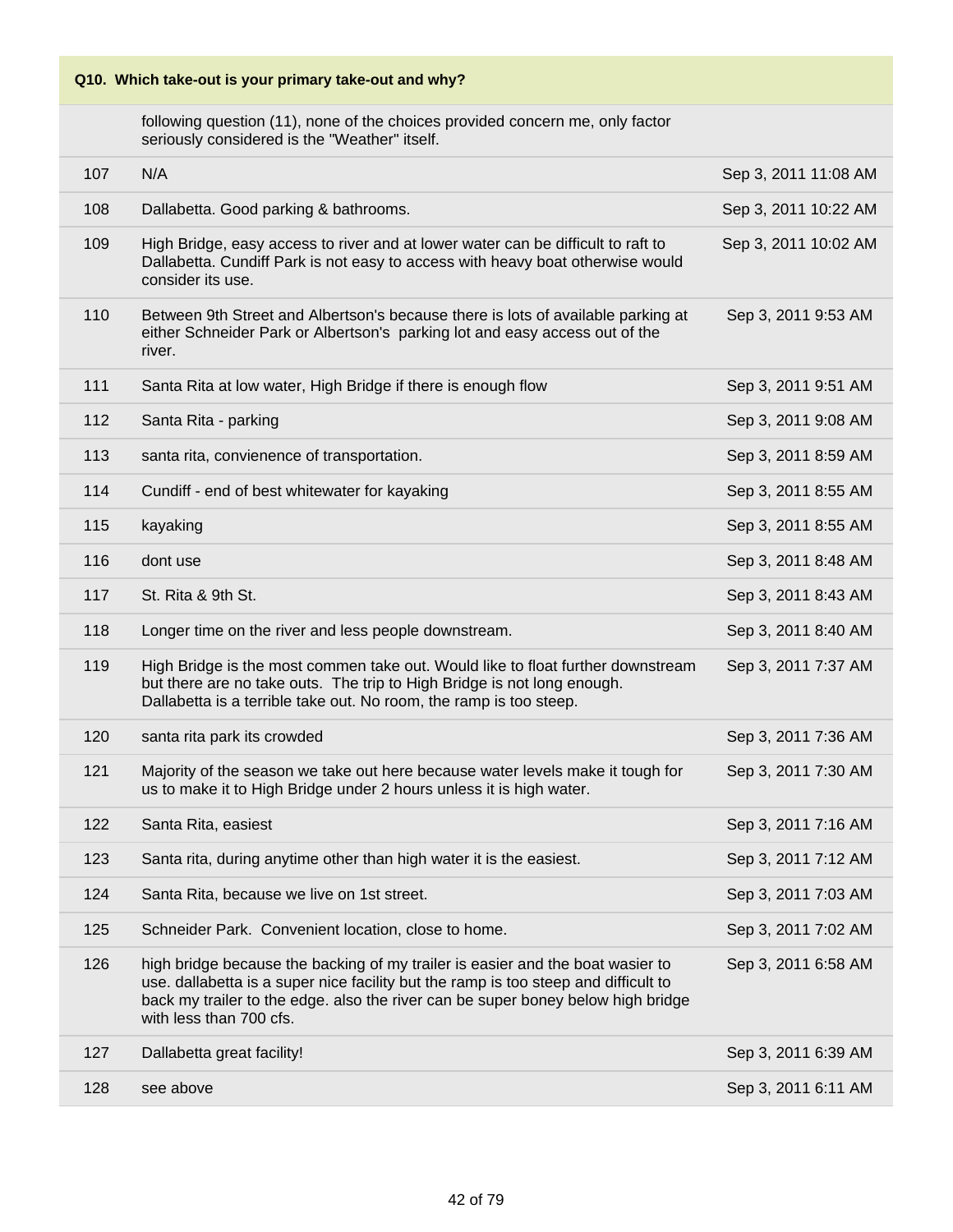## Q10. Which take-out is your primary take-out and why?

| | | |
|---|---|---|
| | following question (11), none of the choices provided concern me, only factor seriously considered is the "Weather" itself. | |
| 107 | N/A | Sep 3, 2011 11:08 AM |
| 108 | Dallabetta. Good parking & bathrooms. | Sep 3, 2011 10:22 AM |
| 109 | High Bridge, easy access to river and at lower water can be difficult to raft to Dallabetta. Cundiff Park is not easy to access with heavy boat otherwise would consider its use. | Sep 3, 2011 10:02 AM |
| 110 | Between 9th Street and Albertson's because there is lots of available parking at either Schneider Park or Albertson's parking lot and easy access out of the river. | Sep 3, 2011 9:53 AM |
| 111 | Santa Rita at low water, High Bridge if there is enough flow | Sep 3, 2011 9:51 AM |
| 112 | Santa Rita - parking | Sep 3, 2011 9:08 AM |
| 113 | santa rita, convienence of transportation. | Sep 3, 2011 8:59 AM |
| 114 | Cundiff - end of best whitewater for kayaking | Sep 3, 2011 8:55 AM |
| 115 | kayaking | Sep 3, 2011 8:55 AM |
| 116 | dont use | Sep 3, 2011 8:48 AM |
| 117 | St. Rita & 9th St. | Sep 3, 2011 8:43 AM |
| 118 | Longer time on the river and less people downstream. | Sep 3, 2011 8:40 AM |
| 119 | High Bridge is the most commen take out. Would like to float further downstream but there are no take outs. The trip to High Bridge is not long enough. Dallabetta is a terrible take out. No room, the ramp is too steep. | Sep 3, 2011 7:37 AM |
| 120 | santa rita park its crowded | Sep 3, 2011 7:36 AM |
| 121 | Majority of the season we take out here because water levels make it tough for us to make it to High Bridge under 2 hours unless it is high water. | Sep 3, 2011 7:30 AM |
| 122 | Santa Rita, easiest | Sep 3, 2011 7:16 AM |
| 123 | Santa rita, during anytime other than high water it is the easiest. | Sep 3, 2011 7:12 AM |
| 124 | Santa Rita, because we live on 1st street. | Sep 3, 2011 7:03 AM |
| 125 | Schneider Park. Convenient location, close to home. | Sep 3, 2011 7:02 AM |
| 126 | high bridge because the backing of my trailer is easier and the boat wasier to use. dallabetta is a super nice facility but the ramp is too steep and difficult to back my trailer to the edge. also the river can be super boney below high bridge with less than 700 cfs. | Sep 3, 2011 6:58 AM |
| 127 | Dallabetta great facility! | Sep 3, 2011 6:39 AM |
| 128 | see above | Sep 3, 2011 6:11 AM |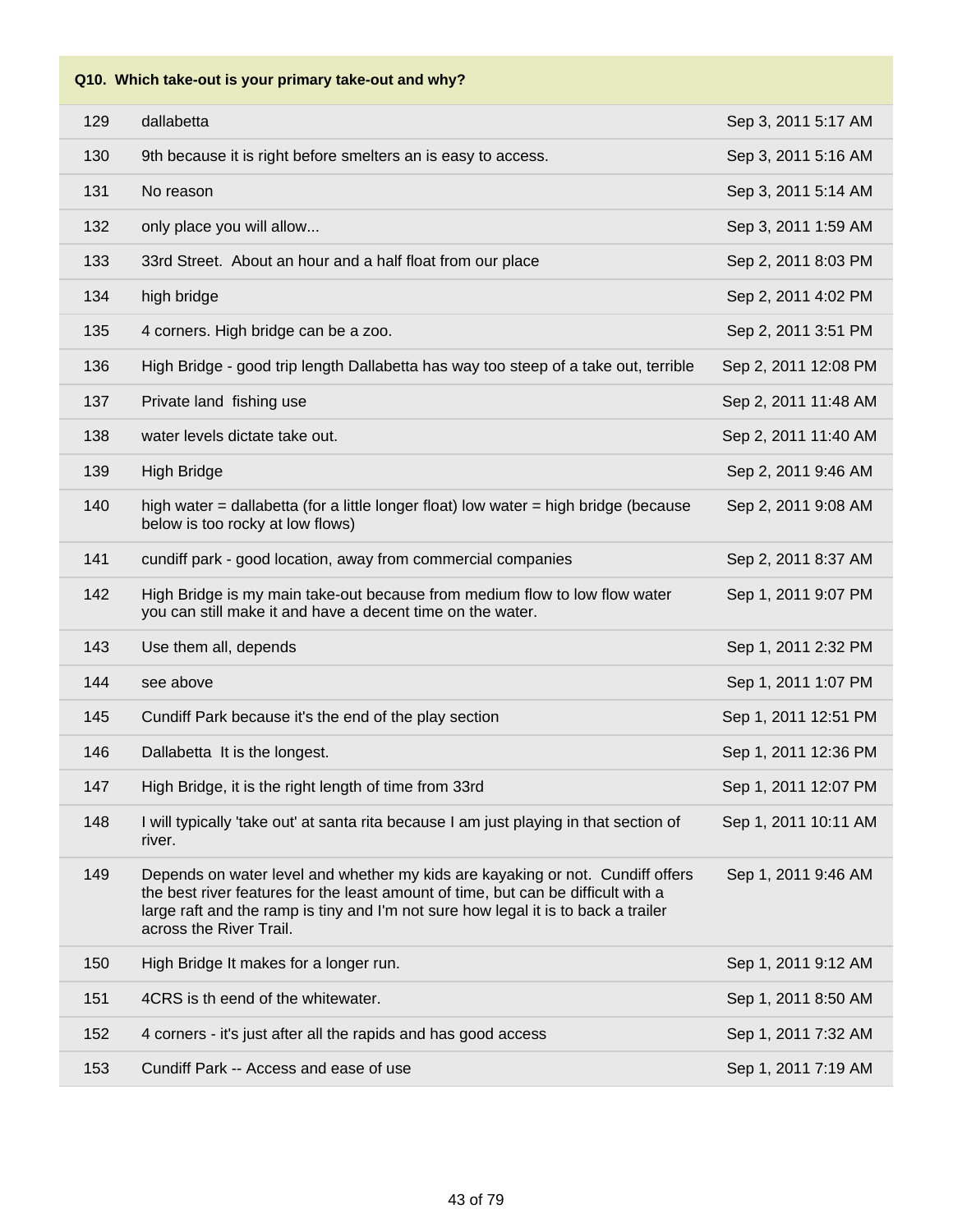| Q10. Which take-out is your primary take-out and why? | | |
|---|---|---|
| 129 | dallabetta | Sep 3, 2011 5:17 AM |
| 130 | 9th because it is right before smelters an is easy to access. | Sep 3, 2011 5:16 AM |
| 131 | No reason | Sep 3, 2011 5:14 AM |
| 132 | only place you will allow... | Sep 3, 2011 1:59 AM |
| 133 | 33rd Street. About an hour and a half float from our place | Sep 2, 2011 8:03 PM |
| 134 | high bridge | Sep 2, 2011 4:02 PM |
| 135 | 4 corners. High bridge can be a zoo. | Sep 2, 2011 3:51 PM |
| 136 | High Bridge - good trip length Dallabetta has way too steep of a take out, terrible | Sep 2, 2011 12:08 PM |
| 137 | Private land fishing use | Sep 2, 2011 11:48 AM |
| 138 | water levels dictate take out. | Sep 2, 2011 11:40 AM |
| 139 | High Bridge | Sep 2, 2011 9:46 AM |
| 140 | high water = dallabetta (for a little longer float) low water = high bridge (because below is too rocky at low flows) | Sep 2, 2011 9:08 AM |
| 141 | cundiff park - good location, away from commercial companies | Sep 2, 2011 8:37 AM |
| 142 | High Bridge is my main take-out because from medium flow to low flow water you can still make it and have a decent time on the water. | Sep 1, 2011 9:07 PM |
| 143 | Use them all, depends | Sep 1, 2011 2:32 PM |
| 144 | see above | Sep 1, 2011 1:07 PM |
| 145 | Cundiff Park because it's the end of the play section | Sep 1, 2011 12:51 PM |
| 146 | Dallabetta It is the longest. | Sep 1, 2011 12:36 PM |
| 147 | High Bridge, it is the right length of time from 33rd | Sep 1, 2011 12:07 PM |
| 148 | I will typically 'take out' at santa rita because I am just playing in that section of river. | Sep 1, 2011 10:11 AM |
| 149 | Depends on water level and whether my kids are kayaking or not. Cundiff offers the best river features for the least amount of time, but can be difficult with a large raft and the ramp is tiny and I'm not sure how legal it is to back a trailer across the River Trail. | Sep 1, 2011 9:46 AM |
| 150 | High Bridge It makes for a longer run. | Sep 1, 2011 9:12 AM |
| 151 | 4CRS is th eend of the whitewater. | Sep 1, 2011 8:50 AM |
| 152 | 4 corners - it's just after all the rapids and has good access | Sep 1, 2011 7:32 AM |
| 153 | Cundiff Park -- Access and ease of use | Sep 1, 2011 7:19 AM |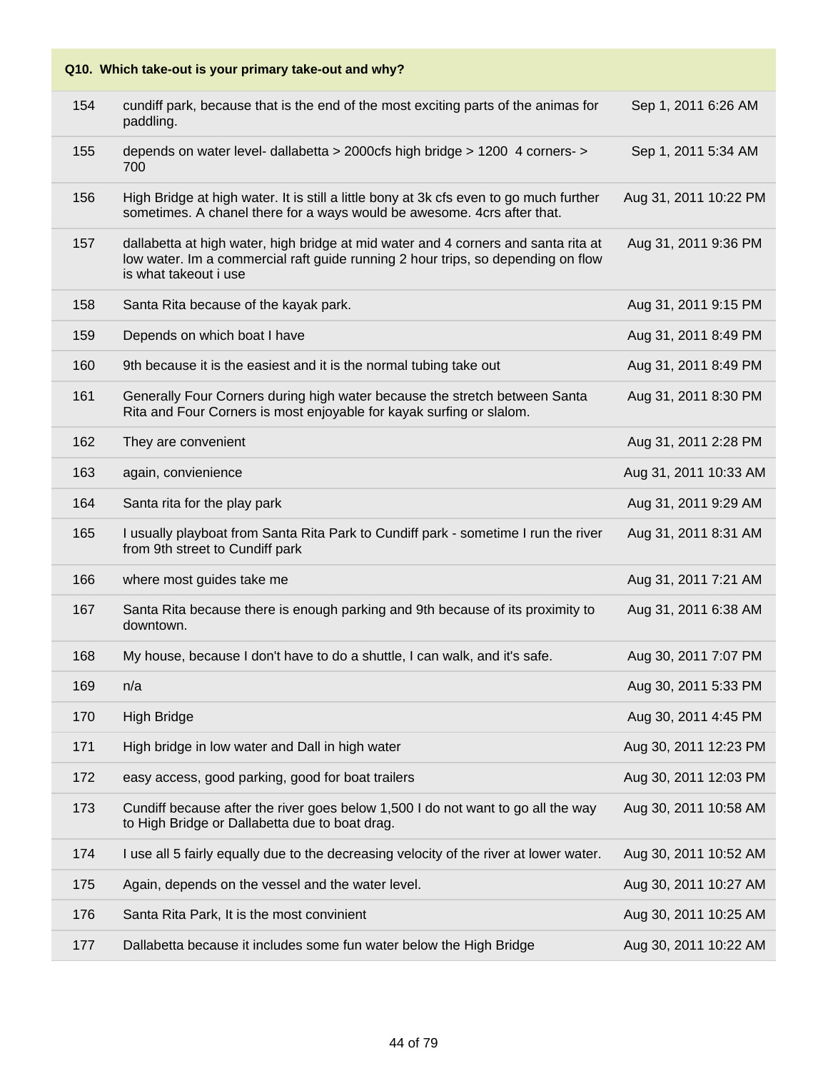| Q10. Which take-out is your primary take-out and why? | | |
|---|---|---|
| 154 | cundiff park, because that is the end of the most exciting parts of the animas for paddling. | Sep 1, 2011 6:26 AM |
| 155 | depends on water level- dallabetta > 2000cfs high bridge > 1200 4 corners- > 700 | Sep 1, 2011 5:34 AM |
| 156 | High Bridge at high water. It is still a little bony at 3k cfs even to go much further sometimes. A chanel there for a ways would be awesome. 4crs after that. | Aug 31, 2011 10:22 PM |
| 157 | dallabetta at high water, high bridge at mid water and 4 corners and santa rita at low water. Im a commercial raft guide running 2 hour trips, so depending on flow is what takeout i use | Aug 31, 2011 9:36 PM |
| 158 | Santa Rita because of the kayak park. | Aug 31, 2011 9:15 PM |
| 159 | Depends on which boat I have | Aug 31, 2011 8:49 PM |
| 160 | 9th because it is the easiest and it is the normal tubing take out | Aug 31, 2011 8:49 PM |
| 161 | Generally Four Corners during high water because the stretch between Santa Rita and Four Corners is most enjoyable for kayak surfing or slalom. | Aug 31, 2011 8:30 PM |
| 162 | They are convenient | Aug 31, 2011 2:28 PM |
| 163 | again, convienience | Aug 31, 2011 10:33 AM |
| 164 | Santa rita for the play park | Aug 31, 2011 9:29 AM |
| 165 | I usually playboat from Santa Rita Park to Cundiff park - sometime I run the river from 9th street to Cundiff park | Aug 31, 2011 8:31 AM |
| 166 | where most guides take me | Aug 31, 2011 7:21 AM |
| 167 | Santa Rita because there is enough parking and 9th because of its proximity to downtown. | Aug 31, 2011 6:38 AM |
| 168 | My house, because I don't have to do a shuttle, I can walk, and it's safe. | Aug 30, 2011 7:07 PM |
| 169 | n/a | Aug 30, 2011 5:33 PM |
| 170 | High Bridge | Aug 30, 2011 4:45 PM |
| 171 | High bridge in low water and Dall in high water | Aug 30, 2011 12:23 PM |
| 172 | easy access, good parking, good for boat trailers | Aug 30, 2011 12:03 PM |
| 173 | Cundiff because after the river goes below 1,500 I do not want to go all the way to High Bridge or Dallabetta due to boat drag. | Aug 30, 2011 10:58 AM |
| 174 | I use all 5 fairly equally due to the decreasing velocity of the river at lower water. | Aug 30, 2011 10:52 AM |
| 175 | Again, depends on the vessel and the water level. | Aug 30, 2011 10:27 AM |
| 176 | Santa Rita Park, It is the most convinient | Aug 30, 2011 10:25 AM |
| 177 | Dallabetta because it includes some fun water below the High Bridge | Aug 30, 2011 10:22 AM |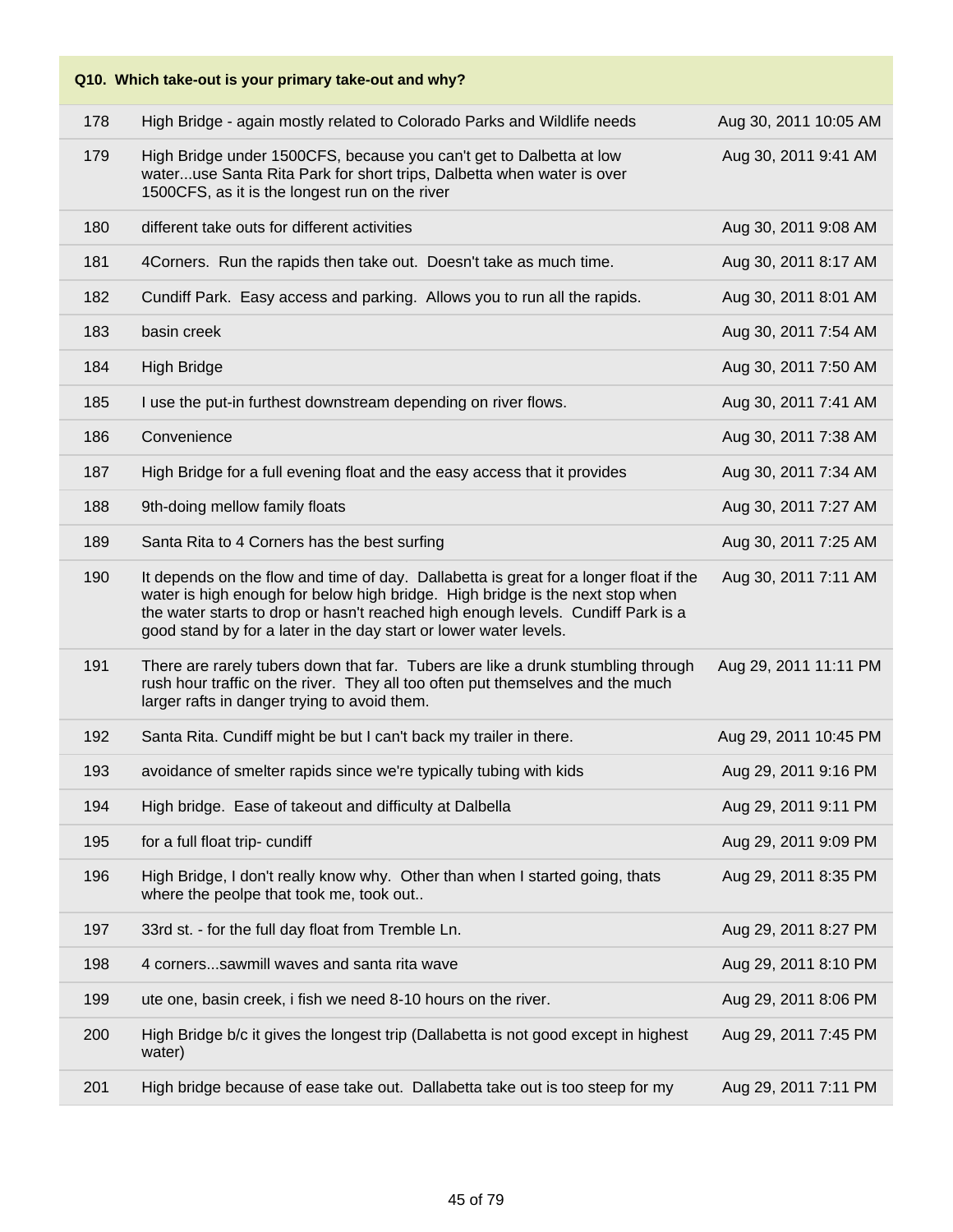| Q10. Which take-out is your primary take-out and why? | | |
|---|---|---|
| 178 | High Bridge - again mostly related to Colorado Parks and Wildlife needs | Aug 30, 2011 10:05 AM |
| 179 | High Bridge under 1500CFS, because you can't get to Dalbetta at low water...use Santa Rita Park for short trips, Dalbetta when water is over 1500CFS, as it is the longest run on the river | Aug 30, 2011 9:41 AM |
| 180 | different take outs for different activities | Aug 30, 2011 9:08 AM |
| 181 | 4Corners. Run the rapids then take out. Doesn't take as much time. | Aug 30, 2011 8:17 AM |
| 182 | Cundiff Park. Easy access and parking. Allows you to run all the rapids. | Aug 30, 2011 8:01 AM |
| 183 | basin creek | Aug 30, 2011 7:54 AM |
| 184 | High Bridge | Aug 30, 2011 7:50 AM |
| 185 | I use the put-in furthest downstream depending on river flows. | Aug 30, 2011 7:41 AM |
| 186 | Convenience | Aug 30, 2011 7:38 AM |
| 187 | High Bridge for a full evening float and the easy access that it provides | Aug 30, 2011 7:34 AM |
| 188 | 9th-doing mellow family floats | Aug 30, 2011 7:27 AM |
| 189 | Santa Rita to 4 Corners has the best surfing | Aug 30, 2011 7:25 AM |
| 190 | It depends on the flow and time of day. Dallabetta is great for a longer float if the water is high enough for below high bridge. High bridge is the next stop when the water starts to drop or hasn't reached high enough levels. Cundiff Park is a good stand by for a later in the day start or lower water levels. | Aug 30, 2011 7:11 AM |
| 191 | There are rarely tubers down that far. Tubers are like a drunk stumbling through rush hour traffic on the river. They all too often put themselves and the much larger rafts in danger trying to avoid them. | Aug 29, 2011 11:11 PM |
| 192 | Santa Rita. Cundiff might be but I can't back my trailer in there. | Aug 29, 2011 10:45 PM |
| 193 | avoidance of smelter rapids since we're typically tubing with kids | Aug 29, 2011 9:16 PM |
| 194 | High bridge. Ease of takeout and difficulty at Dalbella | Aug 29, 2011 9:11 PM |
| 195 | for a full float trip- cundiff | Aug 29, 2011 9:09 PM |
| 196 | High Bridge, I don't really know why. Other than when I started going, thats where the peolpe that took me, took out.. | Aug 29, 2011 8:35 PM |
| 197 | 33rd st. - for the full day float from Tremble Ln. | Aug 29, 2011 8:27 PM |
| 198 | 4 corners...sawmill waves and santa rita wave | Aug 29, 2011 8:10 PM |
| 199 | ute one, basin creek, i fish we need 8-10 hours on the river. | Aug 29, 2011 8:06 PM |
| 200 | High Bridge b/c it gives the longest trip (Dallabetta is not good except in highest water) | Aug 29, 2011 7:45 PM |
| 201 | High bridge because of ease take out. Dallabetta take out is too steep for my | Aug 29, 2011 7:11 PM |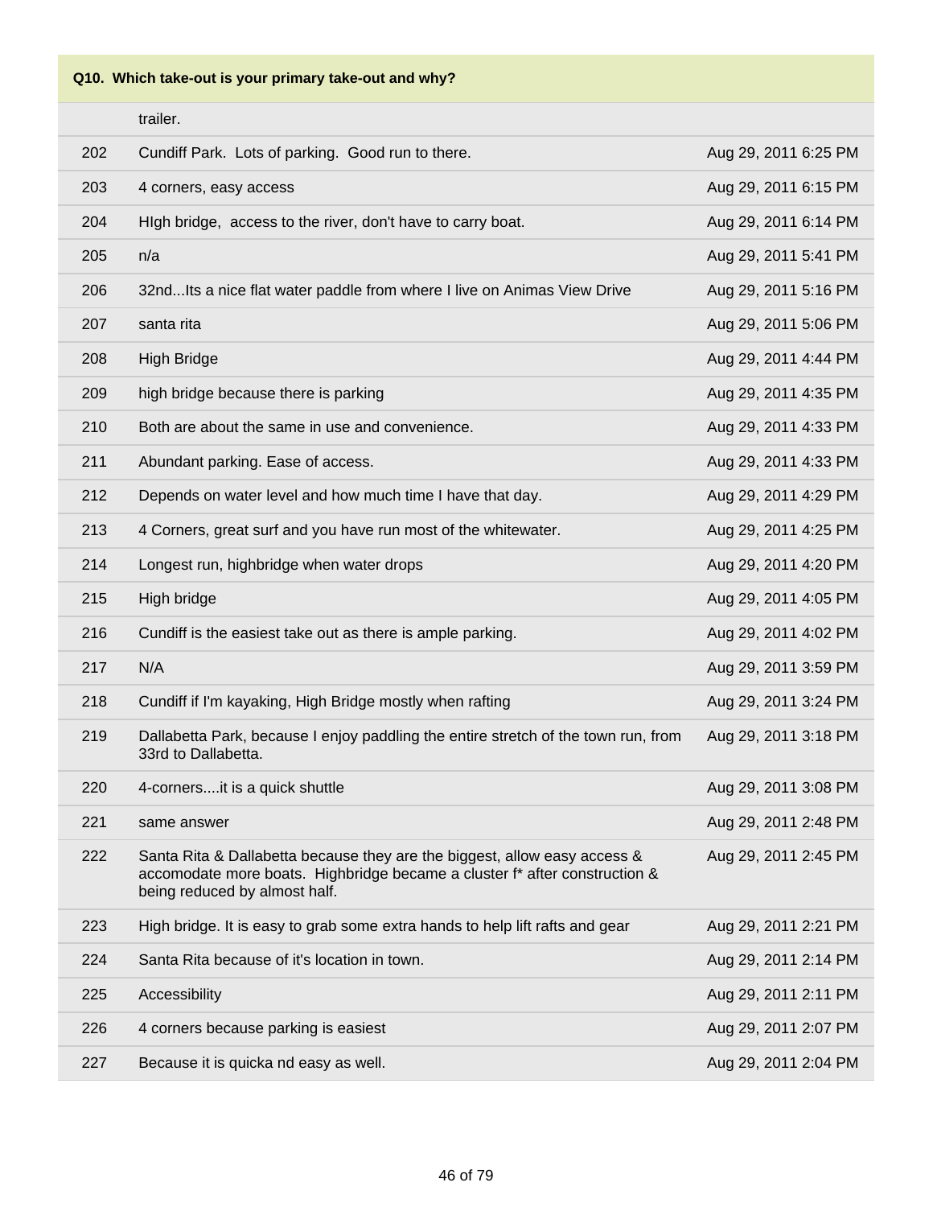**Q10. Which take-out is your primary take-out and why?**

| | | |
|---|---|---|
| | trailer. | |
| 202 | Cundiff Park. Lots of parking. Good run to there. | Aug 29, 2011 6:25 PM |
| 203 | 4 corners, easy access | Aug 29, 2011 6:15 PM |
| 204 | HIgh bridge, access to the river, don't have to carry boat. | Aug 29, 2011 6:14 PM |
| 205 | n/a | Aug 29, 2011 5:41 PM |
| 206 | 32nd...Its a nice flat water paddle from where I live on Animas View Drive | Aug 29, 2011 5:16 PM |
| 207 | santa rita | Aug 29, 2011 5:06 PM |
| 208 | High Bridge | Aug 29, 2011 4:44 PM |
| 209 | high bridge because there is parking | Aug 29, 2011 4:35 PM |
| 210 | Both are about the same in use and convenience. | Aug 29, 2011 4:33 PM |
| 211 | Abundant parking. Ease of access. | Aug 29, 2011 4:33 PM |
| 212 | Depends on water level and how much time I have that day. | Aug 29, 2011 4:29 PM |
| 213 | 4 Corners, great surf and you have run most of the whitewater. | Aug 29, 2011 4:25 PM |
| 214 | Longest run, highbridge when water drops | Aug 29, 2011 4:20 PM |
| 215 | High bridge | Aug 29, 2011 4:05 PM |
| 216 | Cundiff is the easiest take out as there is ample parking. | Aug 29, 2011 4:02 PM |
| 217 | N/A | Aug 29, 2011 3:59 PM |
| 218 | Cundiff if I'm kayaking, High Bridge mostly when rafting | Aug 29, 2011 3:24 PM |
| 219 | Dallabetta Park, because I enjoy paddling the entire stretch of the town run, from 33rd to Dallabetta. | Aug 29, 2011 3:18 PM |
| 220 | 4-corners....it is a quick shuttle | Aug 29, 2011 3:08 PM |
| 221 | same answer | Aug 29, 2011 2:48 PM |
| 222 | Santa Rita & Dallabetta because they are the biggest, allow easy access & accomodate more boats. Highbridge became a cluster f* after construction & being reduced by almost half. | Aug 29, 2011 2:45 PM |
| 223 | High bridge. It is easy to grab some extra hands to help lift rafts and gear | Aug 29, 2011 2:21 PM |
| 224 | Santa Rita because of it's location in town. | Aug 29, 2011 2:14 PM |
| 225 | Accessibility | Aug 29, 2011 2:11 PM |
| 226 | 4 corners because parking is easiest | Aug 29, 2011 2:07 PM |
| 227 | Because it is quicka nd easy as well. | Aug 29, 2011 2:04 PM |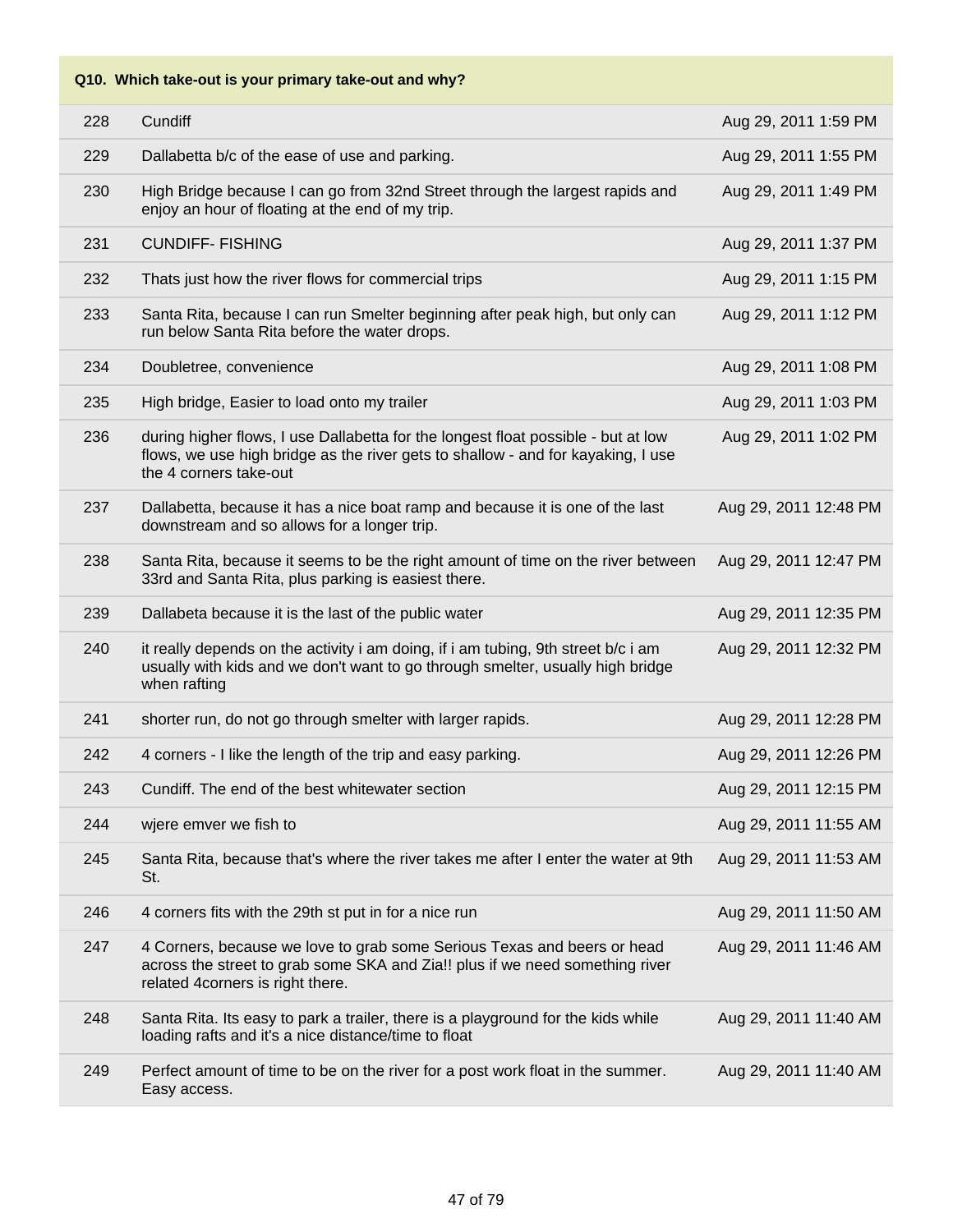| Q10. Which take-out is your primary take-out and why? | | |
|---|---|---|
| 228 | Cundiff | Aug 29, 2011 1:59 PM |
| 229 | Dallabetta b/c of the ease of use and parking. | Aug 29, 2011 1:55 PM |
| 230 | High Bridge because I can go from 32nd Street through the largest rapids and enjoy an hour of floating at the end of my trip. | Aug 29, 2011 1:49 PM |
| 231 | CUNDIFF- FISHING | Aug 29, 2011 1:37 PM |
| 232 | Thats just how the river flows for commercial trips | Aug 29, 2011 1:15 PM |
| 233 | Santa Rita, because I can run Smelter beginning after peak high, but only can run below Santa Rita before the water drops. | Aug 29, 2011 1:12 PM |
| 234 | Doubletree, convenience | Aug 29, 2011 1:08 PM |
| 235 | High bridge, Easier to load onto my trailer | Aug 29, 2011 1:03 PM |
| 236 | during higher flows, I use Dallabetta for the longest float possible - but at low flows, we use high bridge as the river gets to shallow - and for kayaking, I use the 4 corners take-out | Aug 29, 2011 1:02 PM |
| 237 | Dallabetta, because it has a nice boat ramp and because it is one of the last downstream and so allows for a longer trip. | Aug 29, 2011 12:48 PM |
| 238 | Santa Rita, because it seems to be the right amount of time on the river between 33rd and Santa Rita, plus parking is easiest there. | Aug 29, 2011 12:47 PM |
| 239 | Dallabeta because it is the last of the public water | Aug 29, 2011 12:35 PM |
| 240 | it really depends on the activity i am doing, if i am tubing, 9th street b/c i am usually with kids and we don't want to go through smelter, usually high bridge when rafting | Aug 29, 2011 12:32 PM |
| 241 | shorter run, do not go through smelter with larger rapids. | Aug 29, 2011 12:28 PM |
| 242 | 4 corners - I like the length of the trip and easy parking. | Aug 29, 2011 12:26 PM |
| 243 | Cundiff. The end of the best whitewater section | Aug 29, 2011 12:15 PM |
| 244 | wjere emver we fish to | Aug 29, 2011 11:55 AM |
| 245 | Santa Rita, because that's where the river takes me after I enter the water at 9th St. | Aug 29, 2011 11:53 AM |
| 246 | 4 corners fits with the 29th st put in for a nice run | Aug 29, 2011 11:50 AM |
| 247 | 4 Corners, because we love to grab some Serious Texas and beers or head across the street to grab some SKA and Zia!! plus if we need something river related 4corners is right there. | Aug 29, 2011 11:46 AM |
| 248 | Santa Rita. Its easy to park a trailer, there is a playground for the kids while loading rafts and it's a nice distance/time to float | Aug 29, 2011 11:40 AM |
| 249 | Perfect amount of time to be on the river for a post work float in the summer. Easy access. | Aug 29, 2011 11:40 AM |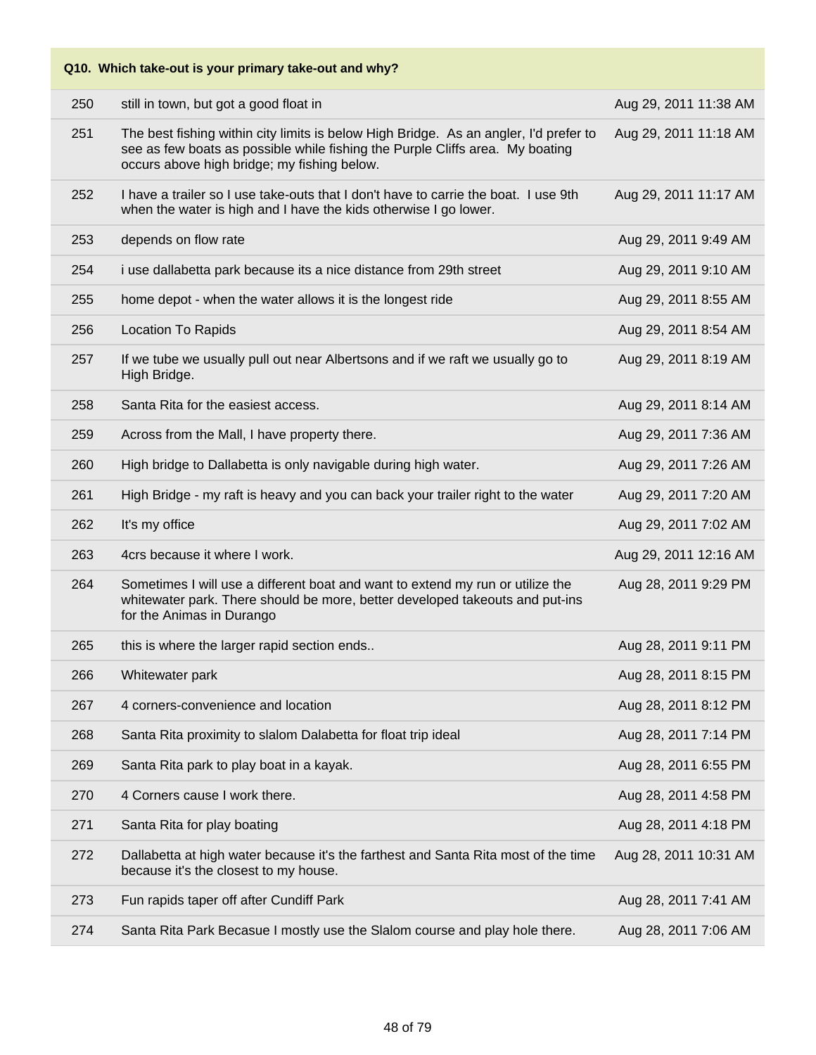| Q10. Which take-out is your primary take-out and why? | | |
|---|---|---|
| 250 | still in town, but got a good float in | Aug 29, 2011 11:38 AM |
| 251 | The best fishing within city limits is below High Bridge. As an angler, I'd prefer to see as few boats as possible while fishing the Purple Cliffs area. My boating occurs above high bridge; my fishing below. | Aug 29, 2011 11:18 AM |
| 252 | I have a trailer so I use take-outs that I don't have to carrie the boat. I use 9th when the water is high and I have the kids otherwise I go lower. | Aug 29, 2011 11:17 AM |
| 253 | depends on flow rate | Aug 29, 2011 9:49 AM |
| 254 | i use dallabetta park because its a nice distance from 29th street | Aug 29, 2011 9:10 AM |
| 255 | home depot - when the water allows it is the longest ride | Aug 29, 2011 8:55 AM |
| 256 | Location To Rapids | Aug 29, 2011 8:54 AM |
| 257 | If we tube we usually pull out near Albertsons and if we raft we usually go to High Bridge. | Aug 29, 2011 8:19 AM |
| 258 | Santa Rita for the easiest access. | Aug 29, 2011 8:14 AM |
| 259 | Across from the Mall, I have property there. | Aug 29, 2011 7:36 AM |
| 260 | High bridge to Dallabetta is only navigable during high water. | Aug 29, 2011 7:26 AM |
| 261 | High Bridge - my raft is heavy and you can back your trailer right to the water | Aug 29, 2011 7:20 AM |
| 262 | It's my office | Aug 29, 2011 7:02 AM |
| 263 | 4crs because it where I work. | Aug 29, 2011 12:16 AM |
| 264 | Sometimes I will use a different boat and want to extend my run or utilize the whitewater park. There should be more, better developed takeouts and put-ins for the Animas in Durango | Aug 28, 2011 9:29 PM |
| 265 | this is where the larger rapid section ends.. | Aug 28, 2011 9:11 PM |
| 266 | Whitewater park | Aug 28, 2011 8:15 PM |
| 267 | 4 corners-convenience and location | Aug 28, 2011 8:12 PM |
| 268 | Santa Rita proximity to slalom Dalabetta for float trip ideal | Aug 28, 2011 7:14 PM |
| 269 | Santa Rita park to play boat in a kayak. | Aug 28, 2011 6:55 PM |
| 270 | 4 Corners cause I work there. | Aug 28, 2011 4:58 PM |
| 271 | Santa Rita for play boating | Aug 28, 2011 4:18 PM |
| 272 | Dallabetta at high water because it's the farthest and Santa Rita most of the time because it's the closest to my house. | Aug 28, 2011 10:31 AM |
| 273 | Fun rapids taper off after Cundiff Park | Aug 28, 2011 7:41 AM |
| 274 | Santa Rita Park Becasue I mostly use the Slalom course and play hole there. | Aug 28, 2011 7:06 AM |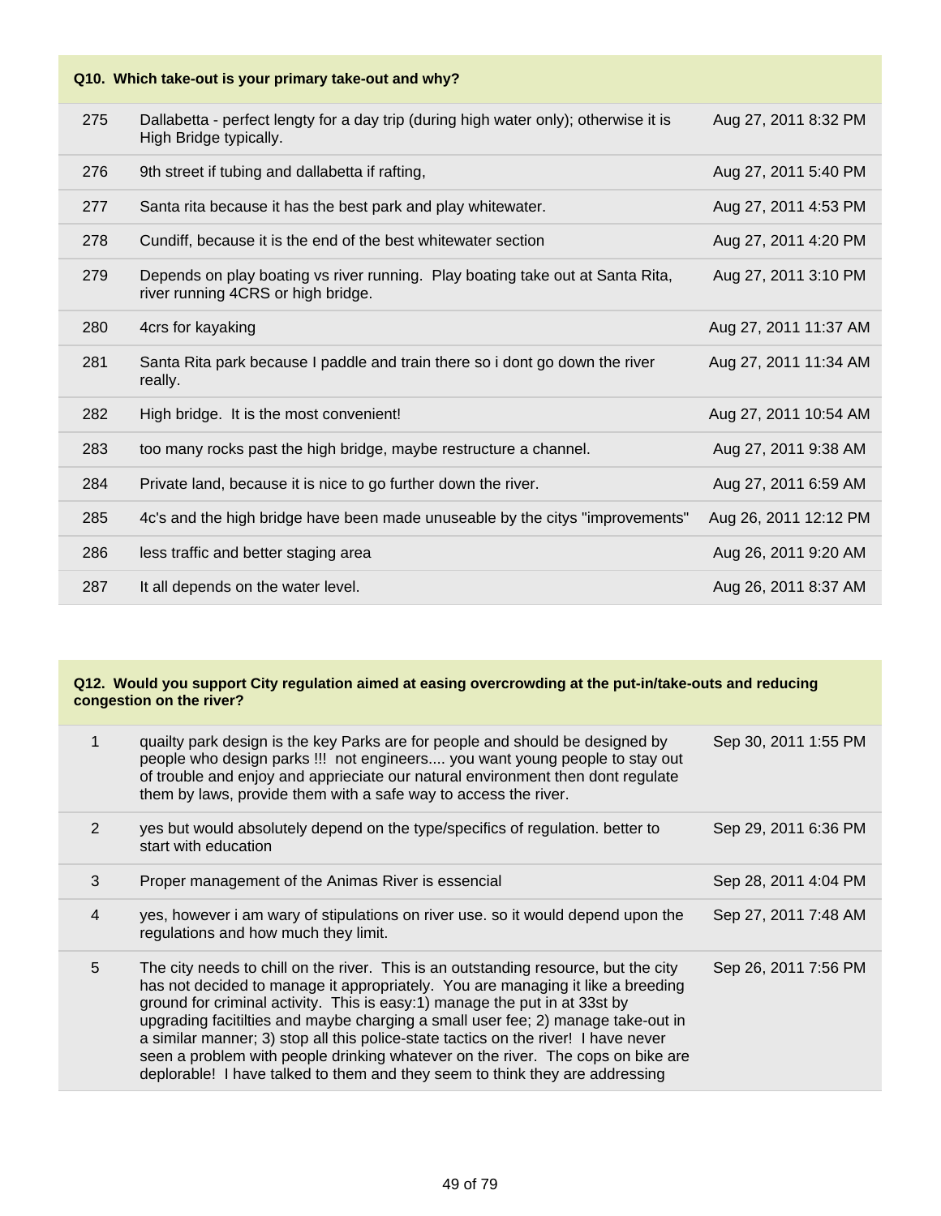**Q10. Which take-out is your primary take-out and why?**

| | | |
|---|---|---|
| 275 | Dallabetta - perfect lengty for a day trip (during high water only); otherwise it is High Bridge typically. | Aug 27, 2011 8:32 PM |
| 276 | 9th street if tubing and dallabetta if rafting, | Aug 27, 2011 5:40 PM |
| 277 | Santa rita because it has the best park and play whitewater. | Aug 27, 2011 4:53 PM |
| 278 | Cundiff, because it is the end of the best whitewater section | Aug 27, 2011 4:20 PM |
| 279 | Depends on play boating vs river running. Play boating take out at Santa Rita, river running 4CRS or high bridge. | Aug 27, 2011 3:10 PM |
| 280 | 4crs for kayaking | Aug 27, 2011 11:37 AM |
| 281 | Santa Rita park because I paddle and train there so i dont go down the river really. | Aug 27, 2011 11:34 AM |
| 282 | High bridge. It is the most convenient! | Aug 27, 2011 10:54 AM |
| 283 | too many rocks past the high bridge, maybe restructure a channel. | Aug 27, 2011 9:38 AM |
| 284 | Private land, because it is nice to go further down the river. | Aug 27, 2011 6:59 AM |
| 285 | 4c's and the high bridge have been made unuseable by the citys "improvements" | Aug 26, 2011 12:12 PM |
| 286 | less traffic and better staging area | Aug 26, 2011 9:20 AM |
| 287 | It all depends on the water level. | Aug 26, 2011 8:37 AM |

**Q12. Would you support City regulation aimed at easing overcrowding at the put-in/take-outs and reducing congestion on the river?**

| | | |
|---|---|---|
| 1 | quailty park design is the key Parks are for people and should be designed by people who design parks !!! not engineers.... you want young people to stay out of trouble and enjoy and appricieate our natural environment then dont regulate them by laws, provide them with a safe way to access the river. | Sep 30, 2011 1:55 PM |
| 2 | yes but would absolutely depend on the type/specifics of regulation. better to start with education | Sep 29, 2011 6:36 PM |
| 3 | Proper management of the Animas River is essencial | Sep 28, 2011 4:04 PM |
| 4 | yes, however i am wary of stipulations on river use. so it would depend upon the regulations and how much they limit. | Sep 27, 2011 7:48 AM |
| 5 | The city needs to chill on the river. This is an outstanding resource, but the city has not decided to manage it appropriately. You are managing it like a breeding ground for criminal activity. This is easy:1) manage the put in at 33st by upgrading facitilties and maybe charging a small user fee; 2) manage take-out in a similar manner; 3) stop all this police-state tactics on the river! I have never seen a problem with people drinking whatever on the river. The cops on bike are deplorable! I have talked to them and they seem to think they are addressing | Sep 26, 2011 7:56 PM |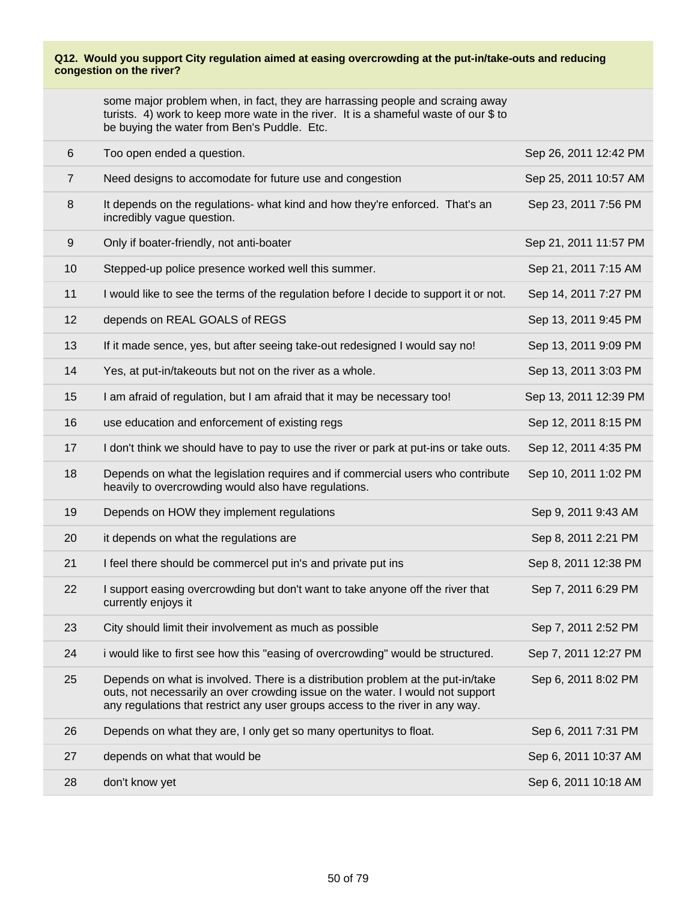**Q12. Would you support City regulation aimed at easing overcrowding at the put-in/take-outs and reducing congestion on the river?**

| | | |
|---|---|---|
| | some major problem when, in fact, they are harrassing people and scraing away turists. 4) work to keep more wate in the river. It is a shameful waste of our $ to be buying the water from Ben's Puddle. Etc. | |
| 6 | Too open ended a question. | Sep 26, 2011 12:42 PM |
| 7 | Need designs to accomodate for future use and congestion | Sep 25, 2011 10:57 AM |
| 8 | It depends on the regulations- what kind and how they're enforced. That's an incredibly vague question. | Sep 23, 2011 7:56 PM |
| 9 | Only if boater-friendly, not anti-boater | Sep 21, 2011 11:57 PM |
| 10 | Stepped-up police presence worked well this summer. | Sep 21, 2011 7:15 AM |
| 11 | I would like to see the terms of the regulation before I decide to support it or not. | Sep 14, 2011 7:27 PM |
| 12 | depends on REAL GOALS of REGS | Sep 13, 2011 9:45 PM |
| 13 | If it made sence, yes, but after seeing take-out redesigned I would say no! | Sep 13, 2011 9:09 PM |
| 14 | Yes, at put-in/takeouts but not on the river as a whole. | Sep 13, 2011 3:03 PM |
| 15 | I am afraid of regulation, but I am afraid that it may be necessary too! | Sep 13, 2011 12:39 PM |
| 16 | use education and enforcement of existing regs | Sep 12, 2011 8:15 PM |
| 17 | I don't think we should have to pay to use the river or park at put-ins or take outs. | Sep 12, 2011 4:35 PM |
| 18 | Depends on what the legislation requires and if commercial users who contribute heavily to overcrowding would also have regulations. | Sep 10, 2011 1:02 PM |
| 19 | Depends on HOW they implement regulations | Sep 9, 2011 9:43 AM |
| 20 | it depends on what the regulations are | Sep 8, 2011 2:21 PM |
| 21 | I feel there should be commercel put in's and private put ins | Sep 8, 2011 12:38 PM |
| 22 | I support easing overcrowding but don't want to take anyone off the river that currently enjoys it | Sep 7, 2011 6:29 PM |
| 23 | City should limit their involvement as much as possible | Sep 7, 2011 2:52 PM |
| 24 | i would like to first see how this "easing of overcrowding" would be structured. | Sep 7, 2011 12:27 PM |
| 25 | Depends on what is involved. There is a distribution problem at the put-in/take outs, not necessarily an over crowding issue on the water. I would not support any regulations that restrict any user groups access to the river in any way. | Sep 6, 2011 8:02 PM |
| 26 | Depends on what they are, I only get so many opertunitys to float. | Sep 6, 2011 7:31 PM |
| 27 | depends on what that would be | Sep 6, 2011 10:37 AM |
| 28 | don't know yet | Sep 6, 2011 10:18 AM |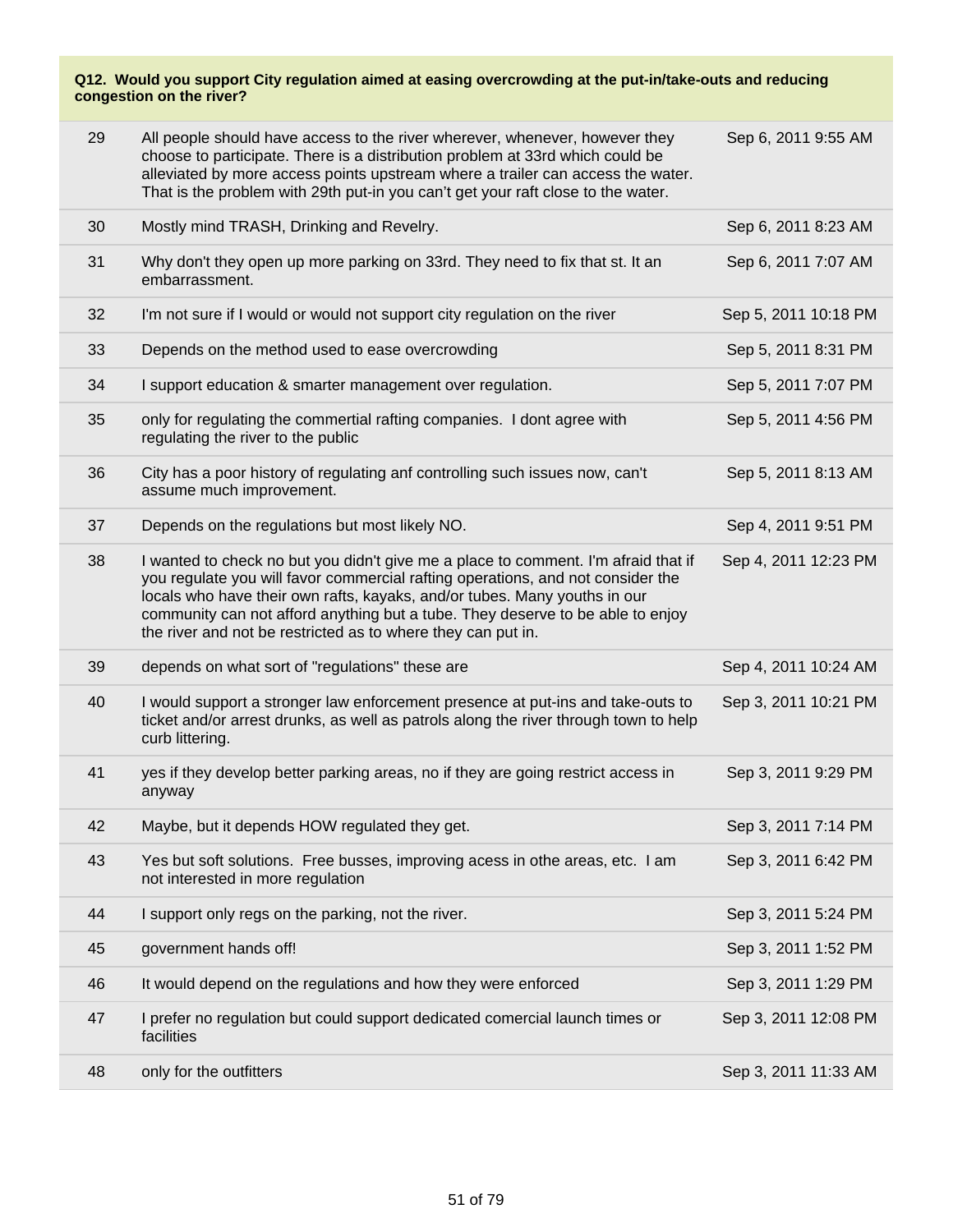**Q12. Would you support City regulation aimed at easing overcrowding at the put-in/take-outs and reducing congestion on the river?**

| | | |
|---|---|---|
| 29 | All people should have access to the river wherever, whenever, however they choose to participate. There is a distribution problem at 33rd which could be alleviated by more access points upstream where a trailer can access the water. That is the problem with 29th put-in you can't get your raft close to the water. | Sep 6, 2011 9:55 AM |
| 30 | Mostly mind TRASH, Drinking and Revelry. | Sep 6, 2011 8:23 AM |
| 31 | Why don't they open up more parking on 33rd. They need to fix that st. It an embarrassment. | Sep 6, 2011 7:07 AM |
| 32 | I'm not sure if I would or would not support city regulation on the river | Sep 5, 2011 10:18 PM |
| 33 | Depends on the method used to ease overcrowding | Sep 5, 2011 8:31 PM |
| 34 | I support education & smarter management over regulation. | Sep 5, 2011 7:07 PM |
| 35 | only for regulating the commertial rafting companies. I dont agree with regulating the river to the public | Sep 5, 2011 4:56 PM |
| 36 | City has a poor history of regulating anf controlling such issues now, can't assume much improvement. | Sep 5, 2011 8:13 AM |
| 37 | Depends on the regulations but most likely NO. | Sep 4, 2011 9:51 PM |
| 38 | I wanted to check no but you didn't give me a place to comment. I'm afraid that if you regulate you will favor commercial rafting operations, and not consider the locals who have their own rafts, kayaks, and/or tubes. Many youths in our community can not afford anything but a tube. They deserve to be able to enjoy the river and not be restricted as to where they can put in. | Sep 4, 2011 12:23 PM |
| 39 | depends on what sort of "regulations" these are | Sep 4, 2011 10:24 AM |
| 40 | I would support a stronger law enforcement presence at put-ins and take-outs to ticket and/or arrest drunks, as well as patrols along the river through town to help curb littering. | Sep 3, 2011 10:21 PM |
| 41 | yes if they develop better parking areas, no if they are going restrict access in anyway | Sep 3, 2011 9:29 PM |
| 42 | Maybe, but it depends HOW regulated they get. | Sep 3, 2011 7:14 PM |
| 43 | Yes but soft solutions. Free busses, improving acess in othe areas, etc. I am not interested in more regulation | Sep 3, 2011 6:42 PM |
| 44 | I support only regs on the parking, not the river. | Sep 3, 2011 5:24 PM |
| 45 | government hands off! | Sep 3, 2011 1:52 PM |
| 46 | It would depend on the regulations and how they were enforced | Sep 3, 2011 1:29 PM |
| 47 | I prefer no regulation but could support dedicated comercial launch times or facilities | Sep 3, 2011 12:08 PM |
| 48 | only for the outfitters | Sep 3, 2011 11:33 AM |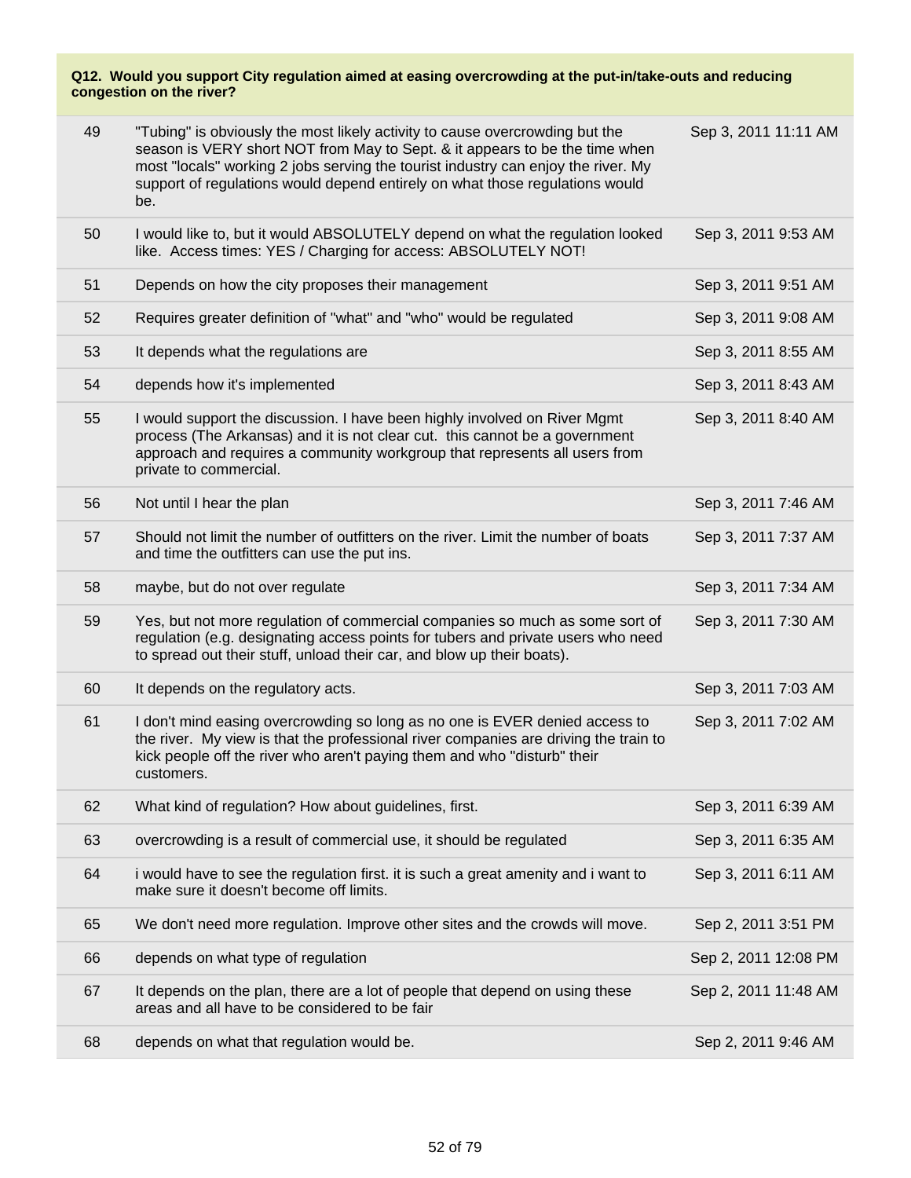**Q12. Would you support City regulation aimed at easing overcrowding at the put-in/take-outs and reducing congestion on the river?**

| | | |
|---|---|---|
| 49 | "Tubing" is obviously the most likely activity to cause overcrowding but the season is VERY short NOT from May to Sept. & it appears to be the time when most "locals" working 2 jobs serving the tourist industry can enjoy the river. My support of regulations would depend entirely on what those regulations would be. | Sep 3, 2011 11:11 AM |
| 50 | I would like to, but it would ABSOLUTELY depend on what the regulation looked like. Access times: YES / Charging for access: ABSOLUTELY NOT! | Sep 3, 2011 9:53 AM |
| 51 | Depends on how the city proposes their management | Sep 3, 2011 9:51 AM |
| 52 | Requires greater definition of "what" and "who" would be regulated | Sep 3, 2011 9:08 AM |
| 53 | It depends what the regulations are | Sep 3, 2011 8:55 AM |
| 54 | depends how it's implemented | Sep 3, 2011 8:43 AM |
| 55 | I would support the discussion. I have been highly involved on River Mgmt process (The Arkansas) and it is not clear cut. this cannot be a government approach and requires a community workgroup that represents all users from private to commercial. | Sep 3, 2011 8:40 AM |
| 56 | Not until I hear the plan | Sep 3, 2011 7:46 AM |
| 57 | Should not limit the number of outfitters on the river. Limit the number of boats and time the outfitters can use the put ins. | Sep 3, 2011 7:37 AM |
| 58 | maybe, but do not over regulate | Sep 3, 2011 7:34 AM |
| 59 | Yes, but not more regulation of commercial companies so much as some sort of regulation (e.g. designating access points for tubers and private users who need to spread out their stuff, unload their car, and blow up their boats). | Sep 3, 2011 7:30 AM |
| 60 | It depends on the regulatory acts. | Sep 3, 2011 7:03 AM |
| 61 | I don't mind easing overcrowding so long as no one is EVER denied access to the river. My view is that the professional river companies are driving the train to kick people off the river who aren't paying them and who "disturb" their customers. | Sep 3, 2011 7:02 AM |
| 62 | What kind of regulation? How about guidelines, first. | Sep 3, 2011 6:39 AM |
| 63 | overcrowding is a result of commercial use, it should be regulated | Sep 3, 2011 6:35 AM |
| 64 | i would have to see the regulation first. it is such a great amenity and i want to make sure it doesn't become off limits. | Sep 3, 2011 6:11 AM |
| 65 | We don't need more regulation. Improve other sites and the crowds will move. | Sep 2, 2011 3:51 PM |
| 66 | depends on what type of regulation | Sep 2, 2011 12:08 PM |
| 67 | It depends on the plan, there are a lot of people that depend on using these areas and all have to be considered to be fair | Sep 2, 2011 11:48 AM |
| 68 | depends on what that regulation would be. | Sep 2, 2011 9:46 AM |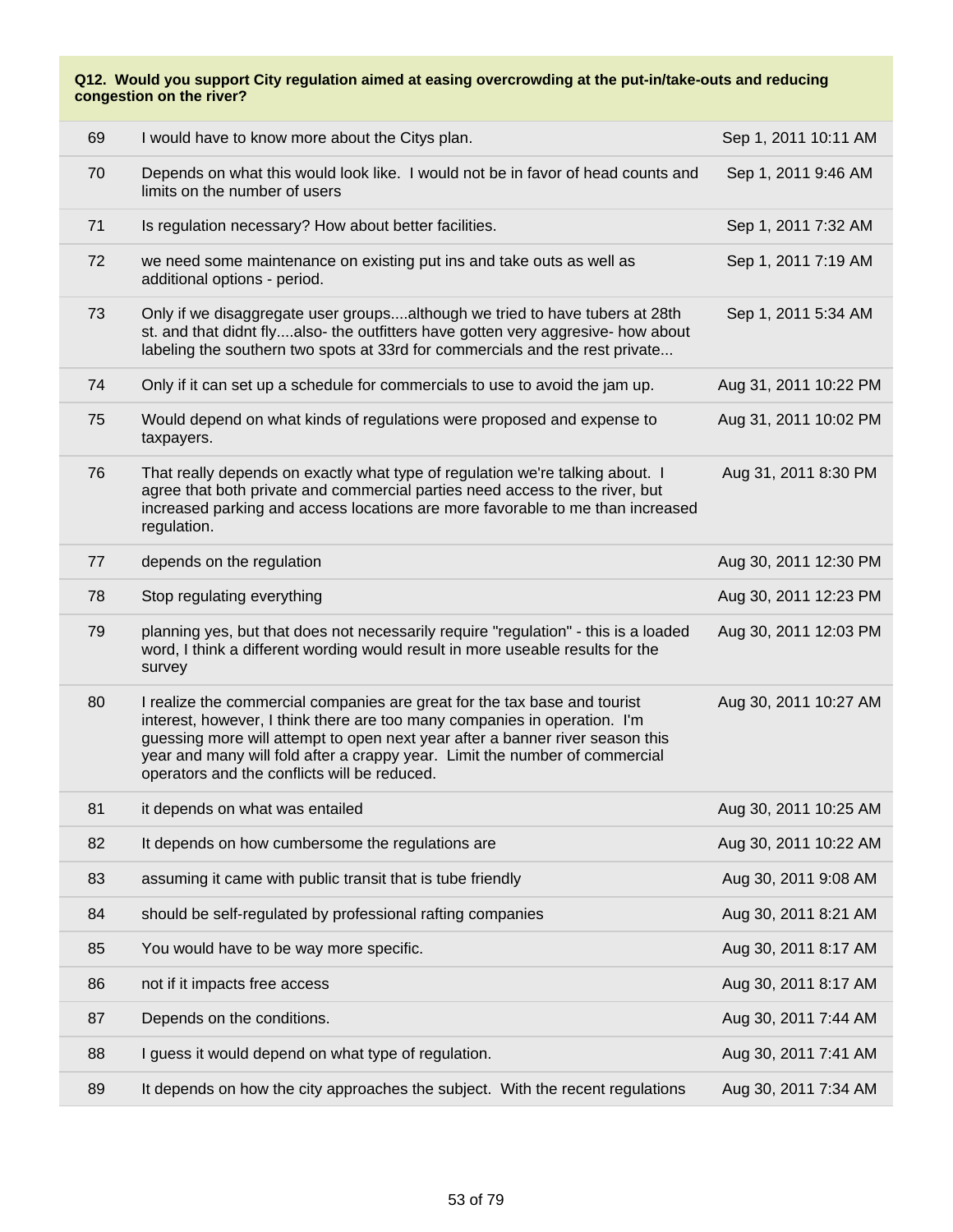**Q12. Would you support City regulation aimed at easing overcrowding at the put-in/take-outs and reducing congestion on the river?**

| | | |
|---|---|---|
| 69 | I would have to know more about the Citys plan. | Sep 1, 2011 10:11 AM |
| 70 | Depends on what this would look like. I would not be in favor of head counts and limits on the number of users | Sep 1, 2011 9:46 AM |
| 71 | Is regulation necessary? How about better facilities. | Sep 1, 2011 7:32 AM |
| 72 | we need some maintenance on existing put ins and take outs as well as additional options - period. | Sep 1, 2011 7:19 AM |
| 73 | Only if we disaggregate user groups....although we tried to have tubers at 28th st. and that didnt fly....also- the outfitters have gotten very aggresive- how about labeling the southern two spots at 33rd for commercials and the rest private... | Sep 1, 2011 5:34 AM |
| 74 | Only if it can set up a schedule for commercials to use to avoid the jam up. | Aug 31, 2011 10:22 PM |
| 75 | Would depend on what kinds of regulations were proposed and expense to taxpayers. | Aug 31, 2011 10:02 PM |
| 76 | That really depends on exactly what type of regulation we're talking about. I agree that both private and commercial parties need access to the river, but increased parking and access locations are more favorable to me than increased regulation. | Aug 31, 2011 8:30 PM |
| 77 | depends on the regulation | Aug 30, 2011 12:30 PM |
| 78 | Stop regulating everything | Aug 30, 2011 12:23 PM |
| 79 | planning yes, but that does not necessarily require "regulation" - this is a loaded word, I think a different wording would result in more useable results for the survey | Aug 30, 2011 12:03 PM |
| 80 | I realize the commercial companies are great for the tax base and tourist interest, however, I think there are too many companies in operation. I'm guessing more will attempt to open next year after a banner river season this year and many will fold after a crappy year. Limit the number of commercial operators and the conflicts will be reduced. | Aug 30, 2011 10:27 AM |
| 81 | it depends on what was entailed | Aug 30, 2011 10:25 AM |
| 82 | It depends on how cumbersome the regulations are | Aug 30, 2011 10:22 AM |
| 83 | assuming it came with public transit that is tube friendly | Aug 30, 2011 9:08 AM |
| 84 | should be self-regulated by professional rafting companies | Aug 30, 2011 8:21 AM |
| 85 | You would have to be way more specific. | Aug 30, 2011 8:17 AM |
| 86 | not if it impacts free access | Aug 30, 2011 8:17 AM |
| 87 | Depends on the conditions. | Aug 30, 2011 7:44 AM |
| 88 | I guess it would depend on what type of regulation. | Aug 30, 2011 7:41 AM |
| 89 | It depends on how the city approaches the subject. With the recent regulations | Aug 30, 2011 7:34 AM |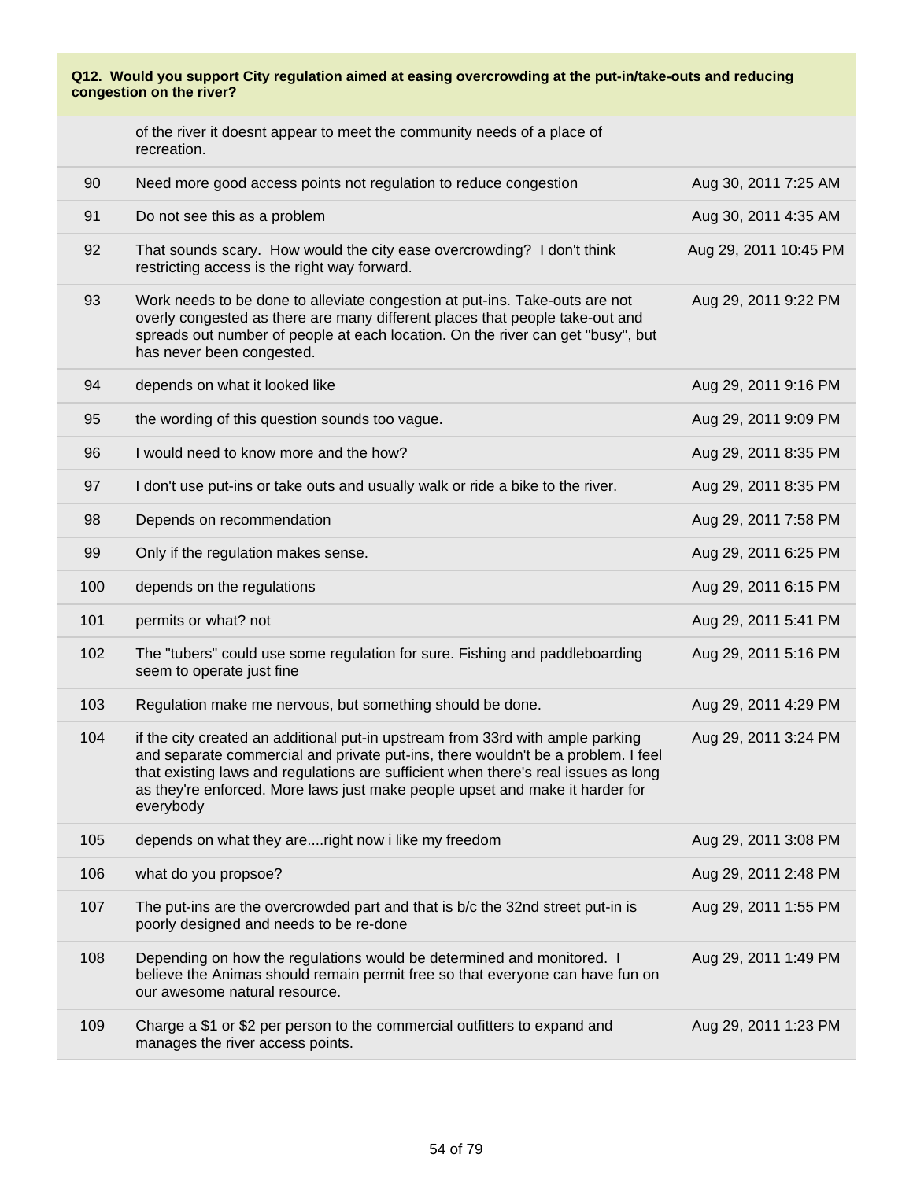**Q12. Would you support City regulation aimed at easing overcrowding at the put-in/take-outs and reducing congestion on the river?**

| | | |
|---|---|---|
| | of the river it doesnt appear to meet the community needs of a place of recreation. | |
| 90 | Need more good access points not regulation to reduce congestion | Aug 30, 2011 7:25 AM |
| 91 | Do not see this as a problem | Aug 30, 2011 4:35 AM |
| 92 | That sounds scary. How would the city ease overcrowding? I don't think restricting access is the right way forward. | Aug 29, 2011 10:45 PM |
| 93 | Work needs to be done to alleviate congestion at put-ins. Take-outs are not overly congested as there are many different places that people take-out and spreads out number of people at each location. On the river can get "busy", but has never been congested. | Aug 29, 2011 9:22 PM |
| 94 | depends on what it looked like | Aug 29, 2011 9:16 PM |
| 95 | the wording of this question sounds too vague. | Aug 29, 2011 9:09 PM |
| 96 | I would need to know more and the how? | Aug 29, 2011 8:35 PM |
| 97 | I don't use put-ins or take outs and usually walk or ride a bike to the river. | Aug 29, 2011 8:35 PM |
| 98 | Depends on recommendation | Aug 29, 2011 7:58 PM |
| 99 | Only if the regulation makes sense. | Aug 29, 2011 6:25 PM |
| 100 | depends on the regulations | Aug 29, 2011 6:15 PM |
| 101 | permits or what? not | Aug 29, 2011 5:41 PM |
| 102 | The "tubers" could use some regulation for sure. Fishing and paddleboarding seem to operate just fine | Aug 29, 2011 5:16 PM |
| 103 | Regulation make me nervous, but something should be done. | Aug 29, 2011 4:29 PM |
| 104 | if the city created an additional put-in upstream from 33rd with ample parking and separate commercial and private put-ins, there wouldn't be a problem. I feel that existing laws and regulations are sufficient when there's real issues as long as they're enforced. More laws just make people upset and make it harder for everybody | Aug 29, 2011 3:24 PM |
| 105 | depends on what they are....right now i like my freedom | Aug 29, 2011 3:08 PM |
| 106 | what do you propsoe? | Aug 29, 2011 2:48 PM |
| 107 | The put-ins are the overcrowded part and that is b/c the 32nd street put-in is poorly designed and needs to be re-done | Aug 29, 2011 1:55 PM |
| 108 | Depending on how the regulations would be determined and monitored. I believe the Animas should remain permit free so that everyone can have fun on our awesome natural resource. | Aug 29, 2011 1:49 PM |
| 109 | Charge a $1 or $2 per person to the commercial outfitters to expand and manages the river access points. | Aug 29, 2011 1:23 PM |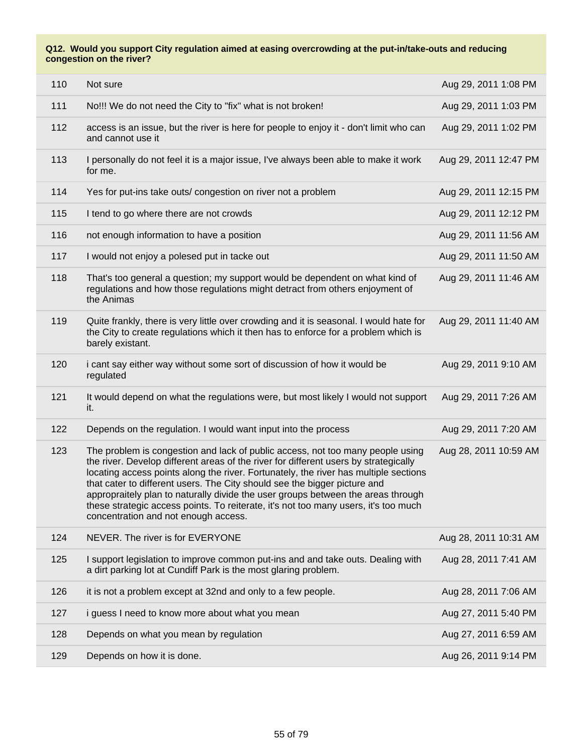**Q12. Would you support City regulation aimed at easing overcrowding at the put-in/take-outs and reducing congestion on the river?**

| | | |
|---|---|---|
| 110 | Not sure | Aug 29, 2011 1:08 PM |
| 111 | No!!! We do not need the City to "fix" what is not broken! | Aug 29, 2011 1:03 PM |
| 112 | access is an issue, but the river is here for people to enjoy it - don't limit who can and cannot use it | Aug 29, 2011 1:02 PM |
| 113 | I personally do not feel it is a major issue, I've always been able to make it work for me. | Aug 29, 2011 12:47 PM |
| 114 | Yes for put-ins take outs/ congestion on river not a problem | Aug 29, 2011 12:15 PM |
| 115 | I tend to go where there are not crowds | Aug 29, 2011 12:12 PM |
| 116 | not enough information to have a position | Aug 29, 2011 11:56 AM |
| 117 | I would not enjoy a polesed put in tacke out | Aug 29, 2011 11:50 AM |
| 118 | That's too general a question; my support would be dependent on what kind of regulations and how those regulations might detract from others enjoyment of the Animas | Aug 29, 2011 11:46 AM |
| 119 | Quite frankly, there is very little over crowding and it is seasonal. I would hate for the City to create regulations which it then has to enforce for a problem which is barely existant. | Aug 29, 2011 11:40 AM |
| 120 | i cant say either way without some sort of discussion of how it would be regulated | Aug 29, 2011 9:10 AM |
| 121 | It would depend on what the regulations were, but most likely I would not support it. | Aug 29, 2011 7:26 AM |
| 122 | Depends on the regulation. I would want input into the process | Aug 29, 2011 7:20 AM |
| 123 | The problem is congestion and lack of public access, not too many people using the river. Develop different areas of the river for different users by strategically locating access points along the river. Fortunately, the river has multiple sections that cater to different users. The City should see the bigger picture and appropraitely plan to naturally divide the user groups between the areas through these strategic access points. To reiterate, it's not too many users, it's too much concentration and not enough access. | Aug 28, 2011 10:59 AM |
| 124 | NEVER. The river is for EVERYONE | Aug 28, 2011 10:31 AM |
| 125 | I support legislation to improve common put-ins and and take outs. Dealing with a dirt parking lot at Cundiff Park is the most glaring problem. | Aug 28, 2011 7:41 AM |
| 126 | it is not a problem except at 32nd and only to a few people. | Aug 28, 2011 7:06 AM |
| 127 | i guess I need to know more about what you mean | Aug 27, 2011 5:40 PM |
| 128 | Depends on what you mean by regulation | Aug 27, 2011 6:59 AM |
| 129 | Depends on how it is done. | Aug 26, 2011 9:14 PM |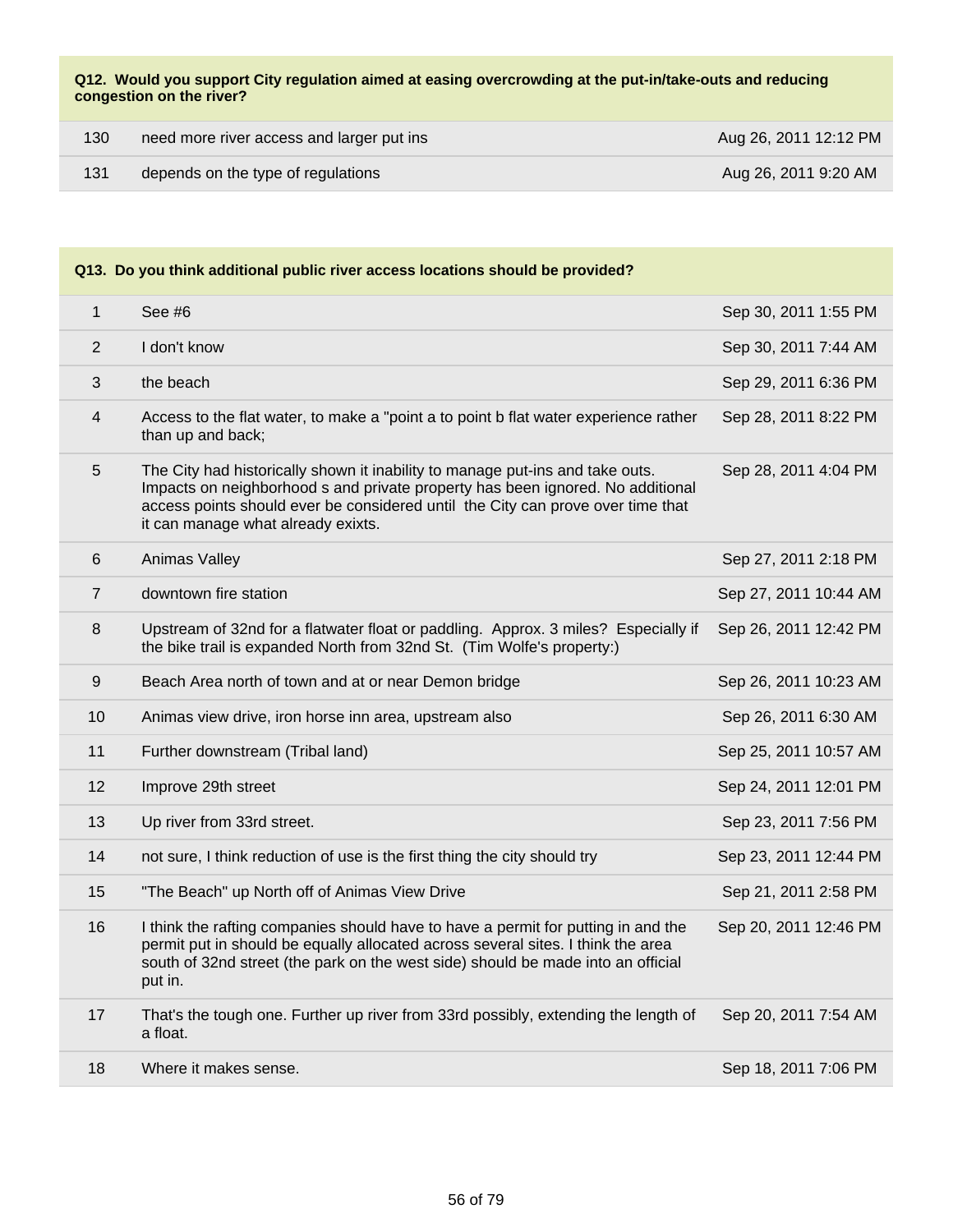**Q12. Would you support City regulation aimed at easing overcrowding at the put-in/take-outs and reducing congestion on the river?**

| | | |
|---|---|---|
| 130 | need more river access and larger put ins | Aug 26, 2011 12:12 PM |
| 131 | depends on the type of regulations | Aug 26, 2011 9:20 AM |

**Q13. Do you think additional public river access locations should be provided?**

| | | |
|---|---|---|
| 1 | See #6 | Sep 30, 2011 1:55 PM |
| 2 | I don't know | Sep 30, 2011 7:44 AM |
| 3 | the beach | Sep 29, 2011 6:36 PM |
| 4 | Access to the flat water, to make a "point a to point b flat water experience rather than up and back; | Sep 28, 2011 8:22 PM |
| 5 | The City had historically shown it inability to manage put-ins and take outs. Impacts on neighborhood s and private property has been ignored. No additional access points should ever be considered until the City can prove over time that it can manage what already exixts. | Sep 28, 2011 4:04 PM |
| 6 | Animas Valley | Sep 27, 2011 2:18 PM |
| 7 | downtown fire station | Sep 27, 2011 10:44 AM |
| 8 | Upstream of 32nd for a flatwater float or paddling. Approx. 3 miles? Especially if the bike trail is expanded North from 32nd St. (Tim Wolfe's property:) | Sep 26, 2011 12:42 PM |
| 9 | Beach Area north of town and at or near Demon bridge | Sep 26, 2011 10:23 AM |
| 10 | Animas view drive, iron horse inn area, upstream also | Sep 26, 2011 6:30 AM |
| 11 | Further downstream (Tribal land) | Sep 25, 2011 10:57 AM |
| 12 | Improve 29th street | Sep 24, 2011 12:01 PM |
| 13 | Up river from 33rd street. | Sep 23, 2011 7:56 PM |
| 14 | not sure, I think reduction of use is the first thing the city should try | Sep 23, 2011 12:44 PM |
| 15 | "The Beach" up North off of Animas View Drive | Sep 21, 2011 2:58 PM |
| 16 | I think the rafting companies should have to have a permit for putting in and the permit put in should be equally allocated across several sites. I think the area south of 32nd street (the park on the west side) should be made into an official put in. | Sep 20, 2011 12:46 PM |
| 17 | That's the tough one. Further up river from 33rd possibly, extending the length of a float. | Sep 20, 2011 7:54 AM |
| 18 | Where it makes sense. | Sep 18, 2011 7:06 PM |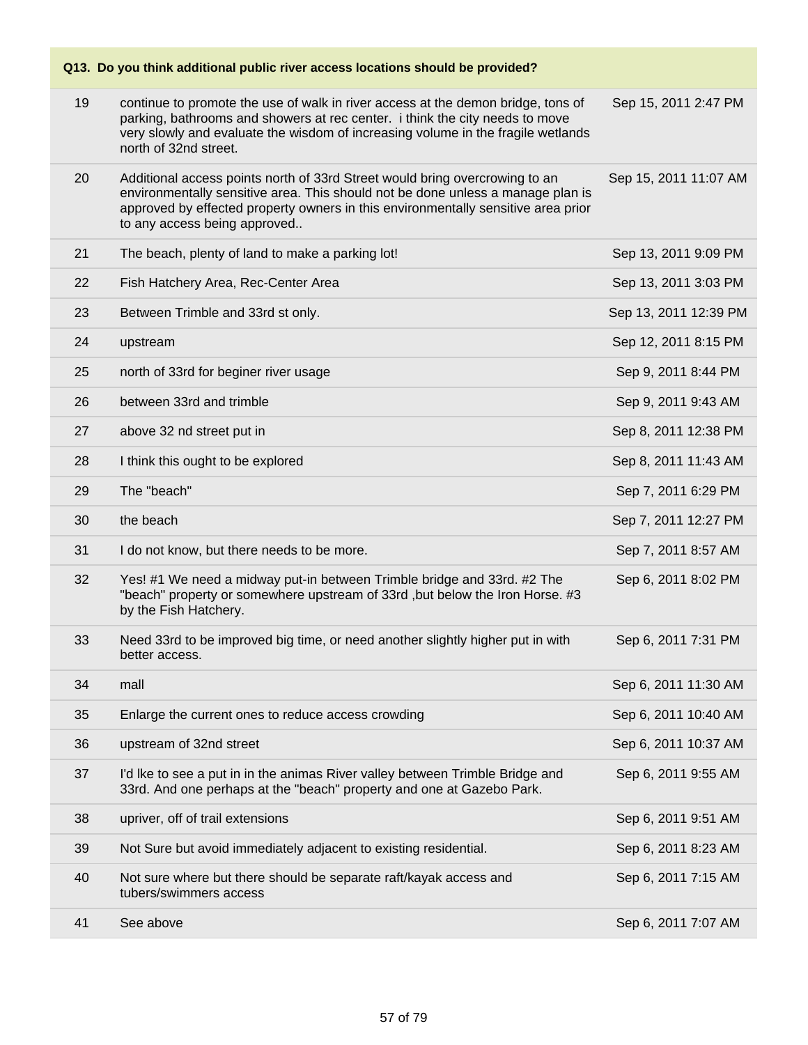| Q13. Do you think additional public river access locations should be provided? | | |
|---|---|---|
| 19 | continue to promote the use of walk in river access at the demon bridge, tons of parking, bathrooms and showers at rec center. i think the city needs to move very slowly and evaluate the wisdom of increasing volume in the fragile wetlands north of 32nd street. | Sep 15, 2011 2:47 PM |
| 20 | Additional access points north of 33rd Street would bring overcrowing to an environmentally sensitive area. This should not be done unless a manage plan is approved by effected property owners in this environmentally sensitive area prior to any access being approved.. | Sep 15, 2011 11:07 AM |
| 21 | The beach, plenty of land to make a parking lot! | Sep 13, 2011 9:09 PM |
| 22 | Fish Hatchery Area, Rec-Center Area | Sep 13, 2011 3:03 PM |
| 23 | Between Trimble and 33rd st only. | Sep 13, 2011 12:39 PM |
| 24 | upstream | Sep 12, 2011 8:15 PM |
| 25 | north of 33rd for beginer river usage | Sep 9, 2011 8:44 PM |
| 26 | between 33rd and trimble | Sep 9, 2011 9:43 AM |
| 27 | above 32 nd street put in | Sep 8, 2011 12:38 PM |
| 28 | I think this ought to be explored | Sep 8, 2011 11:43 AM |
| 29 | The "beach" | Sep 7, 2011 6:29 PM |
| 30 | the beach | Sep 7, 2011 12:27 PM |
| 31 | I do not know, but there needs to be more. | Sep 7, 2011 8:57 AM |
| 32 | Yes! #1 We need a midway put-in between Trimble bridge and 33rd. #2 The "beach" property or somewhere upstream of 33rd ,but below the Iron Horse. #3 by the Fish Hatchery. | Sep 6, 2011 8:02 PM |
| 33 | Need 33rd to be improved big time, or need another slightly higher put in with better access. | Sep 6, 2011 7:31 PM |
| 34 | mall | Sep 6, 2011 11:30 AM |
| 35 | Enlarge the current ones to reduce access crowding | Sep 6, 2011 10:40 AM |
| 36 | upstream of 32nd street | Sep 6, 2011 10:37 AM |
| 37 | I'd lke to see a put in in the animas River valley between Trimble Bridge and 33rd. And one perhaps at the "beach" property and one at Gazebo Park. | Sep 6, 2011 9:55 AM |
| 38 | upriver, off of trail extensions | Sep 6, 2011 9:51 AM |
| 39 | Not Sure but avoid immediately adjacent to existing residential. | Sep 6, 2011 8:23 AM |
| 40 | Not sure where but there should be separate raft/kayak access and tubers/swimmers access | Sep 6, 2011 7:15 AM |
| 41 | See above | Sep 6, 2011 7:07 AM |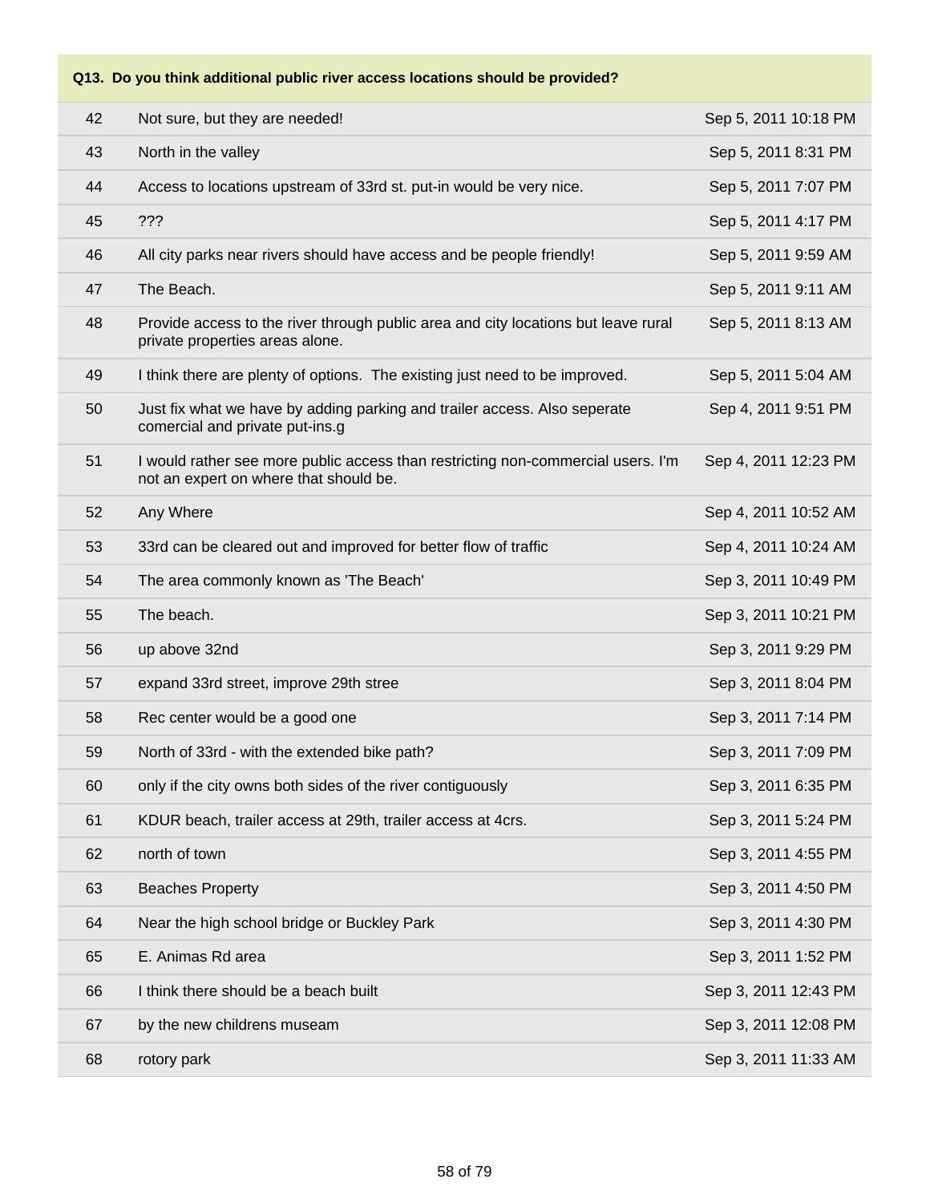| Q13. Do you think additional public river access locations should be provided? | | |
|---|---|---|
| 42 | Not sure, but they are needed! | Sep 5, 2011 10:18 PM |
| 43 | North in the valley | Sep 5, 2011 8:31 PM |
| 44 | Access to locations upstream of 33rd st. put-in would be very nice. | Sep 5, 2011 7:07 PM |
| 45 | ??? | Sep 5, 2011 4:17 PM |
| 46 | All city parks near rivers should have access and be people friendly! | Sep 5, 2011 9:59 AM |
| 47 | The Beach. | Sep 5, 2011 9:11 AM |
| 48 | Provide access to the river through public area and city locations but leave rural private properties areas alone. | Sep 5, 2011 8:13 AM |
| 49 | I think there are plenty of options. The existing just need to be improved. | Sep 5, 2011 5:04 AM |
| 50 | Just fix what we have by adding parking and trailer access. Also seperate comercial and private put-ins.g | Sep 4, 2011 9:51 PM |
| 51 | I would rather see more public access than restricting non-commercial users. I'm not an expert on where that should be. | Sep 4, 2011 12:23 PM |
| 52 | Any Where | Sep 4, 2011 10:52 AM |
| 53 | 33rd can be cleared out and improved for better flow of traffic | Sep 4, 2011 10:24 AM |
| 54 | The area commonly known as 'The Beach' | Sep 3, 2011 10:49 PM |
| 55 | The beach. | Sep 3, 2011 10:21 PM |
| 56 | up above 32nd | Sep 3, 2011 9:29 PM |
| 57 | expand 33rd street, improve 29th stree | Sep 3, 2011 8:04 PM |
| 58 | Rec center would be a good one | Sep 3, 2011 7:14 PM |
| 59 | North of 33rd - with the extended bike path? | Sep 3, 2011 7:09 PM |
| 60 | only if the city owns both sides of the river contiguously | Sep 3, 2011 6:35 PM |
| 61 | KDUR beach, trailer access at 29th, trailer access at 4crs. | Sep 3, 2011 5:24 PM |
| 62 | north of town | Sep 3, 2011 4:55 PM |
| 63 | Beaches Property | Sep 3, 2011 4:50 PM |
| 64 | Near the high school bridge or Buckley Park | Sep 3, 2011 4:30 PM |
| 65 | E. Animas Rd area | Sep 3, 2011 1:52 PM |
| 66 | I think there should be a beach built | Sep 3, 2011 12:43 PM |
| 67 | by the new childrens museam | Sep 3, 2011 12:08 PM |
| 68 | rotory park | Sep 3, 2011 11:33 AM |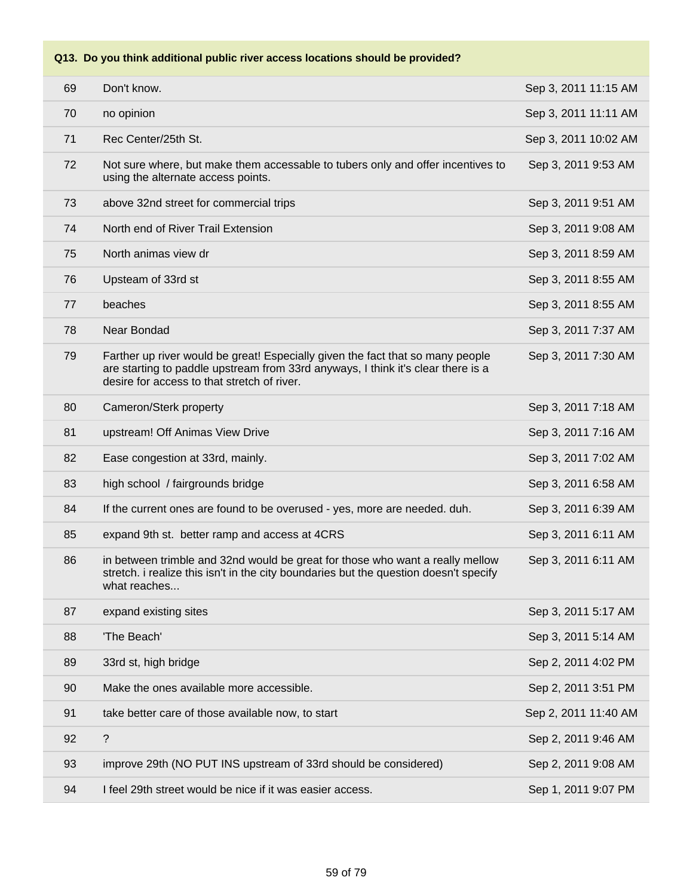| Q13. Do you think additional public river access locations should be provided? | | |
|---|---|---|
| 69 | Don't know. | Sep 3, 2011 11:15 AM |
| 70 | no opinion | Sep 3, 2011 11:11 AM |
| 71 | Rec Center/25th St. | Sep 3, 2011 10:02 AM |
| 72 | Not sure where, but make them accessable to tubers only and offer incentives to using the alternate access points. | Sep 3, 2011 9:53 AM |
| 73 | above 32nd street for commercial trips | Sep 3, 2011 9:51 AM |
| 74 | North end of River Trail Extension | Sep 3, 2011 9:08 AM |
| 75 | North animas view dr | Sep 3, 2011 8:59 AM |
| 76 | Upsteam of 33rd st | Sep 3, 2011 8:55 AM |
| 77 | beaches | Sep 3, 2011 8:55 AM |
| 78 | Near Bondad | Sep 3, 2011 7:37 AM |
| 79 | Farther up river would be great! Especially given the fact that so many people are starting to paddle upstream from 33rd anyways, I think it's clear there is a desire for access to that stretch of river. | Sep 3, 2011 7:30 AM |
| 80 | Cameron/Sterk property | Sep 3, 2011 7:18 AM |
| 81 | upstream! Off Animas View Drive | Sep 3, 2011 7:16 AM |
| 82 | Ease congestion at 33rd, mainly. | Sep 3, 2011 7:02 AM |
| 83 | high school / fairgrounds bridge | Sep 3, 2011 6:58 AM |
| 84 | If the current ones are found to be overused - yes, more are needed. duh. | Sep 3, 2011 6:39 AM |
| 85 | expand 9th st. better ramp and access at 4CRS | Sep 3, 2011 6:11 AM |
| 86 | in between trimble and 32nd would be great for those who want a really mellow stretch. i realize this isn't in the city boundaries but the question doesn't specify what reaches... | Sep 3, 2011 6:11 AM |
| 87 | expand existing sites | Sep 3, 2011 5:17 AM |
| 88 | 'The Beach' | Sep 3, 2011 5:14 AM |
| 89 | 33rd st, high bridge | Sep 2, 2011 4:02 PM |
| 90 | Make the ones available more accessible. | Sep 2, 2011 3:51 PM |
| 91 | take better care of those available now, to start | Sep 2, 2011 11:40 AM |
| 92 | ? | Sep 2, 2011 9:46 AM |
| 93 | improve 29th (NO PUT INS upstream of 33rd should be considered) | Sep 2, 2011 9:08 AM |
| 94 | I feel 29th street would be nice if it was easier access. | Sep 1, 2011 9:07 PM |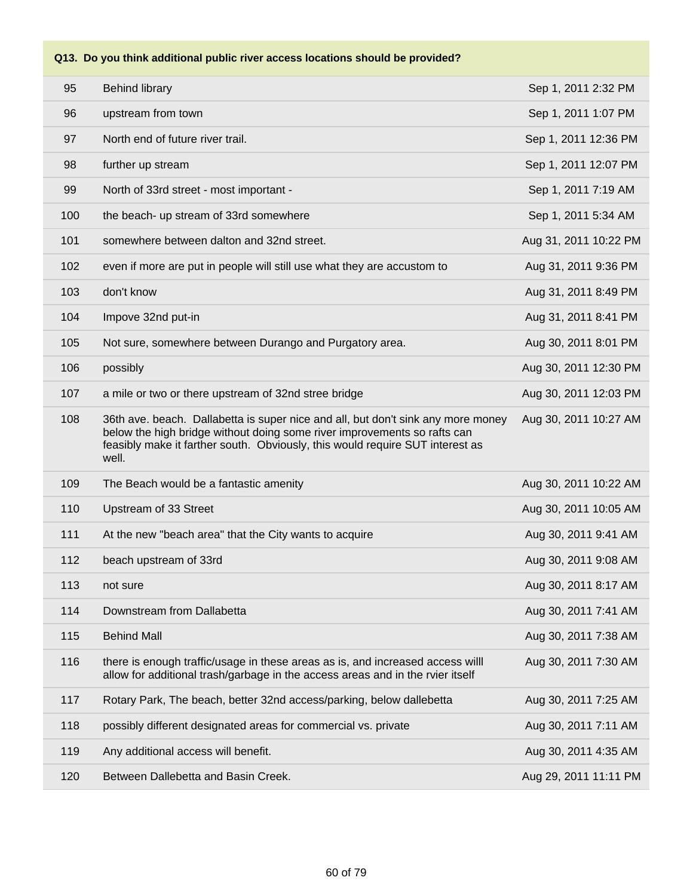**Q13. Do you think additional public river access locations should be provided?**

| | | |
|---|---|---|
| 95 | Behind library | Sep 1, 2011 2:32 PM |
| 96 | upstream from town | Sep 1, 2011 1:07 PM |
| 97 | North end of future river trail. | Sep 1, 2011 12:36 PM |
| 98 | further up stream | Sep 1, 2011 12:07 PM |
| 99 | North of 33rd street - most important - | Sep 1, 2011 7:19 AM |
| 100 | the beach- up stream of 33rd somewhere | Sep 1, 2011 5:34 AM |
| 101 | somewhere between dalton and 32nd street. | Aug 31, 2011 10:22 PM |
| 102 | even if more are put in people will still use what they are accustom to | Aug 31, 2011 9:36 PM |
| 103 | don't know | Aug 31, 2011 8:49 PM |
| 104 | Impove 32nd put-in | Aug 31, 2011 8:41 PM |
| 105 | Not sure, somewhere between Durango and Purgatory area. | Aug 30, 2011 8:01 PM |
| 106 | possibly | Aug 30, 2011 12:30 PM |
| 107 | a mile or two or there upstream of 32nd stree bridge | Aug 30, 2011 12:03 PM |
| 108 | 36th ave. beach. Dallabetta is super nice and all, but don't sink any more money below the high bridge without doing some river improvements so rafts can feasibly make it farther south. Obviously, this would require SUT interest as well. | Aug 30, 2011 10:27 AM |
| 109 | The Beach would be a fantastic amenity | Aug 30, 2011 10:22 AM |
| 110 | Upstream of 33 Street | Aug 30, 2011 10:05 AM |
| 111 | At the new "beach area" that the City wants to acquire | Aug 30, 2011 9:41 AM |
| 112 | beach upstream of 33rd | Aug 30, 2011 9:08 AM |
| 113 | not sure | Aug 30, 2011 8:17 AM |
| 114 | Downstream from Dallabetta | Aug 30, 2011 7:41 AM |
| 115 | Behind Mall | Aug 30, 2011 7:38 AM |
| 116 | there is enough traffic/usage in these areas as is, and increased access willl allow for additional trash/garbage in the access areas and in the rvier itself | Aug 30, 2011 7:30 AM |
| 117 | Rotary Park, The beach, better 32nd access/parking, below dallebetta | Aug 30, 2011 7:25 AM |
| 118 | possibly different designated areas for commercial vs. private | Aug 30, 2011 7:11 AM |
| 119 | Any additional access will benefit. | Aug 30, 2011 4:35 AM |
| 120 | Between Dallebetta and Basin Creek. | Aug 29, 2011 11:11 PM |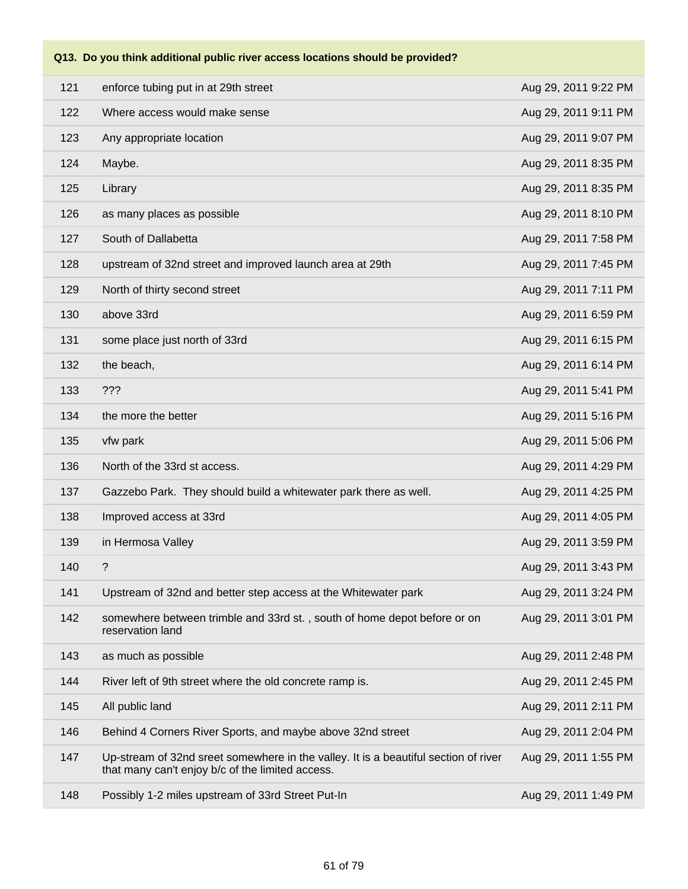| Q13. Do you think additional public river access locations should be provided? | | |
|---|---|---|
| 121 | enforce tubing put in at 29th street | Aug 29, 2011 9:22 PM |
| 122 | Where access would make sense | Aug 29, 2011 9:11 PM |
| 123 | Any appropriate location | Aug 29, 2011 9:07 PM |
| 124 | Maybe. | Aug 29, 2011 8:35 PM |
| 125 | Library | Aug 29, 2011 8:35 PM |
| 126 | as many places as possible | Aug 29, 2011 8:10 PM |
| 127 | South of Dallabetta | Aug 29, 2011 7:58 PM |
| 128 | upstream of 32nd street and improved launch area at 29th | Aug 29, 2011 7:45 PM |
| 129 | North of thirty second street | Aug 29, 2011 7:11 PM |
| 130 | above 33rd | Aug 29, 2011 6:59 PM |
| 131 | some place just north of 33rd | Aug 29, 2011 6:15 PM |
| 132 | the beach, | Aug 29, 2011 6:14 PM |
| 133 | ??? | Aug 29, 2011 5:41 PM |
| 134 | the more the better | Aug 29, 2011 5:16 PM |
| 135 | vfw park | Aug 29, 2011 5:06 PM |
| 136 | North of the 33rd st access. | Aug 29, 2011 4:29 PM |
| 137 | Gazzebo Park. They should build a whitewater park there as well. | Aug 29, 2011 4:25 PM |
| 138 | Improved access at 33rd | Aug 29, 2011 4:05 PM |
| 139 | in Hermosa Valley | Aug 29, 2011 3:59 PM |
| 140 | ? | Aug 29, 2011 3:43 PM |
| 141 | Upstream of 32nd and better step access at the Whitewater park | Aug 29, 2011 3:24 PM |
| 142 | somewhere between trimble and 33rd st. , south of home depot before or on reservation land | Aug 29, 2011 3:01 PM |
| 143 | as much as possible | Aug 29, 2011 2:48 PM |
| 144 | River left of 9th street where the old concrete ramp is. | Aug 29, 2011 2:45 PM |
| 145 | All public land | Aug 29, 2011 2:11 PM |
| 146 | Behind 4 Corners River Sports, and maybe above 32nd street | Aug 29, 2011 2:04 PM |
| 147 | Up-stream of 32nd sreet somewhere in the valley. It is a beautiful section of river that many can't enjoy b/c of the limited access. | Aug 29, 2011 1:55 PM |
| 148 | Possibly 1-2 miles upstream of 33rd Street Put-In | Aug 29, 2011 1:49 PM |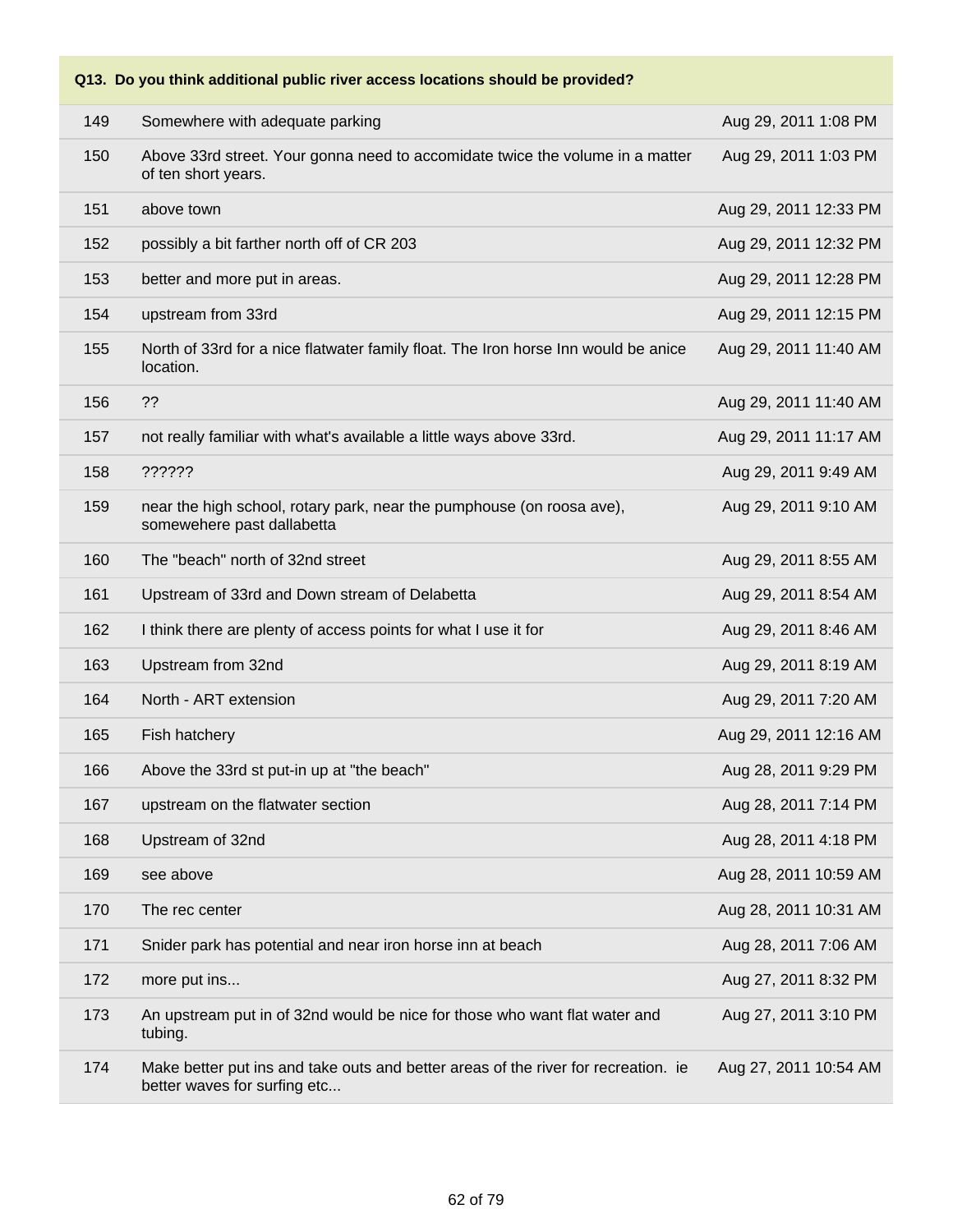**Q13. Do you think additional public river access locations should be provided?**

| | | |
|---|---|---|
| 149 | Somewhere with adequate parking | Aug 29, 2011 1:08 PM |
| 150 | Above 33rd street. Your gonna need to accomidate twice the volume in a matter of ten short years. | Aug 29, 2011 1:03 PM |
| 151 | above town | Aug 29, 2011 12:33 PM |
| 152 | possibly a bit farther north off of CR 203 | Aug 29, 2011 12:32 PM |
| 153 | better and more put in areas. | Aug 29, 2011 12:28 PM |
| 154 | upstream from 33rd | Aug 29, 2011 12:15 PM |
| 155 | North of 33rd for a nice flatwater family float. The Iron horse Inn would be anice location. | Aug 29, 2011 11:40 AM |
| 156 | ?? | Aug 29, 2011 11:40 AM |
| 157 | not really familiar with what's available a little ways above 33rd. | Aug 29, 2011 11:17 AM |
| 158 | ?????? | Aug 29, 2011 9:49 AM |
| 159 | near the high school, rotary park, near the pumphouse (on roosa ave), somewehere past dallabetta | Aug 29, 2011 9:10 AM |
| 160 | The "beach" north of 32nd street | Aug 29, 2011 8:55 AM |
| 161 | Upstream of 33rd and Down stream of Delabetta | Aug 29, 2011 8:54 AM |
| 162 | I think there are plenty of access points for what I use it for | Aug 29, 2011 8:46 AM |
| 163 | Upstream from 32nd | Aug 29, 2011 8:19 AM |
| 164 | North - ART extension | Aug 29, 2011 7:20 AM |
| 165 | Fish hatchery | Aug 29, 2011 12:16 AM |
| 166 | Above the 33rd st put-in up at "the beach" | Aug 28, 2011 9:29 PM |
| 167 | upstream on the flatwater section | Aug 28, 2011 7:14 PM |
| 168 | Upstream of 32nd | Aug 28, 2011 4:18 PM |
| 169 | see above | Aug 28, 2011 10:59 AM |
| 170 | The rec center | Aug 28, 2011 10:31 AM |
| 171 | Snider park has potential and near iron horse inn at beach | Aug 28, 2011 7:06 AM |
| 172 | more put ins... | Aug 27, 2011 8:32 PM |
| 173 | An upstream put in of 32nd would be nice for those who want flat water and tubing. | Aug 27, 2011 3:10 PM |
| 174 | Make better put ins and take outs and better areas of the river for recreation. ie better waves for surfing etc... | Aug 27, 2011 10:54 AM |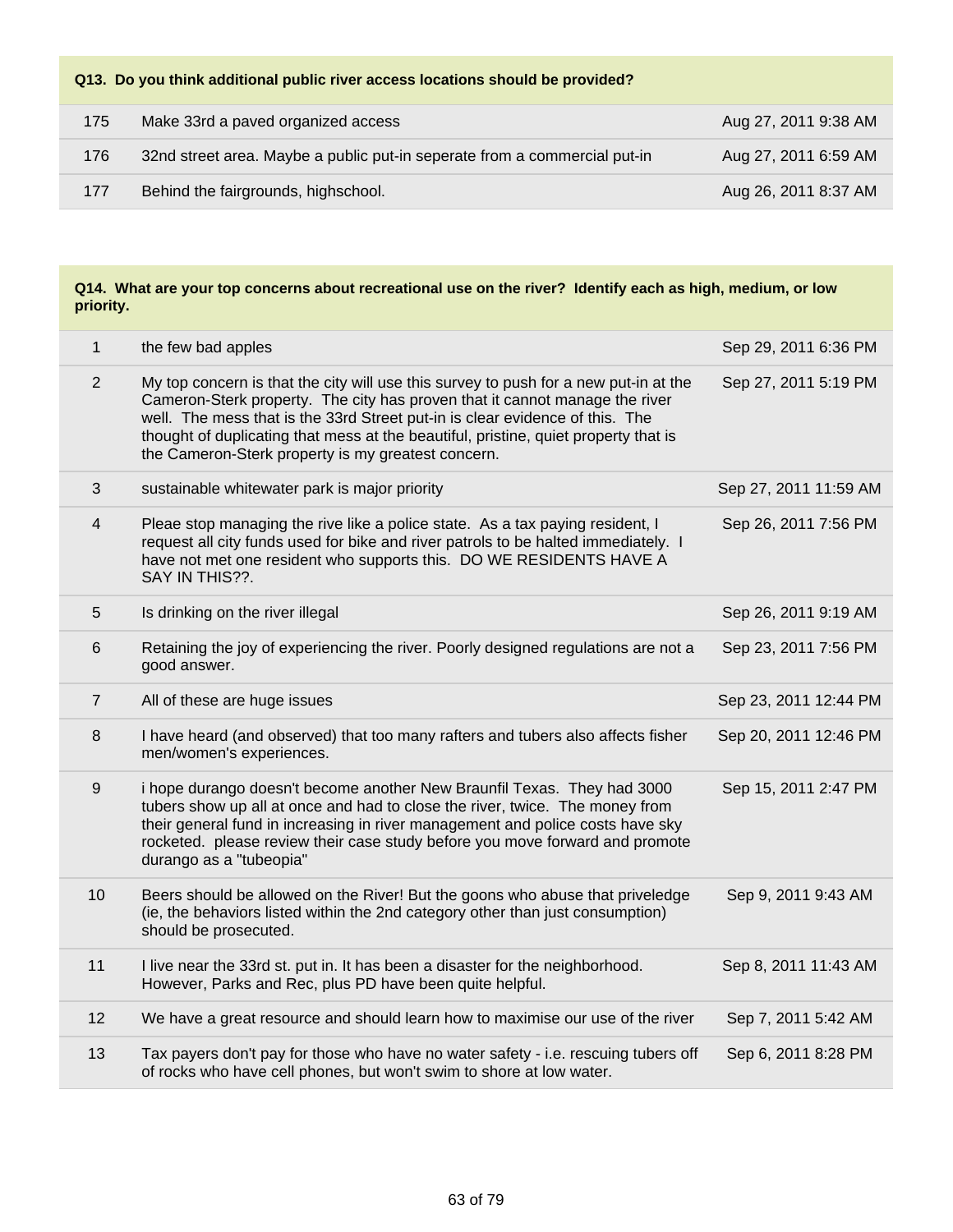**Q13. Do you think additional public river access locations should be provided?**

| | | |
|---|---|---|
| 175 | Make 33rd a paved organized access | Aug 27, 2011 9:38 AM |
| 176 | 32nd street area. Maybe a public put-in seperate from a commercial put-in | Aug 27, 2011 6:59 AM |
| 177 | Behind the fairgrounds, highschool. | Aug 26, 2011 8:37 AM |

**Q14. What are your top concerns about recreational use on the river? Identify each as high, medium, or low priority.**

| | | |
|---|---|---|
| 1 | the few bad apples | Sep 29, 2011 6:36 PM |
| 2 | My top concern is that the city will use this survey to push for a new put-in at the Cameron-Sterk property. The city has proven that it cannot manage the river well. The mess that is the 33rd Street put-in is clear evidence of this. The thought of duplicating that mess at the beautiful, pristine, quiet property that is the Cameron-Sterk property is my greatest concern. | Sep 27, 2011 5:19 PM |
| 3 | sustainable whitewater park is major priority | Sep 27, 2011 11:59 AM |
| 4 | Pleae stop managing the rive like a police state. As a tax paying resident, I request all city funds used for bike and river patrols to be halted immediately. I have not met one resident who supports this. DO WE RESIDENTS HAVE A SAY IN THIS??. | Sep 26, 2011 7:56 PM |
| 5 | Is drinking on the river illegal | Sep 26, 2011 9:19 AM |
| 6 | Retaining the joy of experiencing the river. Poorly designed regulations are not a good answer. | Sep 23, 2011 7:56 PM |
| 7 | All of these are huge issues | Sep 23, 2011 12:44 PM |
| 8 | I have heard (and observed) that too many rafters and tubers also affects fisher men/women's experiences. | Sep 20, 2011 12:46 PM |
| 9 | i hope durango doesn't become another New Braunfil Texas. They had 3000 tubers show up all at once and had to close the river, twice. The money from their general fund in increasing in river management and police costs have sky rocketed. please review their case study before you move forward and promote durango as a "tubeopia" | Sep 15, 2011 2:47 PM |
| 10 | Beers should be allowed on the River! But the goons who abuse that priveledge (ie, the behaviors listed within the 2nd category other than just consumption) should be prosecuted. | Sep 9, 2011 9:43 AM |
| 11 | I live near the 33rd st. put in. It has been a disaster for the neighborhood. However, Parks and Rec, plus PD have been quite helpful. | Sep 8, 2011 11:43 AM |
| 12 | We have a great resource and should learn how to maximise our use of the river | Sep 7, 2011 5:42 AM |
| 13 | Tax payers don't pay for those who have no water safety - i.e. rescuing tubers off of rocks who have cell phones, but won't swim to shore at low water. | Sep 6, 2011 8:28 PM |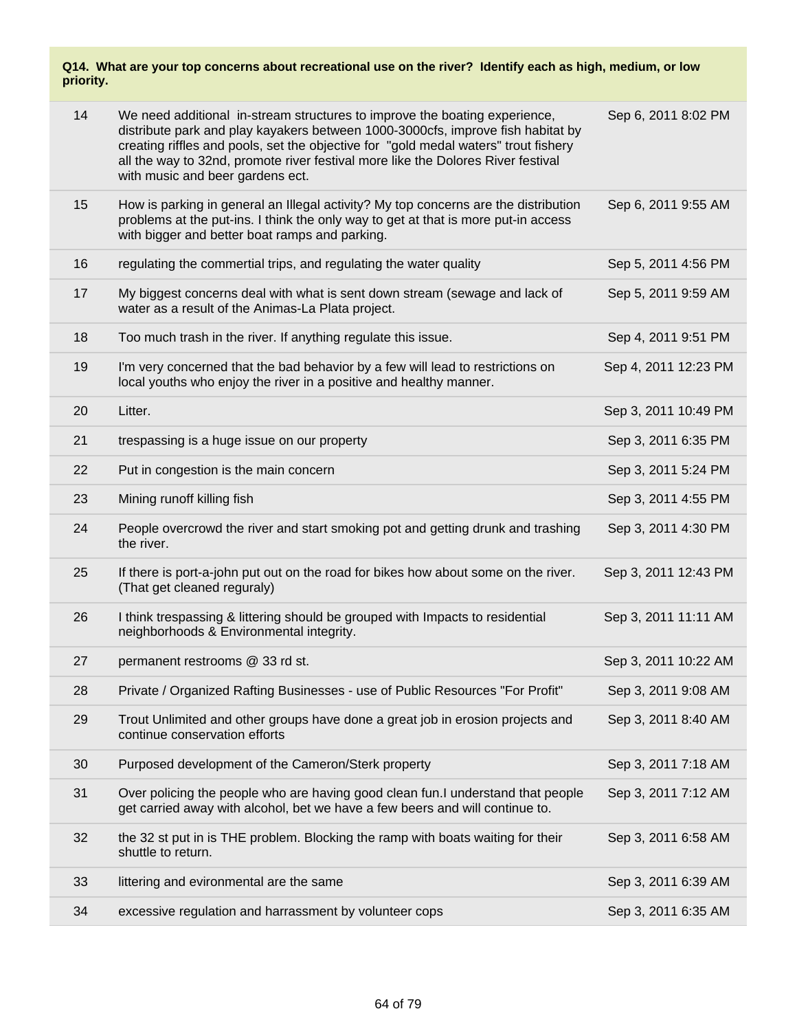**Q14. What are your top concerns about recreational use on the river? Identify each as high, medium, or low priority.**

| | | |
|---|---|---|
| 14 | We need additional in-stream structures to improve the boating experience, distribute park and play kayakers between 1000-3000cfs, improve fish habitat by creating riffles and pools, set the objective for "gold medal waters" trout fishery all the way to 32nd, promote river festival more like the Dolores River festival with music and beer gardens ect. | Sep 6, 2011 8:02 PM |
| 15 | How is parking in general an Illegal activity? My top concerns are the distribution problems at the put-ins. I think the only way to get at that is more put-in access with bigger and better boat ramps and parking. | Sep 6, 2011 9:55 AM |
| 16 | regulating the commertial trips, and regulating the water quality | Sep 5, 2011 4:56 PM |
| 17 | My biggest concerns deal with what is sent down stream (sewage and lack of water as a result of the Animas-La Plata project. | Sep 5, 2011 9:59 AM |
| 18 | Too much trash in the river. If anything regulate this issue. | Sep 4, 2011 9:51 PM |
| 19 | I'm very concerned that the bad behavior by a few will lead to restrictions on local youths who enjoy the river in a positive and healthy manner. | Sep 4, 2011 12:23 PM |
| 20 | Litter. | Sep 3, 2011 10:49 PM |
| 21 | trespassing is a huge issue on our property | Sep 3, 2011 6:35 PM |
| 22 | Put in congestion is the main concern | Sep 3, 2011 5:24 PM |
| 23 | Mining runoff killing fish | Sep 3, 2011 4:55 PM |
| 24 | People overcrowd the river and start smoking pot and getting drunk and trashing the river. | Sep 3, 2011 4:30 PM |
| 25 | If there is port-a-john put out on the road for bikes how about some on the river. (That get cleaned reguraly) | Sep 3, 2011 12:43 PM |
| 26 | I think trespassing & littering should be grouped with Impacts to residential neighborhoods & Environmental integrity. | Sep 3, 2011 11:11 AM |
| 27 | permanent restrooms @ 33 rd st. | Sep 3, 2011 10:22 AM |
| 28 | Private / Organized Rafting Businesses - use of Public Resources "For Profit" | Sep 3, 2011 9:08 AM |
| 29 | Trout Unlimited and other groups have done a great job in erosion projects and continue conservation efforts | Sep 3, 2011 8:40 AM |
| 30 | Purposed development of the Cameron/Sterk property | Sep 3, 2011 7:18 AM |
| 31 | Over policing the people who are having good clean fun.I understand that people get carried away with alcohol, bet we have a few beers and will continue to. | Sep 3, 2011 7:12 AM |
| 32 | the 32 st put in is THE problem. Blocking the ramp with boats waiting for their shuttle to return. | Sep 3, 2011 6:58 AM |
| 33 | littering and evironmental are the same | Sep 3, 2011 6:39 AM |
| 34 | excessive regulation and harrassment by volunteer cops | Sep 3, 2011 6:35 AM |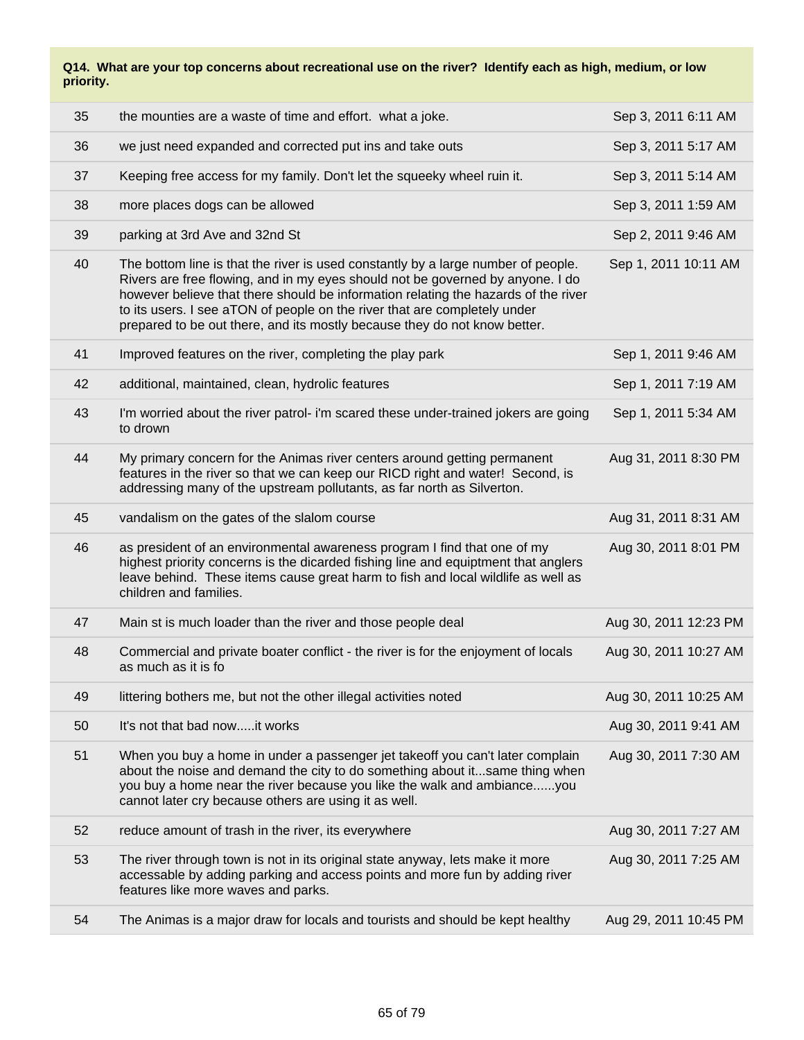**Q14. What are your top concerns about recreational use on the river? Identify each as high, medium, or low priority.**

| | | |
|---|---|---|
| 35 | the mounties are a waste of time and effort. what a joke. | Sep 3, 2011 6:11 AM |
| 36 | we just need expanded and corrected put ins and take outs | Sep 3, 2011 5:17 AM |
| 37 | Keeping free access for my family. Don't let the squeeky wheel ruin it. | Sep 3, 2011 5:14 AM |
| 38 | more places dogs can be allowed | Sep 3, 2011 1:59 AM |
| 39 | parking at 3rd Ave and 32nd St | Sep 2, 2011 9:46 AM |
| 40 | The bottom line is that the river is used constantly by a large number of people. Rivers are free flowing, and in my eyes should not be governed by anyone. I do however believe that there should be information relating the hazards of the river to its users. I see aTON of people on the river that are completely under prepared to be out there, and its mostly because they do not know better. | Sep 1, 2011 10:11 AM |
| 41 | Improved features on the river, completing the play park | Sep 1, 2011 9:46 AM |
| 42 | additional, maintained, clean, hydrolic features | Sep 1, 2011 7:19 AM |
| 43 | I'm worried about the river patrol- i'm scared these under-trained jokers are going to drown | Sep 1, 2011 5:34 AM |
| 44 | My primary concern for the Animas river centers around getting permanent features in the river so that we can keep our RICD right and water! Second, is addressing many of the upstream pollutants, as far north as Silverton. | Aug 31, 2011 8:30 PM |
| 45 | vandalism on the gates of the slalom course | Aug 31, 2011 8:31 AM |
| 46 | as president of an environmental awareness program I find that one of my highest priority concerns is the dicarded fishing line and equiptment that anglers leave behind. These items cause great harm to fish and local wildlife as well as children and families. | Aug 30, 2011 8:01 PM |
| 47 | Main st is much loader than the river and those people deal | Aug 30, 2011 12:23 PM |
| 48 | Commercial and private boater conflict - the river is for the enjoyment of locals as much as it is fo | Aug 30, 2011 10:27 AM |
| 49 | littering bothers me, but not the other illegal activities noted | Aug 30, 2011 10:25 AM |
| 50 | It's not that bad now.....it works | Aug 30, 2011 9:41 AM |
| 51 | When you buy a home in under a passenger jet takeoff you can't later complain about the noise and demand the city to do something about it...same thing when you buy a home near the river because you like the walk and ambiance......you cannot later cry because others are using it as well. | Aug 30, 2011 7:30 AM |
| 52 | reduce amount of trash in the river, its everywhere | Aug 30, 2011 7:27 AM |
| 53 | The river through town is not in its original state anyway, lets make it more accessable by adding parking and access points and more fun by adding river features like more waves and parks. | Aug 30, 2011 7:25 AM |
| 54 | The Animas is a major draw for locals and tourists and should be kept healthy | Aug 29, 2011 10:45 PM |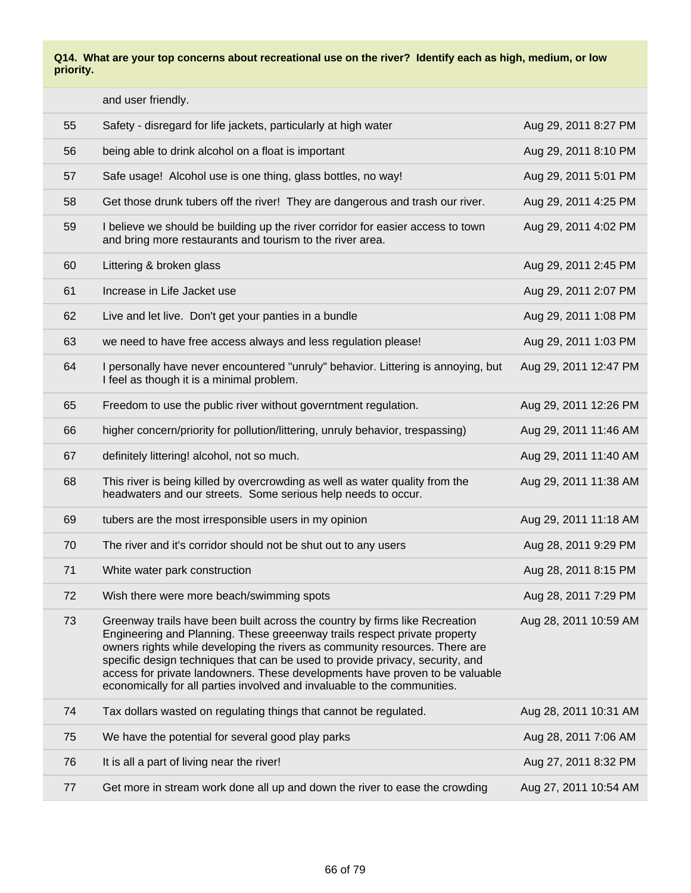**Q14. What are your top concerns about recreational use on the river? Identify each as high, medium, or low priority.**

| | | |
|---|---|---|
| | and user friendly. | |
| 55 | Safety - disregard for life jackets, particularly at high water | Aug 29, 2011 8:27 PM |
| 56 | being able to drink alcohol on a float is important | Aug 29, 2011 8:10 PM |
| 57 | Safe usage! Alcohol use is one thing, glass bottles, no way! | Aug 29, 2011 5:01 PM |
| 58 | Get those drunk tubers off the river! They are dangerous and trash our river. | Aug 29, 2011 4:25 PM |
| 59 | I believe we should be building up the river corridor for easier access to town and bring more restaurants and tourism to the river area. | Aug 29, 2011 4:02 PM |
| 60 | Littering & broken glass | Aug 29, 2011 2:45 PM |
| 61 | Increase in Life Jacket use | Aug 29, 2011 2:07 PM |
| 62 | Live and let live. Don't get your panties in a bundle | Aug 29, 2011 1:08 PM |
| 63 | we need to have free access always and less regulation please! | Aug 29, 2011 1:03 PM |
| 64 | I personally have never encountered "unruly" behavior. Littering is annoying, but I feel as though it is a minimal problem. | Aug 29, 2011 12:47 PM |
| 65 | Freedom to use the public river without government regulation. | Aug 29, 2011 12:26 PM |
| 66 | higher concern/priority for pollution/littering, unruly behavior, trespassing) | Aug 29, 2011 11:46 AM |
| 67 | definitely littering! alcohol, not so much. | Aug 29, 2011 11:40 AM |
| 68 | This river is being killed by overcrowding as well as water quality from the headwaters and our streets. Some serious help needs to occur. | Aug 29, 2011 11:38 AM |
| 69 | tubers are the most irresponsible users in my opinion | Aug 29, 2011 11:18 AM |
| 70 | The river and it's corridor should not be shut out to any users | Aug 28, 2011 9:29 PM |
| 71 | White water park construction | Aug 28, 2011 8:15 PM |
| 72 | Wish there were more beach/swimming spots | Aug 28, 2011 7:29 PM |
| 73 | Greenway trails have been built across the country by firms like Recreation Engineering and Planning. These greeenway trails respect private property owners rights while developing the rivers as community resources. There are specific design techniques that can be used to provide privacy, security, and access for private landowners. These developments have proven to be valuable economically for all parties involved and invaluable to the communities. | Aug 28, 2011 10:59 AM |
| 74 | Tax dollars wasted on regulating things that cannot be regulated. | Aug 28, 2011 10:31 AM |
| 75 | We have the potential for several good play parks | Aug 28, 2011 7:06 AM |
| 76 | It is all a part of living near the river! | Aug 27, 2011 8:32 PM |
| 77 | Get more in stream work done all up and down the river to ease the crowding | Aug 27, 2011 10:54 AM |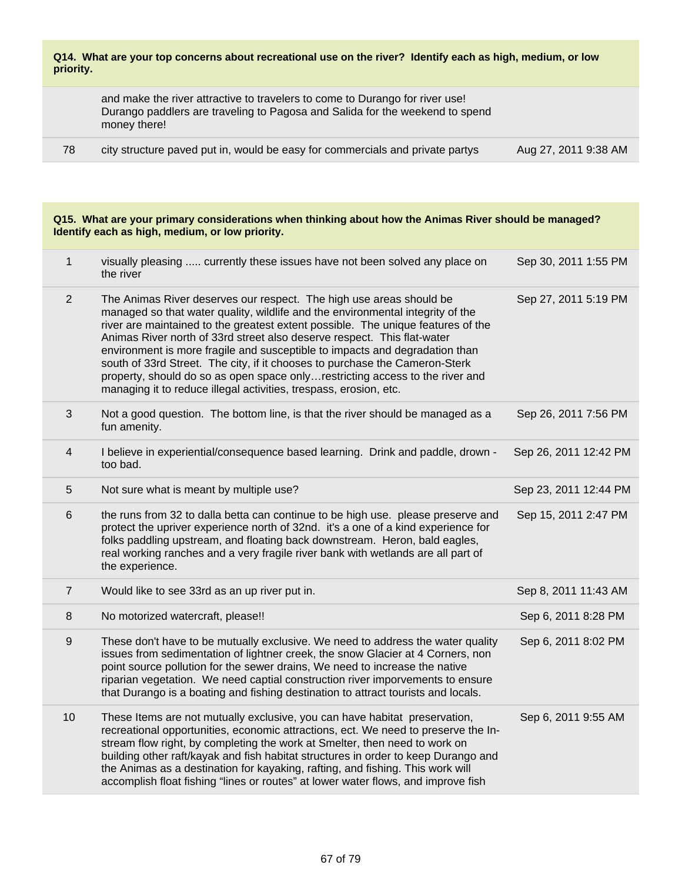**Q14. What are your top concerns about recreational use on the river? Identify each as high, medium, or low priority.**

| | | |
|---|---|---|
| | and make the river attractive to travelers to come to Durango for river use! Durango paddlers are traveling to Pagosa and Salida for the weekend to spend money there! | |
| 78 | city structure paved put in, would be easy for commercials and private partys | Aug 27, 2011 9:38 AM |

**Q15. What are your primary considerations when thinking about how the Animas River should be managed? Identify each as high, medium, or low priority.**

| | | |
|---|---|---|
| 1 | visually pleasing ..... currently these issues have not been solved any place on the river | Sep 30, 2011 1:55 PM |
| 2 | The Animas River deserves our respect. The high use areas should be managed so that water quality, wildlife and the environmental integrity of the river are maintained to the greatest extent possible. The unique features of the Animas River north of 33rd street also deserve respect. This flat-water environment is more fragile and susceptible to impacts and degradation than south of 33rd Street. The city, if it chooses to purchase the Cameron-Sterk property, should do so as open space only…restricting access to the river and managing it to reduce illegal activities, trespass, erosion, etc. | Sep 27, 2011 5:19 PM |
| 3 | Not a good question. The bottom line, is that the river should be managed as a fun amenity. | Sep 26, 2011 7:56 PM |
| 4 | I believe in experiential/consequence based learning. Drink and paddle, drown - too bad. | Sep 26, 2011 12:42 PM |
| 5 | Not sure what is meant by multiple use? | Sep 23, 2011 12:44 PM |
| 6 | the runs from 32 to dalla betta can continue to be high use. please preserve and protect the upriver experience north of 32nd. it's a one of a kind experience for folks paddling upstream, and floating back downstream. Heron, bald eagles, real working ranches and a very fragile river bank with wetlands are all part of the experience. | Sep 15, 2011 2:47 PM |
| 7 | Would like to see 33rd as an up river put in. | Sep 8, 2011 11:43 AM |
| 8 | No motorized watercraft, please!! | Sep 6, 2011 8:28 PM |
| 9 | These don't have to be mutually exclusive. We need to address the water quality issues from sedimentation of lightner creek, the snow Glacier at 4 Corners, non point source pollution for the sewer drains, We need to increase the native riparian vegetation. We need captial construction river imporvements to ensure that Durango is a boating and fishing destination to attract tourists and locals. | Sep 6, 2011 8:02 PM |
| 10 | These Items are not mutually exclusive, you can have habitat preservation, recreational opportunities, economic attractions, ect. We need to preserve the In-stream flow right, by completing the work at Smelter, then need to work on building other raft/kayak and fish habitat structures in order to keep Durango and the Animas as a destination for kayaking, rafting, and fishing. This work will accomplish float fishing "lines or routes" at lower water flows, and improve fish | Sep 6, 2011 9:55 AM |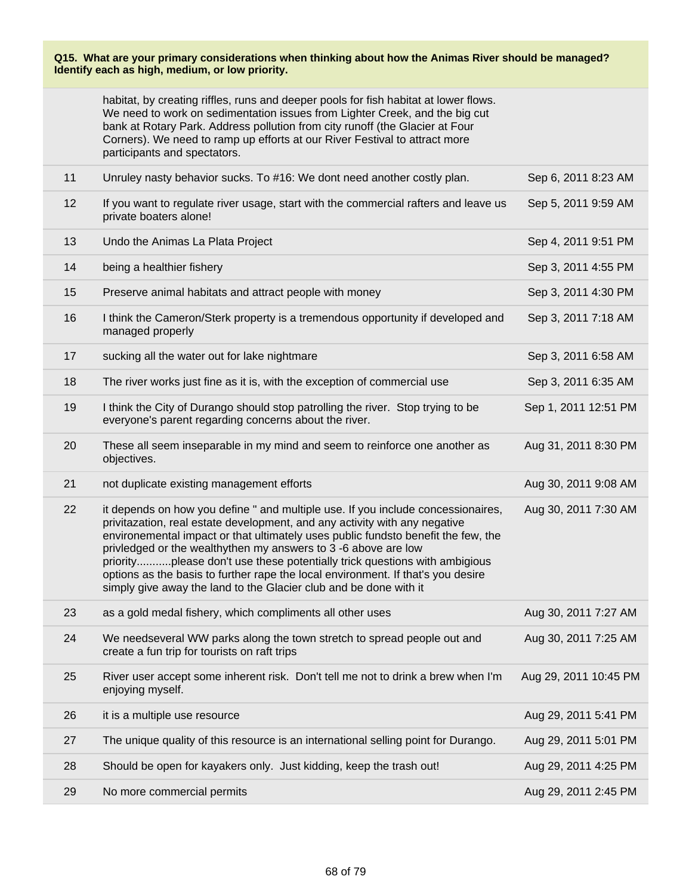**Q15. What are your primary considerations when thinking about how the Animas River should be managed? Identify each as high, medium, or low priority.**

| | | |
|---|---|---|
| | habitat, by creating riffles, runs and deeper pools for fish habitat at lower flows. We need to work on sedimentation issues from Lighter Creek, and the big cut bank at Rotary Park. Address pollution from city runoff (the Glacier at Four Corners). We need to ramp up efforts at our River Festival to attract more participants and spectators. | |
| 11 | Unruley nasty behavior sucks. To #16: We dont need another costly plan. | Sep 6, 2011 8:23 AM |
| 12 | If you want to regulate river usage, start with the commercial rafters and leave us private boaters alone! | Sep 5, 2011 9:59 AM |
| 13 | Undo the Animas La Plata Project | Sep 4, 2011 9:51 PM |
| 14 | being a healthier fishery | Sep 3, 2011 4:55 PM |
| 15 | Preserve animal habitats and attract people with money | Sep 3, 2011 4:30 PM |
| 16 | I think the Cameron/Sterk property is a tremendous opportunity if developed and managed properly | Sep 3, 2011 7:18 AM |
| 17 | sucking all the water out for lake nightmare | Sep 3, 2011 6:58 AM |
| 18 | The river works just fine as it is, with the exception of commercial use | Sep 3, 2011 6:35 AM |
| 19 | I think the City of Durango should stop patrolling the river. Stop trying to be everyone's parent regarding concerns about the river. | Sep 1, 2011 12:51 PM |
| 20 | These all seem inseparable in my mind and seem to reinforce one another as objectives. | Aug 31, 2011 8:30 PM |
| 21 | not duplicate existing management efforts | Aug 30, 2011 9:08 AM |
| 22 | it depends on how you define " and multiple use. If you include concessionaires, privitazation, real estate development, and any activity with any negative environemental impact or that ultimately uses public fundsto benefit the few, the privledged or the wealthythen my answers to 3 -6 above are low priority...........please don't use these potentially trick questions with ambigious options as the basis to further rape the local environment. If that's you desire simply give away the land to the Glacier club and be done with it | Aug 30, 2011 7:30 AM |
| 23 | as a gold medal fishery, which compliments all other uses | Aug 30, 2011 7:27 AM |
| 24 | We needseveral WW parks along the town stretch to spread people out and create a fun trip for tourists on raft trips | Aug 30, 2011 7:25 AM |
| 25 | River user accept some inherent risk. Don't tell me not to drink a brew when I'm enjoying myself. | Aug 29, 2011 10:45 PM |
| 26 | it is a multiple use resource | Aug 29, 2011 5:41 PM |
| 27 | The unique quality of this resource is an international selling point for Durango. | Aug 29, 2011 5:01 PM |
| 28 | Should be open for kayakers only. Just kidding, keep the trash out! | Aug 29, 2011 4:25 PM |
| 29 | No more commercial permits | Aug 29, 2011 2:45 PM |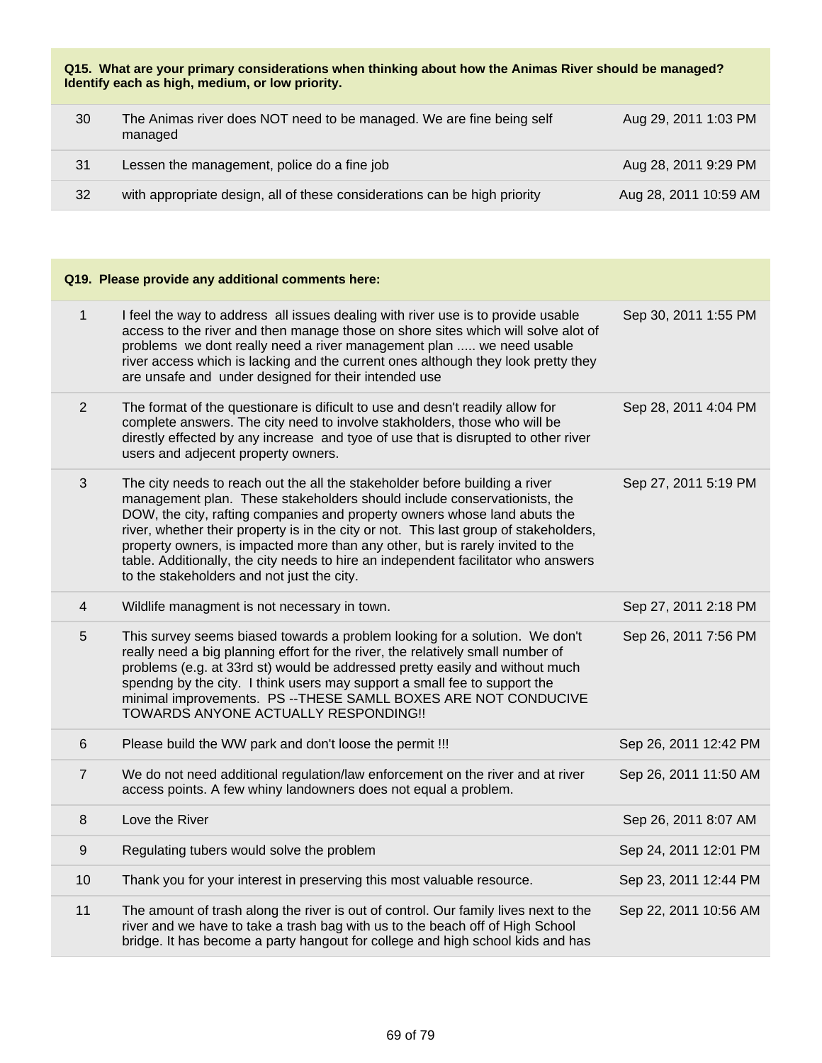| Q15. What are your primary considerations when thinking about how the Animas River should be managed? Identify each as high, medium, or low priority. | | |
|---|---|---|
| 30 | The Animas river does NOT need to be managed. We are fine being self managed | Aug 29, 2011 1:03 PM |
| 31 | Lessen the management, police do a fine job | Aug 28, 2011 9:29 PM |
| 32 | with appropriate design, all of these considerations can be high priority | Aug 28, 2011 10:59 AM |

| Q19. Please provide any additional comments here: | | |
|---|---|---|
| 1 | I feel the way to address all issues dealing with river use is to provide usable access to the river and then manage those on shore sites which will solve alot of problems we dont really need a river management plan ..... we need usable river access which is lacking and the current ones although they look pretty they are unsafe and under designed for their intended use | Sep 30, 2011 1:55 PM |
| 2 | The format of the questionare is dificult to use and desn't readily allow for complete answers. The city need to involve stakholders, those who will be directly effected by any increase and tyoe of use that is disrupted to other river users and adjecent property owners. | Sep 28, 2011 4:04 PM |
| 3 | The city needs to reach out the all the stakeholder before building a river management plan. These stakeholders should include conservationists, the DOW, the city, rafting companies and property owners whose land abuts the river, whether their property is in the city or not. This last group of stakeholders, property owners, is impacted more than any other, but is rarely invited to the table. Additionally, the city needs to hire an independent facilitator who answers to the stakeholders and not just the city. | Sep 27, 2011 5:19 PM |
| 4 | Wildlife managment is not necessary in town. | Sep 27, 2011 2:18 PM |
| 5 | This survey seems biased towards a problem looking for a solution. We don't really need a big planning effort for the river, the relatively small number of problems (e.g. at 33rd st) would be addressed pretty easily and without much spendng by the city. I think users may support a small fee to support the minimal improvements. PS --THESE SAMLL BOXES ARE NOT CONDUCIVE TOWARDS ANYONE ACTUALLY RESPONDING!! | Sep 26, 2011 7:56 PM |
| 6 | Please build the WW park and don't loose the permit !!! | Sep 26, 2011 12:42 PM |
| 7 | We do not need additional regulation/law enforcement on the river and at river access points. A few whiny landowners does not equal a problem. | Sep 26, 2011 11:50 AM |
| 8 | Love the River | Sep 26, 2011 8:07 AM |
| 9 | Regulating tubers would solve the problem | Sep 24, 2011 12:01 PM |
| 10 | Thank you for your interest in preserving this most valuable resource. | Sep 23, 2011 12:44 PM |
| 11 | The amount of trash along the river is out of control. Our family lives next to the river and we have to take a trash bag with us to the beach off of High School bridge. It has become a party hangout for college and high school kids and has | Sep 22, 2011 10:56 AM |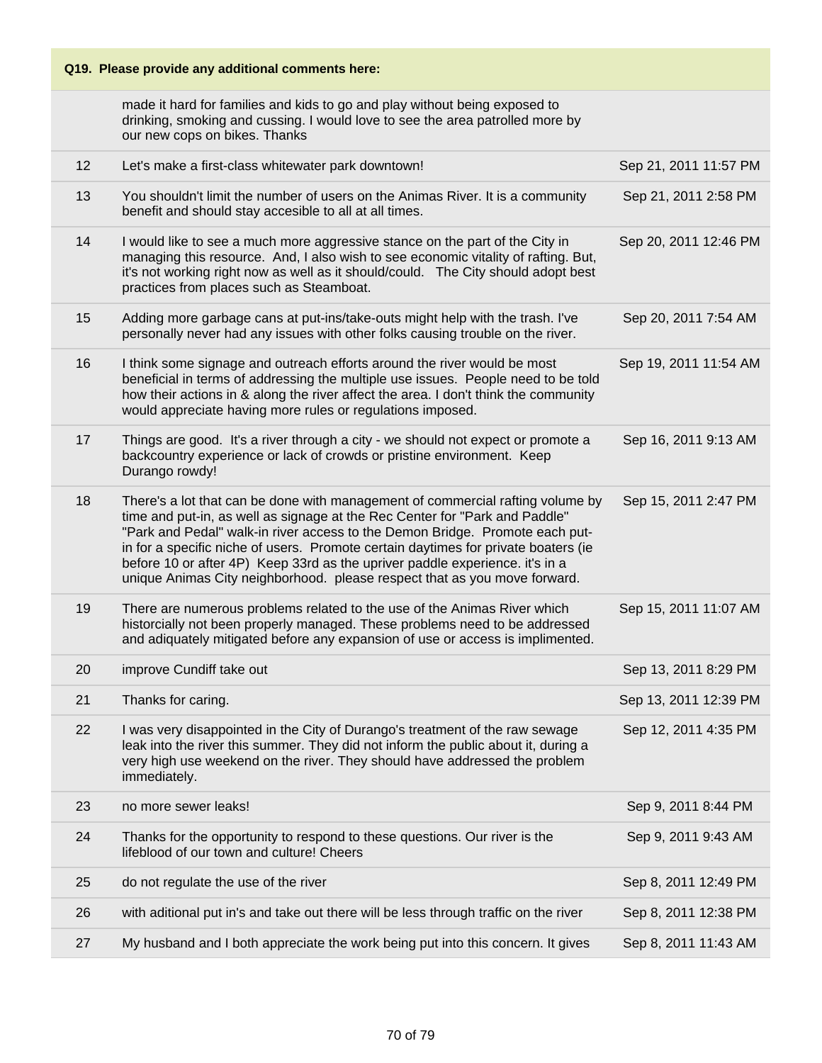| Q19. Please provide any additional comments here: | | |
|---|---|---|
| | made it hard for families and kids to go and play without being exposed to drinking, smoking and cussing. I would love to see the area patrolled more by our new cops on bikes. Thanks | |
| 12 | Let's make a first-class whitewater park downtown! | Sep 21, 2011 11:57 PM |
| 13 | You shouldn't limit the number of users on the Animas River. It is a community benefit and should stay accesible to all at all times. | Sep 21, 2011 2:58 PM |
| 14 | I would like to see a much more aggressive stance on the part of the City in managing this resource. And, I also wish to see economic vitality of rafting. But, it's not working right now as well as it should/could. The City should adopt best practices from places such as Steamboat. | Sep 20, 2011 12:46 PM |
| 15 | Adding more garbage cans at put-ins/take-outs might help with the trash. I've personally never had any issues with other folks causing trouble on the river. | Sep 20, 2011 7:54 AM |
| 16 | I think some signage and outreach efforts around the river would be most beneficial in terms of addressing the multiple use issues. People need to be told how their actions in & along the river affect the area. I don't think the community would appreciate having more rules or regulations imposed. | Sep 19, 2011 11:54 AM |
| 17 | Things are good. It's a river through a city - we should not expect or promote a backcountry experience or lack of crowds or pristine environment. Keep Durango rowdy! | Sep 16, 2011 9:13 AM |
| 18 | There's a lot that can be done with management of commercial rafting volume by time and put-in, as well as signage at the Rec Center for "Park and Paddle" "Park and Pedal" walk-in river access to the Demon Bridge. Promote each put-in for a specific niche of users. Promote certain daytimes for private boaters (ie before 10 or after 4P) Keep 33rd as the upriver paddle experience. it's in a unique Animas City neighborhood. please respect that as you move forward. | Sep 15, 2011 2:47 PM |
| 19 | There are numerous problems related to the use of the Animas River which historcially not been properly managed. These problems need to be addressed and adiquately mitigated before any expansion of use or access is implimented. | Sep 15, 2011 11:07 AM |
| 20 | improve Cundiff take out | Sep 13, 2011 8:29 PM |
| 21 | Thanks for caring. | Sep 13, 2011 12:39 PM |
| 22 | I was very disappointed in the City of Durango's treatment of the raw sewage leak into the river this summer. They did not inform the public about it, during a very high use weekend on the river. They should have addressed the problem immediately. | Sep 12, 2011 4:35 PM |
| 23 | no more sewer leaks! | Sep 9, 2011 8:44 PM |
| 24 | Thanks for the opportunity to respond to these questions. Our river is the lifeblood of our town and culture! Cheers | Sep 9, 2011 9:43 AM |
| 25 | do not regulate the use of the river | Sep 8, 2011 12:49 PM |
| 26 | with aditional put in's and take out there will be less through traffic on the river | Sep 8, 2011 12:38 PM |
| 27 | My husband and I both appreciate the work being put into this concern. It gives | Sep 8, 2011 11:43 AM |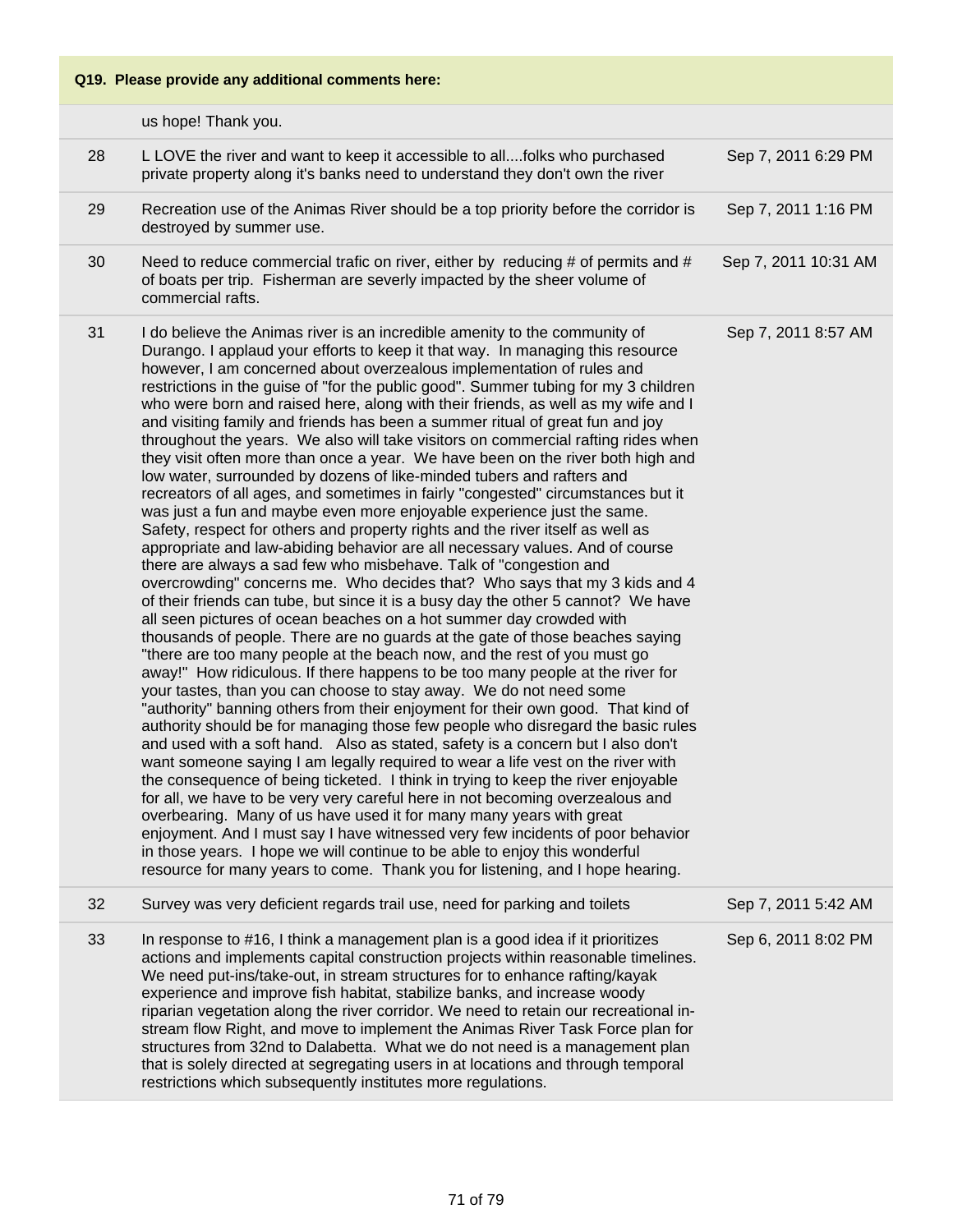**Q19. Please provide any additional comments here:**

| | | |
|---|---|---|
| | us hope! Thank you. | |
| 28 | L LOVE the river and want to keep it accessible to all....folks who purchased private property along it's banks need to understand they don't own the river | Sep 7, 2011 6:29 PM |
| 29 | Recreation use of the Animas River should be a top priority before the corridor is destroyed by summer use. | Sep 7, 2011 1:16 PM |
| 30 | Need to reduce commercial trafic on river, either by reducing # of permits and # of boats per trip. Fisherman are severly impacted by the sheer volume of commercial rafts. | Sep 7, 2011 10:31 AM |
| 31 | I do believe the Animas river is an incredible amenity to the community of Durango. I applaud your efforts to keep it that way. In managing this resource however, I am concerned about overzealous implementation of rules and restrictions in the guise of "for the public good". Summer tubing for my 3 children who were born and raised here, along with their friends, as well as my wife and I and visiting family and friends has been a summer ritual of great fun and joy throughout the years. We also will take visitors on commercial rafting rides when they visit often more than once a year. We have been on the river both high and low water, surrounded by dozens of like-minded tubers and rafters and recreators of all ages, and sometimes in fairly "congested" circumstances but it was just a fun and maybe even more enjoyable experience just the same. Safety, respect for others and property rights and the river itself as well as appropriate and law-abiding behavior are all necessary values. And of course there are always a sad few who misbehave. Talk of "congestion and overcrowding" concerns me. Who decides that? Who says that my 3 kids and 4 of their friends can tube, but since it is a busy day the other 5 cannot? We have all seen pictures of ocean beaches on a hot summer day crowded with thousands of people. There are no guards at the gate of those beaches saying "there are too many people at the beach now, and the rest of you must go away!" How ridiculous. If there happens to be too many people at the river for your tastes, than you can choose to stay away. We do not need some "authority" banning others from their enjoyment for their own good. That kind of authority should be for managing those few people who disregard the basic rules and used with a soft hand. Also as stated, safety is a concern but I also don't want someone saying I am legally required to wear a life vest on the river with the consequence of being ticketed. I think in trying to keep the river enjoyable for all, we have to be very very careful here in not becoming overzealous and overbearing. Many of us have used it for many many years with great enjoyment. And I must say I have witnessed very few incidents of poor behavior in those years. I hope we will continue to be able to enjoy this wonderful resource for many years to come. Thank you for listening, and I hope hearing. | Sep 7, 2011 8:57 AM |
| 32 | Survey was very deficient regards trail use, need for parking and toilets | Sep 7, 2011 5:42 AM |
| 33 | In response to #16, I think a management plan is a good idea if it prioritizes actions and implements capital construction projects within reasonable timelines. We need put-ins/take-out, in stream structures for to enhance rafting/kayak experience and improve fish habitat, stabilize banks, and increase woody riparian vegetation along the river corridor. We need to retain our recreational in-stream flow Right, and move to implement the Animas River Task Force plan for structures from 32nd to Dalabetta. What we do not need is a management plan that is solely directed at segregating users in at locations and through temporal restrictions which subsequently institutes more regulations. | Sep 6, 2011 8:02 PM |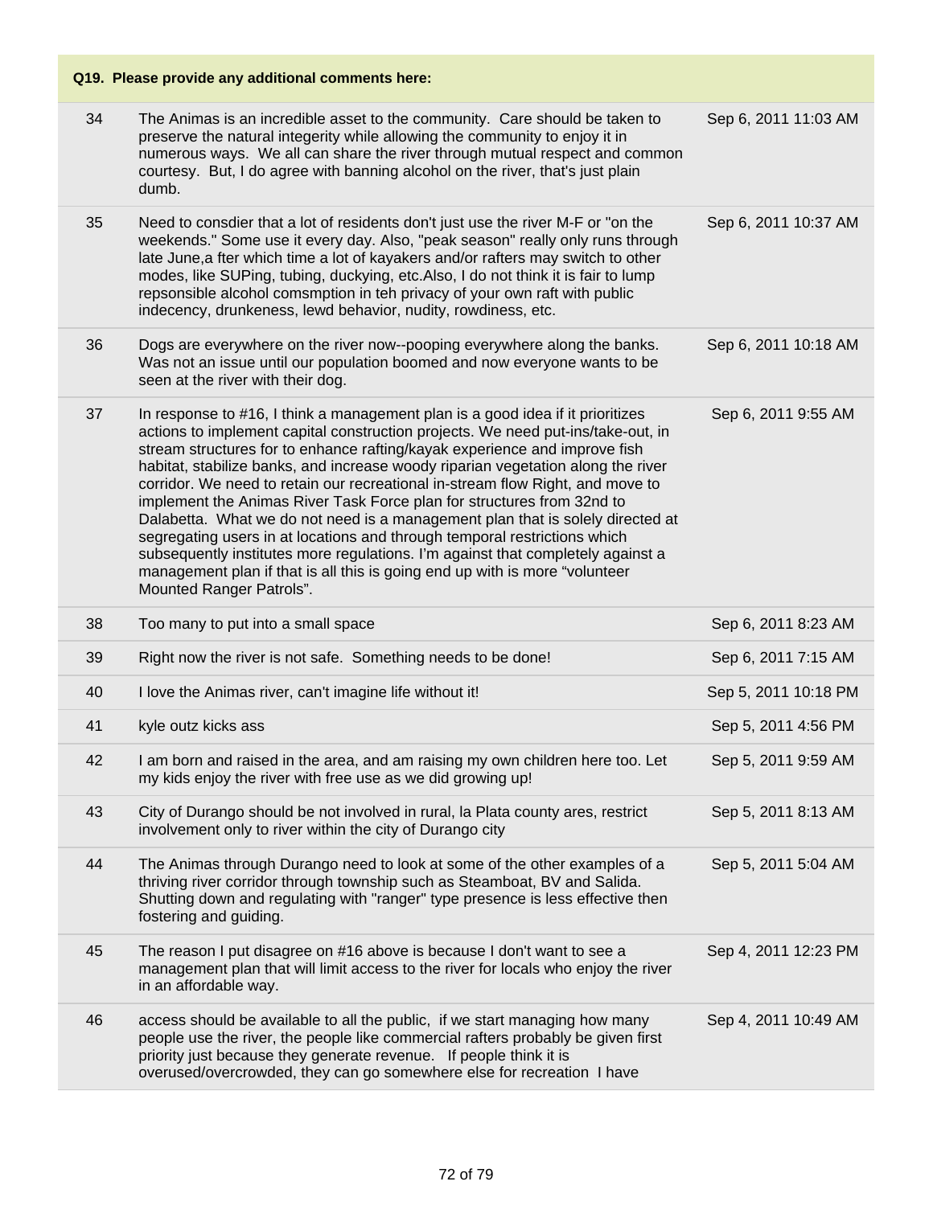| Q19. Please provide any additional comments here: | | |
|---|---|---|
| 34 | The Animas is an incredible asset to the community. Care should be taken to preserve the natural integerity while allowing the community to enjoy it in numerous ways. We all can share the river through mutual respect and common courtesy. But, I do agree with banning alcohol on the river, that's just plain dumb. | Sep 6, 2011 11:03 AM |
| 35 | Need to consdier that a lot of residents don't just use the river M-F or "on the weekends." Some use it every day. Also, "peak season" really only runs through late June,a fter which time a lot of kayakers and/or rafters may switch to other modes, like SUPing, tubing, duckying, etc.Also, I do not think it is fair to lump repsonsible alcohol comsmption in teh privacy of your own raft with public indecency, drunkeness, lewd behavior, nudity, rowdiness, etc. | Sep 6, 2011 10:37 AM |
| 36 | Dogs are everywhere on the river now--pooping everywhere along the banks. Was not an issue until our population boomed and now everyone wants to be seen at the river with their dog. | Sep 6, 2011 10:18 AM |
| 37 | In response to #16, I think a management plan is a good idea if it prioritizes actions to implement capital construction projects. We need put-ins/take-out, in stream structures for to enhance rafting/kayak experience and improve fish habitat, stabilize banks, and increase woody riparian vegetation along the river corridor. We need to retain our recreational in-stream flow Right, and move to implement the Animas River Task Force plan for structures from 32nd to Dalabetta. What we do not need is a management plan that is solely directed at segregating users in at locations and through temporal restrictions which subsequently institutes more regulations. I'm against that completely against a management plan if that is all this is going end up with is more "volunteer Mounted Ranger Patrols". | Sep 6, 2011 9:55 AM |
| 38 | Too many to put into a small space | Sep 6, 2011 8:23 AM |
| 39 | Right now the river is not safe. Something needs to be done! | Sep 6, 2011 7:15 AM |
| 40 | I love the Animas river, can't imagine life without it! | Sep 5, 2011 10:18 PM |
| 41 | kyle outz kicks ass | Sep 5, 2011 4:56 PM |
| 42 | I am born and raised in the area, and am raising my own children here too. Let my kids enjoy the river with free use as we did growing up! | Sep 5, 2011 9:59 AM |
| 43 | City of Durango should be not involved in rural, la Plata county ares, restrict involvement only to river within the city of Durango city | Sep 5, 2011 8:13 AM |
| 44 | The Animas through Durango need to look at some of the other examples of a thriving river corridor through township such as Steamboat, BV and Salida. Shutting down and regulating with "ranger" type presence is less effective then fostering and guiding. | Sep 5, 2011 5:04 AM |
| 45 | The reason I put disagree on #16 above is because I don't want to see a management plan that will limit access to the river for locals who enjoy the river in an affordable way. | Sep 4, 2011 12:23 PM |
| 46 | access should be available to all the public, if we start managing how many people use the river, the people like commercial rafters probably be given first priority just because they generate revenue. If people think it is overused/overcrowded, they can go somewhere else for recreation I have | Sep 4, 2011 10:49 AM |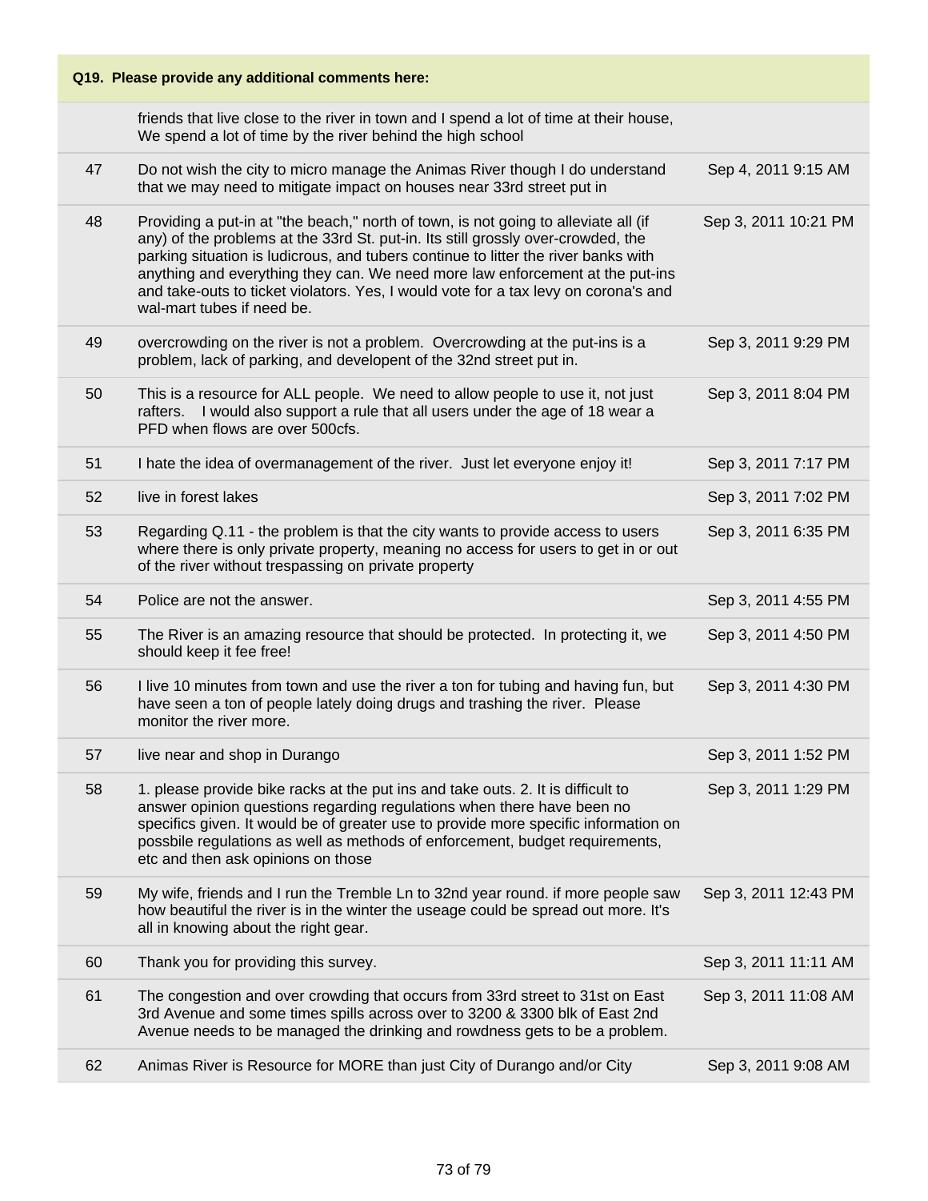| Q19. Please provide any additional comments here: | | |
|---|---|---|
| | friends that live close to the river in town and I spend a lot of time at their house, We spend a lot of time by the river behind the high school | |
| 47 | Do not wish the city to micro manage the Animas River though I do understand that we may need to mitigate impact on houses near 33rd street put in | Sep 4, 2011 9:15 AM |
| 48 | Providing a put-in at "the beach," north of town, is not going to alleviate all (if any) of the problems at the 33rd St. put-in. Its still grossly over-crowded, the parking situation is ludicrous, and tubers continue to litter the river banks with anything and everything they can. We need more law enforcement at the put-ins and take-outs to ticket violators. Yes, I would vote for a tax levy on corona's and wal-mart tubes if need be. | Sep 3, 2011 10:21 PM |
| 49 | overcrowding on the river is not a problem. Overcrowding at the put-ins is a problem, lack of parking, and developent of the 32nd street put in. | Sep 3, 2011 9:29 PM |
| 50 | This is a resource for ALL people. We need to allow people to use it, not just rafters. I would also support a rule that all users under the age of 18 wear a PFD when flows are over 500cfs. | Sep 3, 2011 8:04 PM |
| 51 | I hate the idea of overmanagement of the river. Just let everyone enjoy it! | Sep 3, 2011 7:17 PM |
| 52 | live in forest lakes | Sep 3, 2011 7:02 PM |
| 53 | Regarding Q.11 - the problem is that the city wants to provide access to users where there is only private property, meaning no access for users to get in or out of the river without trespassing on private property | Sep 3, 2011 6:35 PM |
| 54 | Police are not the answer. | Sep 3, 2011 4:55 PM |
| 55 | The River is an amazing resource that should be protected. In protecting it, we should keep it fee free! | Sep 3, 2011 4:50 PM |
| 56 | I live 10 minutes from town and use the river a ton for tubing and having fun, but have seen a ton of people lately doing drugs and trashing the river. Please monitor the river more. | Sep 3, 2011 4:30 PM |
| 57 | live near and shop in Durango | Sep 3, 2011 1:52 PM |
| 58 | 1. please provide bike racks at the put ins and take outs. 2. It is difficult to answer opinion questions regarding regulations when there have been no specifics given. It would be of greater use to provide more specific information on possbile regulations as well as methods of enforcement, budget requirements, etc and then ask opinions on those | Sep 3, 2011 1:29 PM |
| 59 | My wife, friends and I run the Tremble Ln to 32nd year round. if more people saw how beautiful the river is in the winter the useage could be spread out more. It's all in knowing about the right gear. | Sep 3, 2011 12:43 PM |
| 60 | Thank you for providing this survey. | Sep 3, 2011 11:11 AM |
| 61 | The congestion and over crowding that occurs from 33rd street to 31st on East 3rd Avenue and some times spills across over to 3200 & 3300 blk of East 2nd Avenue needs to be managed the drinking and rowdness gets to be a problem. | Sep 3, 2011 11:08 AM |
| 62 | Animas River is Resource for MORE than just City of Durango and/or City | Sep 3, 2011 9:08 AM |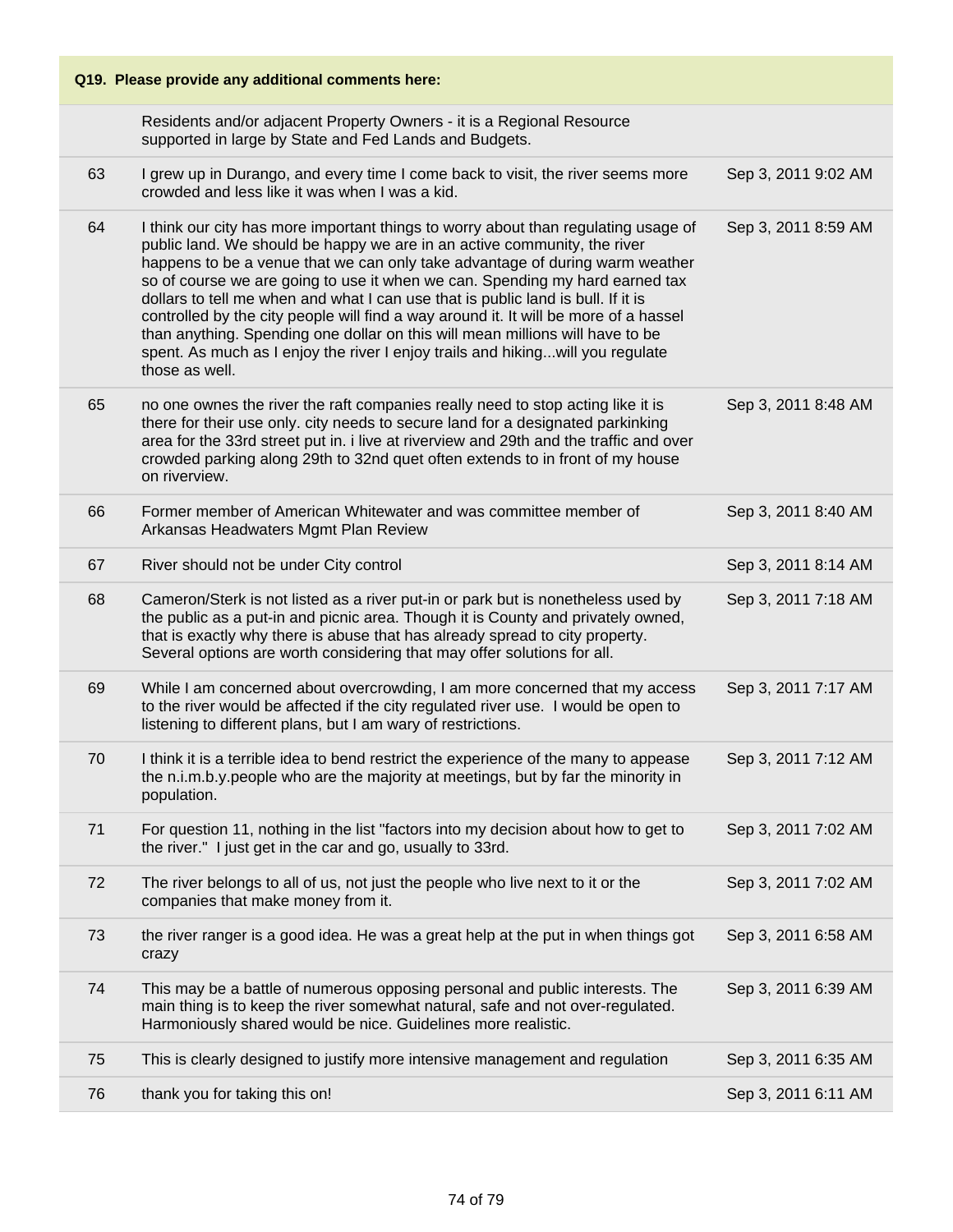| Q19. Please provide any additional comments here: | | |
|---|---|---|
| | Residents and/or adjacent Property Owners - it is a Regional Resource supported in large by State and Fed Lands and Budgets. | |
| 63 | I grew up in Durango, and every time I come back to visit, the river seems more crowded and less like it was when I was a kid. | Sep 3, 2011 9:02 AM |
| 64 | I think our city has more important things to worry about than regulating usage of public land. We should be happy we are in an active community, the river happens to be a venue that we can only take advantage of during warm weather so of course we are going to use it when we can. Spending my hard earned tax dollars to tell me when and what I can use that is public land is bull. If it is controlled by the city people will find a way around it. It will be more of a hassel than anything. Spending one dollar on this will mean millions will have to be spent. As much as I enjoy the river I enjoy trails and hiking...will you regulate those as well. | Sep 3, 2011 8:59 AM |
| 65 | no one ownes the river the raft companies really need to stop acting like it is there for their use only. city needs to secure land for a designated parkinking area for the 33rd street put in. i live at riverview and 29th and the traffic and over crowded parking along 29th to 32nd quet often extends to in front of my house on riverview. | Sep 3, 2011 8:48 AM |
| 66 | Former member of American Whitewater and was committee member of Arkansas Headwaters Mgmt Plan Review | Sep 3, 2011 8:40 AM |
| 67 | River should not be under City control | Sep 3, 2011 8:14 AM |
| 68 | Cameron/Sterk is not listed as a river put-in or park but is nonetheless used by the public as a put-in and picnic area. Though it is County and privately owned, that is exactly why there is abuse that has already spread to city property. Several options are worth considering that may offer solutions for all. | Sep 3, 2011 7:18 AM |
| 69 | While I am concerned about overcrowding, I am more concerned that my access to the river would be affected if the city regulated river use. I would be open to listening to different plans, but I am wary of restrictions. | Sep 3, 2011 7:17 AM |
| 70 | I think it is a terrible idea to bend restrict the experience of the many to appease the n.i.m.b.y.people who are the majority at meetings, but by far the minority in population. | Sep 3, 2011 7:12 AM |
| 71 | For question 11, nothing in the list "factors into my decision about how to get to the river." I just get in the car and go, usually to 33rd. | Sep 3, 2011 7:02 AM |
| 72 | The river belongs to all of us, not just the people who live next to it or the companies that make money from it. | Sep 3, 2011 7:02 AM |
| 73 | the river ranger is a good idea. He was a great help at the put in when things got crazy | Sep 3, 2011 6:58 AM |
| 74 | This may be a battle of numerous opposing personal and public interests. The main thing is to keep the river somewhat natural, safe and not over-regulated. Harmoniously shared would be nice. Guidelines more realistic. | Sep 3, 2011 6:39 AM |
| 75 | This is clearly designed to justify more intensive management and regulation | Sep 3, 2011 6:35 AM |
| 76 | thank you for taking this on! | Sep 3, 2011 6:11 AM |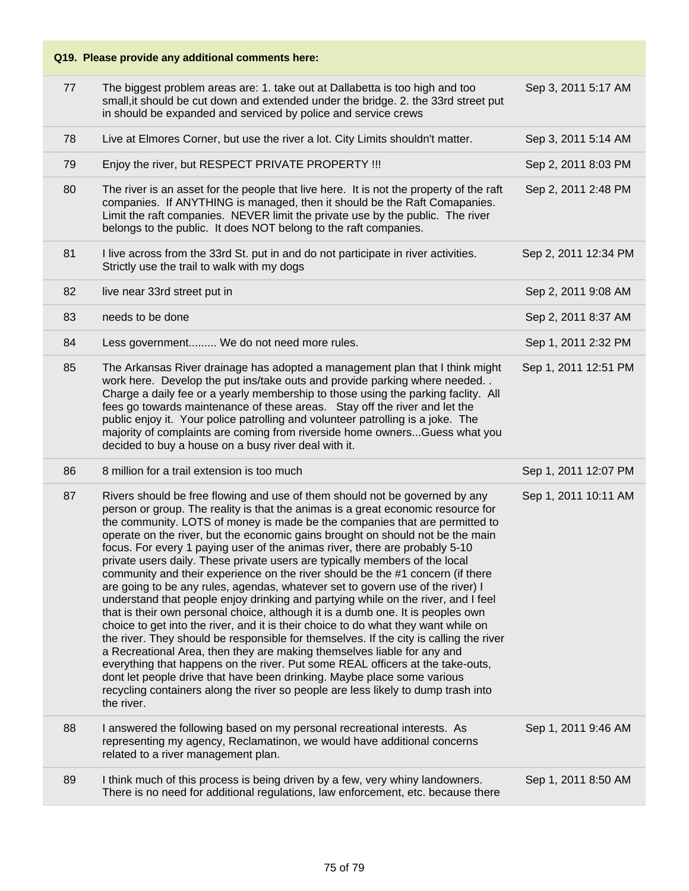| Q19. Please provide any additional comments here: | | |
|---|---|---|
| 77 | The biggest problem areas are: 1. take out at Dallabetta is too high and too small,it should be cut down and extended under the bridge. 2. the 33rd street put in should be expanded and serviced by police and service crews | Sep 3, 2011 5:17 AM |
| 78 | Live at Elmores Corner, but use the river a lot. City Limits shouldn't matter. | Sep 3, 2011 5:14 AM |
| 79 | Enjoy the river, but RESPECT PRIVATE PROPERTY !!! | Sep 2, 2011 8:03 PM |
| 80 | The river is an asset for the people that live here. It is not the property of the raft companies. If ANYTHING is managed, then it should be the Raft Comapanies. Limit the raft companies. NEVER limit the private use by the public. The river belongs to the public. It does NOT belong to the raft companies. | Sep 2, 2011 2:48 PM |
| 81 | I live across from the 33rd St. put in and do not participate in river activities. Strictly use the trail to walk with my dogs | Sep 2, 2011 12:34 PM |
| 82 | live near 33rd street put in | Sep 2, 2011 9:08 AM |
| 83 | needs to be done | Sep 2, 2011 8:37 AM |
| 84 | Less government......... We do not need more rules. | Sep 1, 2011 2:32 PM |
| 85 | The Arkansas River drainage has adopted a management plan that I think might work here. Develop the put ins/take outs and provide parking where needed. . Charge a daily fee or a yearly membership to those using the parking faclity. All fees go towards maintenance of these areas. Stay off the river and let the public enjoy it. Your police patrolling and volunteer patrolling is a joke. The majority of complaints are coming from riverside home owners...Guess what you decided to buy a house on a busy river deal with it. | Sep 1, 2011 12:51 PM |
| 86 | 8 million for a trail extension is too much | Sep 1, 2011 12:07 PM |
| 87 | Rivers should be free flowing and use of them should not be governed by any person or group. The reality is that the animas is a great economic resource for the community. LOTS of money is made be the companies that are permitted to operate on the river, but the economic gains brought on should not be the main focus. For every 1 paying user of the animas river, there are probably 5-10 private users daily. These private users are typically members of the local community and their experience on the river should be the #1 concern (if there are going to be any rules, agendas, whatever set to govern use of the river) I understand that people enjoy drinking and partying while on the river, and I feel that is their own personal choice, although it is a dumb one. It is peoples own choice to get into the river, and it is their choice to do what they want while on the river. They should be responsible for themselves. If the city is calling the river a Recreational Area, then they are making themselves liable for any and everything that happens on the river. Put some REAL officers at the take-outs, dont let people drive that have been drinking. Maybe place some various recycling containers along the river so people are less likely to dump trash into the river. | Sep 1, 2011 10:11 AM |
| 88 | I answered the following based on my personal recreational interests. As representing my agency, Reclamatinon, we would have additional concerns related to a river management plan. | Sep 1, 2011 9:46 AM |
| 89 | I think much of this process is being driven by a few, very whiny landowners. There is no need for additional regulations, law enforcement, etc. because there | Sep 1, 2011 8:50 AM |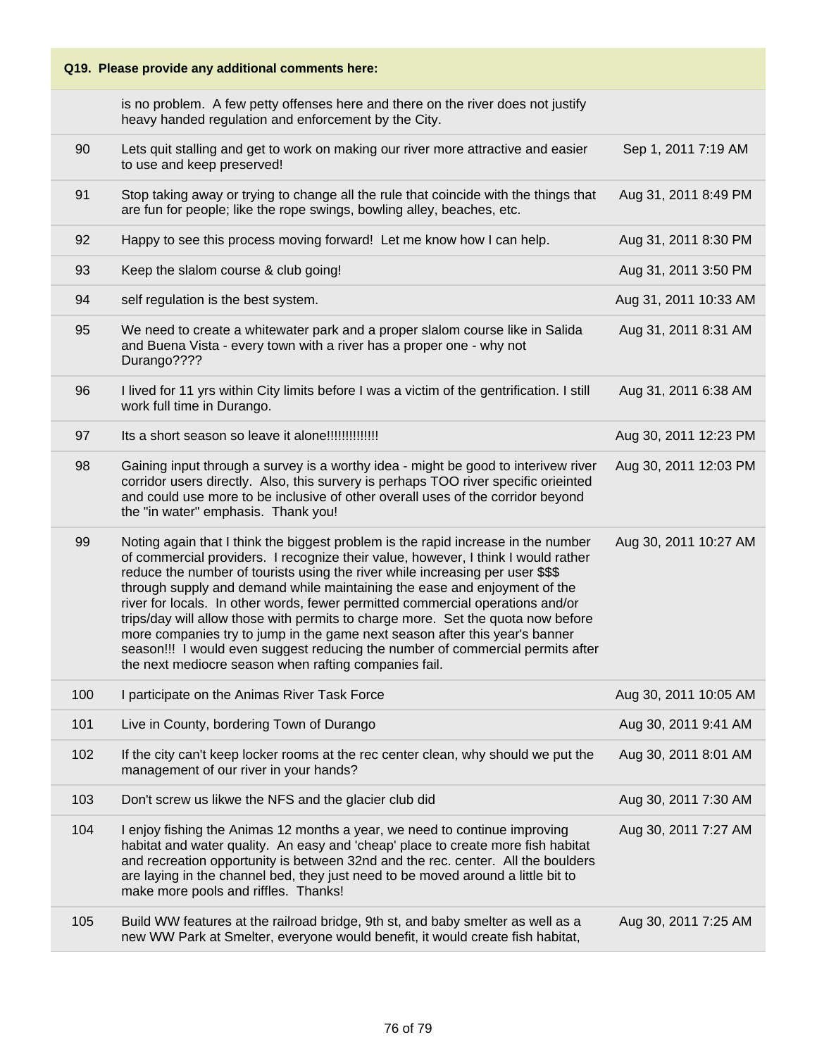**Q19. Please provide any additional comments here:**

| | | |
|---|---|---|
| | is no problem. A few petty offenses here and there on the river does not justify heavy handed regulation and enforcement by the City. | |
| 90 | Lets quit stalling and get to work on making our river more attractive and easier to use and keep preserved! | Sep 1, 2011 7:19 AM |
| 91 | Stop taking away or trying to change all the rule that coincide with the things that are fun for people; like the rope swings, bowling alley, beaches, etc. | Aug 31, 2011 8:49 PM |
| 92 | Happy to see this process moving forward! Let me know how I can help. | Aug 31, 2011 8:30 PM |
| 93 | Keep the slalom course & club going! | Aug 31, 2011 3:50 PM |
| 94 | self regulation is the best system. | Aug 31, 2011 10:33 AM |
| 95 | We need to create a whitewater park and a proper slalom course like in Salida and Buena Vista - every town with a river has a proper one - why not Durango???? | Aug 31, 2011 8:31 AM |
| 96 | I lived for 11 yrs within City limits before I was a victim of the gentrification. I still work full time in Durango. | Aug 31, 2011 6:38 AM |
| 97 | Its a short season so leave it alone!!!!!!!!!!!!!! | Aug 30, 2011 12:23 PM |
| 98 | Gaining input through a survey is a worthy idea - might be good to interivew river corridor users directly. Also, this survery is perhaps TOO river specific orieinted and could use more to be inclusive of other overall uses of the corridor beyond the "in water" emphasis. Thank you! | Aug 30, 2011 12:03 PM |
| 99 | Noting again that I think the biggest problem is the rapid increase in the number of commercial providers. I recognize their value, however, I think I would rather reduce the number of tourists using the river while increasing per user $$$ through supply and demand while maintaining the ease and enjoyment of the river for locals. In other words, fewer permitted commercial operations and/or trips/day will allow those with permits to charge more. Set the quota now before more companies try to jump in the game next season after this year's banner season!!! I would even suggest reducing the number of commercial permits after the next mediocre season when rafting companies fail. | Aug 30, 2011 10:27 AM |
| 100 | I participate on the Animas River Task Force | Aug 30, 2011 10:05 AM |
| 101 | Live in County, bordering Town of Durango | Aug 30, 2011 9:41 AM |
| 102 | If the city can't keep locker rooms at the rec center clean, why should we put the management of our river in your hands? | Aug 30, 2011 8:01 AM |
| 103 | Don't screw us likwe the NFS and the glacier club did | Aug 30, 2011 7:30 AM |
| 104 | I enjoy fishing the Animas 12 months a year, we need to continue improving habitat and water quality. An easy and 'cheap' place to create more fish habitat and recreation opportunity is between 32nd and the rec. center. All the boulders are laying in the channel bed, they just need to be moved around a little bit to make more pools and riffles. Thanks! | Aug 30, 2011 7:27 AM |
| 105 | Build WW features at the railroad bridge, 9th st, and baby smelter as well as a new WW Park at Smelter, everyone would benefit, it would create fish habitat, | Aug 30, 2011 7:25 AM |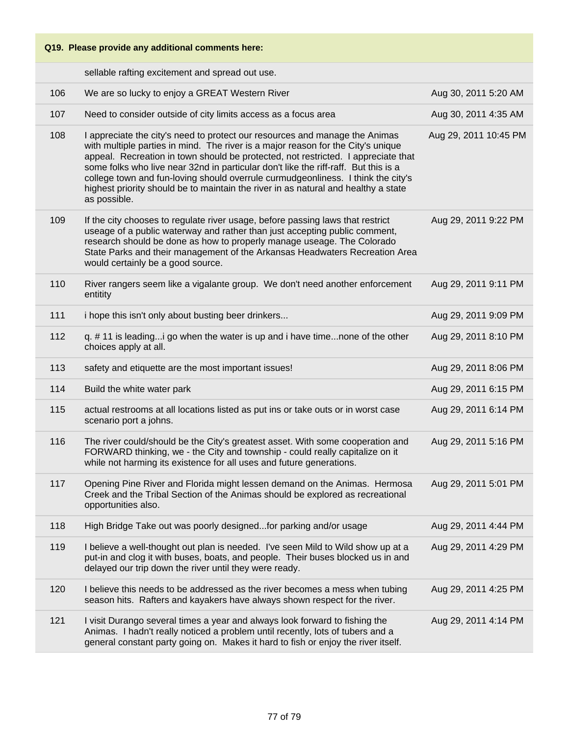**Q19. Please provide any additional comments here:**

| | | |
|---|---|---|
| | sellable rafting excitement and spread out use. | |
| 106 | We are so lucky to enjoy a GREAT Western River | Aug 30, 2011 5:20 AM |
| 107 | Need to consider outside of city limits access as a focus area | Aug 30, 2011 4:35 AM |
| 108 | I appreciate the city's need to protect our resources and manage the Animas with multiple parties in mind. The river is a major reason for the City's unique appeal. Recreation in town should be protected, not restricted. I appreciate that some folks who live near 32nd in particular don't like the riff-raff. But this is a college town and fun-loving should overrule curmudgeonliness. I think the city's highest priority should be to maintain the river in as natural and healthy a state as possible. | Aug 29, 2011 10:45 PM |
| 109 | If the city chooses to regulate river usage, before passing laws that restrict useage of a public waterway and rather than just accepting public comment, research should be done as how to properly manage useage. The Colorado State Parks and their management of the Arkansas Headwaters Recreation Area would certainly be a good source. | Aug 29, 2011 9:22 PM |
| 110 | River rangers seem like a vigalante group. We don't need another enforcement entitity | Aug 29, 2011 9:11 PM |
| 111 | i hope this isn't only about busting beer drinkers... | Aug 29, 2011 9:09 PM |
| 112 | q. # 11 is leading...i go when the water is up and i have time...none of the other choices apply at all. | Aug 29, 2011 8:10 PM |
| 113 | safety and etiquette are the most important issues! | Aug 29, 2011 8:06 PM |
| 114 | Build the white water park | Aug 29, 2011 6:15 PM |
| 115 | actual restrooms at all locations listed as put ins or take outs or in worst case scenario port a johns. | Aug 29, 2011 6:14 PM |
| 116 | The river could/should be the City's greatest asset. With some cooperation and FORWARD thinking, we - the City and township - could really capitalize on it while not harming its existence for all uses and future generations. | Aug 29, 2011 5:16 PM |
| 117 | Opening Pine River and Florida might lessen demand on the Animas. Hermosa Creek and the Tribal Section of the Animas should be explored as recreational opportunities also. | Aug 29, 2011 5:01 PM |
| 118 | High Bridge Take out was poorly designed...for parking and/or usage | Aug 29, 2011 4:44 PM |
| 119 | I believe a well-thought out plan is needed. I've seen Mild to Wild show up at a put-in and clog it with buses, boats, and people. Their buses blocked us in and delayed our trip down the river until they were ready. | Aug 29, 2011 4:29 PM |
| 120 | I believe this needs to be addressed as the river becomes a mess when tubing season hits. Rafters and kayakers have always shown respect for the river. | Aug 29, 2011 4:25 PM |
| 121 | I visit Durango several times a year and always look forward to fishing the Animas. I hadn't really noticed a problem until recently, lots of tubers and a general constant party going on. Makes it hard to fish or enjoy the river itself. | Aug 29, 2011 4:14 PM |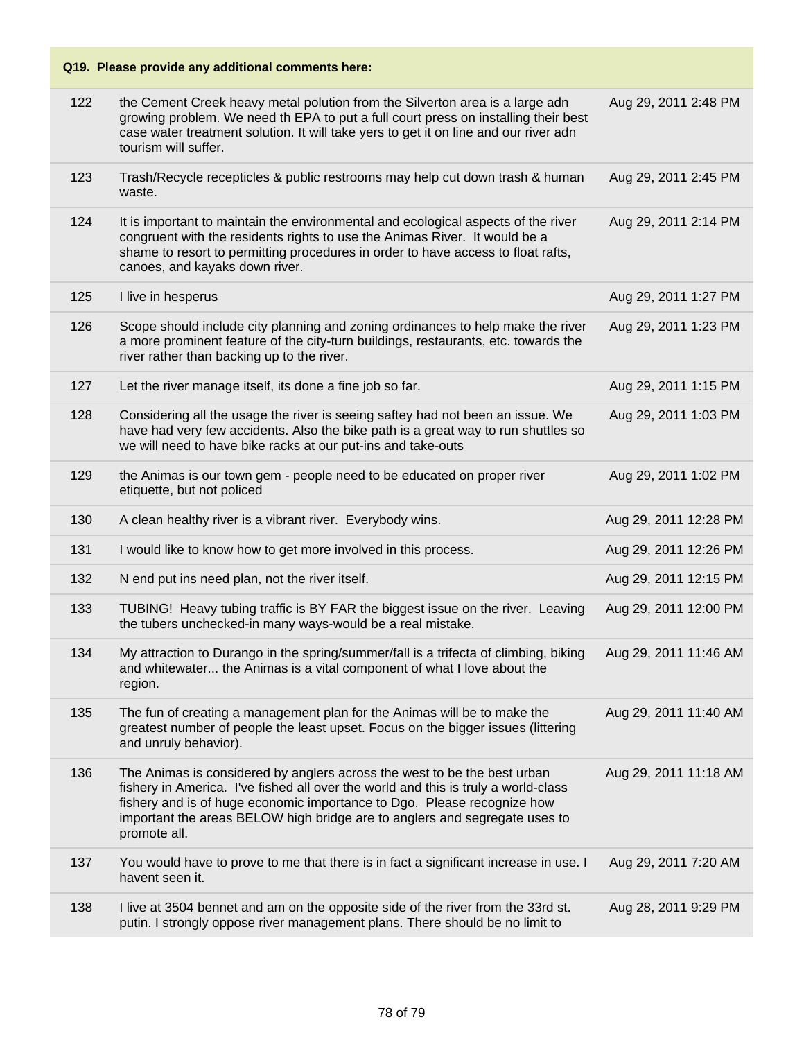| Q19. Please provide any additional comments here: | | |
|---|---|---|
| 122 | the Cement Creek heavy metal polution from the Silverton area is a large adn growing problem. We need th EPA to put a full court press on installing their best case water treatment solution. It will take yers to get it on line and our river adn tourism will suffer. | Aug 29, 2011 2:48 PM |
| 123 | Trash/Recycle recepticles & public restrooms may help cut down trash & human waste. | Aug 29, 2011 2:45 PM |
| 124 | It is important to maintain the environmental and ecological aspects of the river congruent with the residents rights to use the Animas River. It would be a shame to resort to permitting procedures in order to have access to float rafts, canoes, and kayaks down river. | Aug 29, 2011 2:14 PM |
| 125 | I live in hesperus | Aug 29, 2011 1:27 PM |
| 126 | Scope should include city planning and zoning ordinances to help make the river a more prominent feature of the city-turn buildings, restaurants, etc. towards the river rather than backing up to the river. | Aug 29, 2011 1:23 PM |
| 127 | Let the river manage itself, its done a fine job so far. | Aug 29, 2011 1:15 PM |
| 128 | Considering all the usage the river is seeing saftey had not been an issue. We have had very few accidents. Also the bike path is a great way to run shuttles so we will need to have bike racks at our put-ins and take-outs | Aug 29, 2011 1:03 PM |
| 129 | the Animas is our town gem - people need to be educated on proper river etiquette, but not policed | Aug 29, 2011 1:02 PM |
| 130 | A clean healthy river is a vibrant river. Everybody wins. | Aug 29, 2011 12:28 PM |
| 131 | I would like to know how to get more involved in this process. | Aug 29, 2011 12:26 PM |
| 132 | N end put ins need plan, not the river itself. | Aug 29, 2011 12:15 PM |
| 133 | TUBING! Heavy tubing traffic is BY FAR the biggest issue on the river. Leaving the tubers unchecked-in many ways-would be a real mistake. | Aug 29, 2011 12:00 PM |
| 134 | My attraction to Durango in the spring/summer/fall is a trifecta of climbing, biking and whitewater... the Animas is a vital component of what I love about the region. | Aug 29, 2011 11:46 AM |
| 135 | The fun of creating a management plan for the Animas will be to make the greatest number of people the least upset. Focus on the bigger issues (littering and unruly behavior). | Aug 29, 2011 11:40 AM |
| 136 | The Animas is considered by anglers across the west to be the best urban fishery in America. I've fished all over the world and this is truly a world-class fishery and is of huge economic importance to Dgo. Please recognize how important the areas BELOW high bridge are to anglers and segregate uses to promote all. | Aug 29, 2011 11:18 AM |
| 137 | You would have to prove to me that there is in fact a significant increase in use. I havent seen it. | Aug 29, 2011 7:20 AM |
| 138 | I live at 3504 bennet and am on the opposite side of the river from the 33rd st. putin. I strongly oppose river management plans. There should be no limit to | Aug 28, 2011 9:29 PM |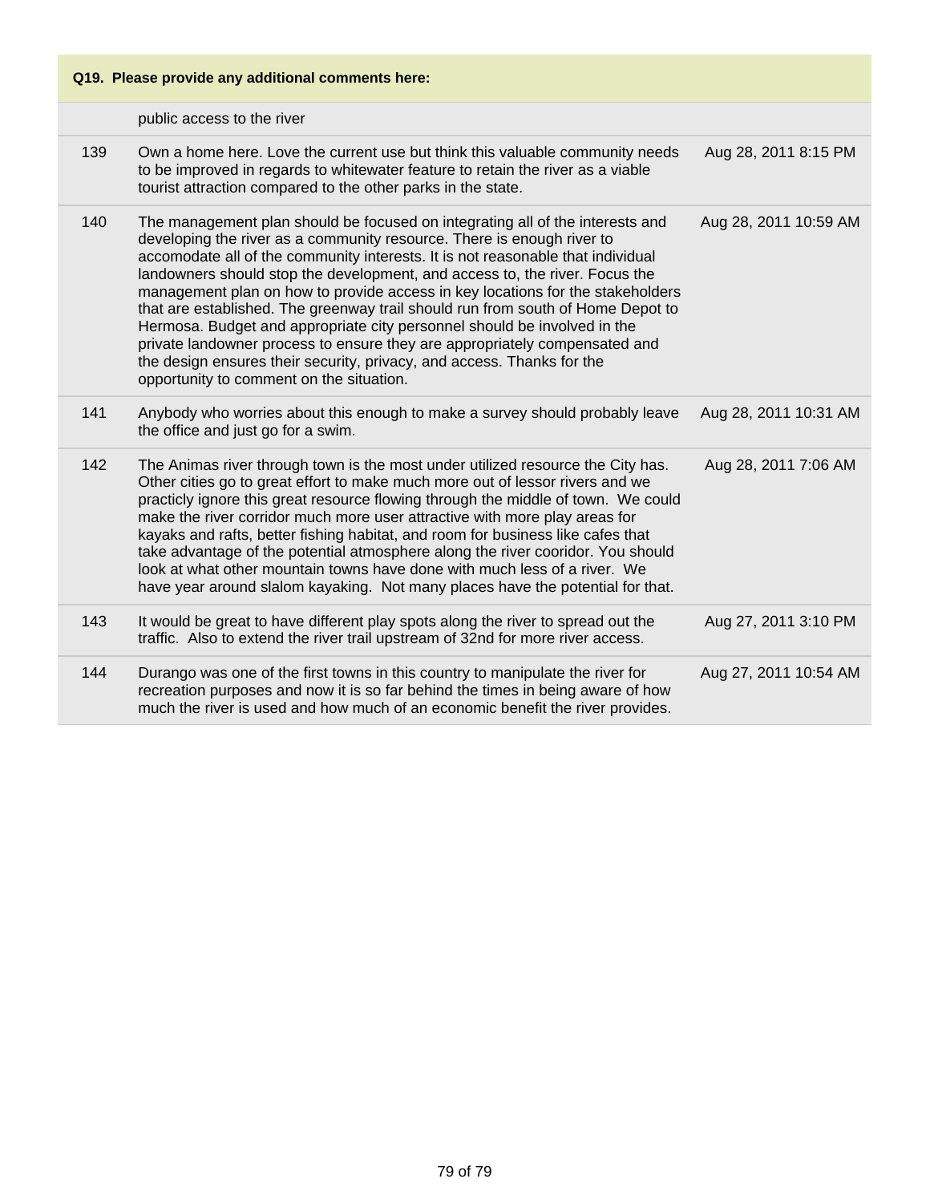**Q19. Please provide any additional comments here:**

| | | |
|---|---|---|
| | public access to the river | |
| 139 | Own a home here. Love the current use but think this valuable community needs to be improved in regards to whitewater feature to retain the river as a viable tourist attraction compared to the other parks in the state. | Aug 28, 2011 8:15 PM |
| 140 | The management plan should be focused on integrating all of the interests and developing the river as a community resource. There is enough river to accomodate all of the community interests. It is not reasonable that individual landowners should stop the development, and access to, the river. Focus the management plan on how to provide access in key locations for the stakeholders that are established. The greenway trail should run from south of Home Depot to Hermosa. Budget and appropriate city personnel should be involved in the private landowner process to ensure they are appropriately compensated and the design ensures their security, privacy, and access. Thanks for the opportunity to comment on the situation. | Aug 28, 2011 10:59 AM |
| 141 | Anybody who worries about this enough to make a survey should probably leave the office and just go for a swim. | Aug 28, 2011 10:31 AM |
| 142 | The Animas river through town is the most under utilized resource the City has. Other cities go to great effort to make much more out of lessor rivers and we practicly ignore this great resource flowing through the middle of town. We could make the river corridor much more user attractive with more play areas for kayaks and rafts, better fishing habitat, and room for business like cafes that take advantage of the potential atmosphere along the river cooridor. You should look at what other mountain towns have done with much less of a river. We have year around slalom kayaking. Not many places have the potential for that. | Aug 28, 2011 7:06 AM |
| 143 | It would be great to have different play spots along the river to spread out the traffic. Also to extend the river trail upstream of 32nd for more river access. | Aug 27, 2011 3:10 PM |
| 144 | Durango was one of the first towns in this country to manipulate the river for recreation purposes and now it is so far behind the times in being aware of how much the river is used and how much of an economic benefit the river provides. | Aug 27, 2011 10:54 AM |